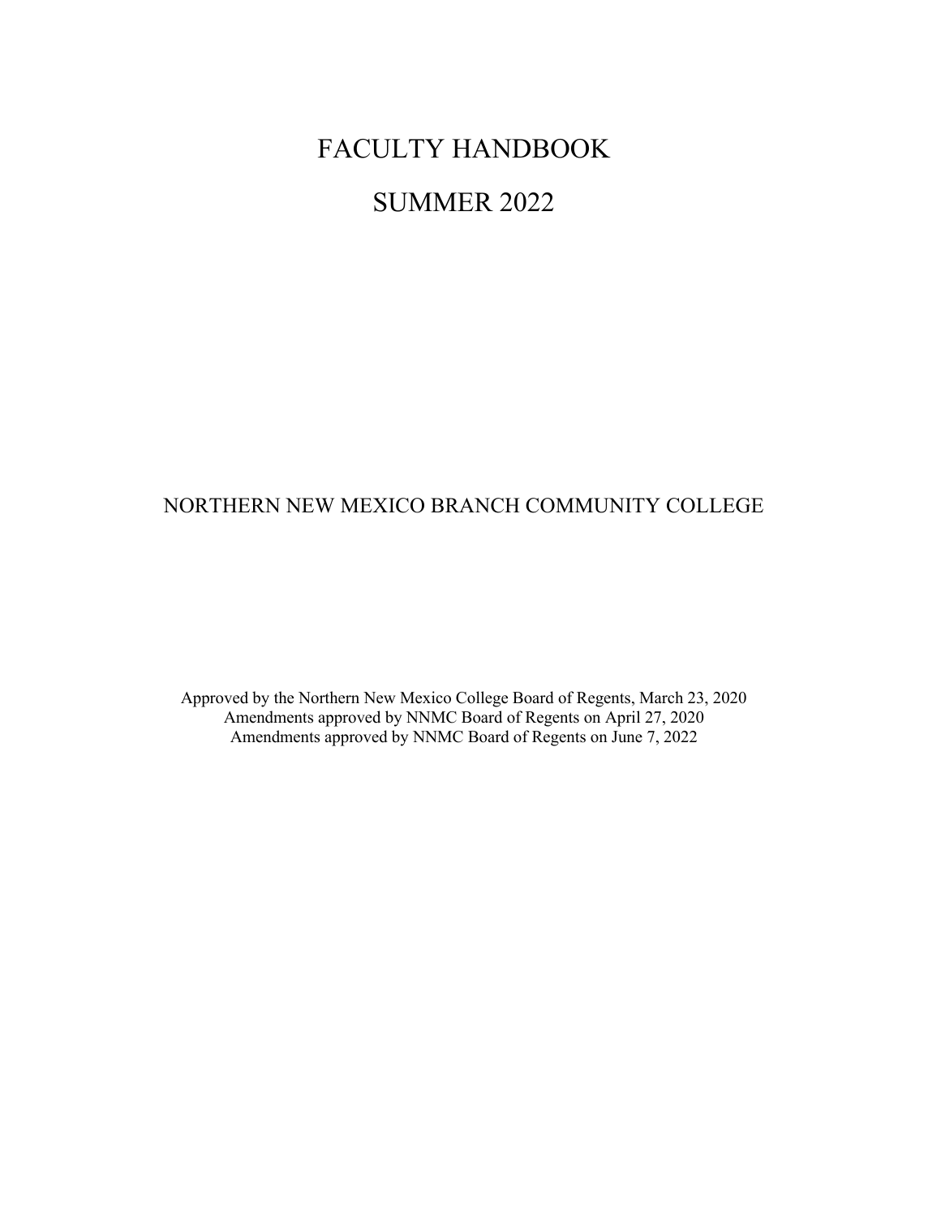# FACULTY HANDBOOK

# SUMMER 2022

NORTHERN NEW MEXICO BRANCH COMMUNITY COLLEGE

Approved by the Northern New Mexico College Board of Regents, March 23, 2020
Amendments approved by NNMC Board of Regents on April 27, 2020
Amendments approved by NNMC Board of Regents on June 7, 2022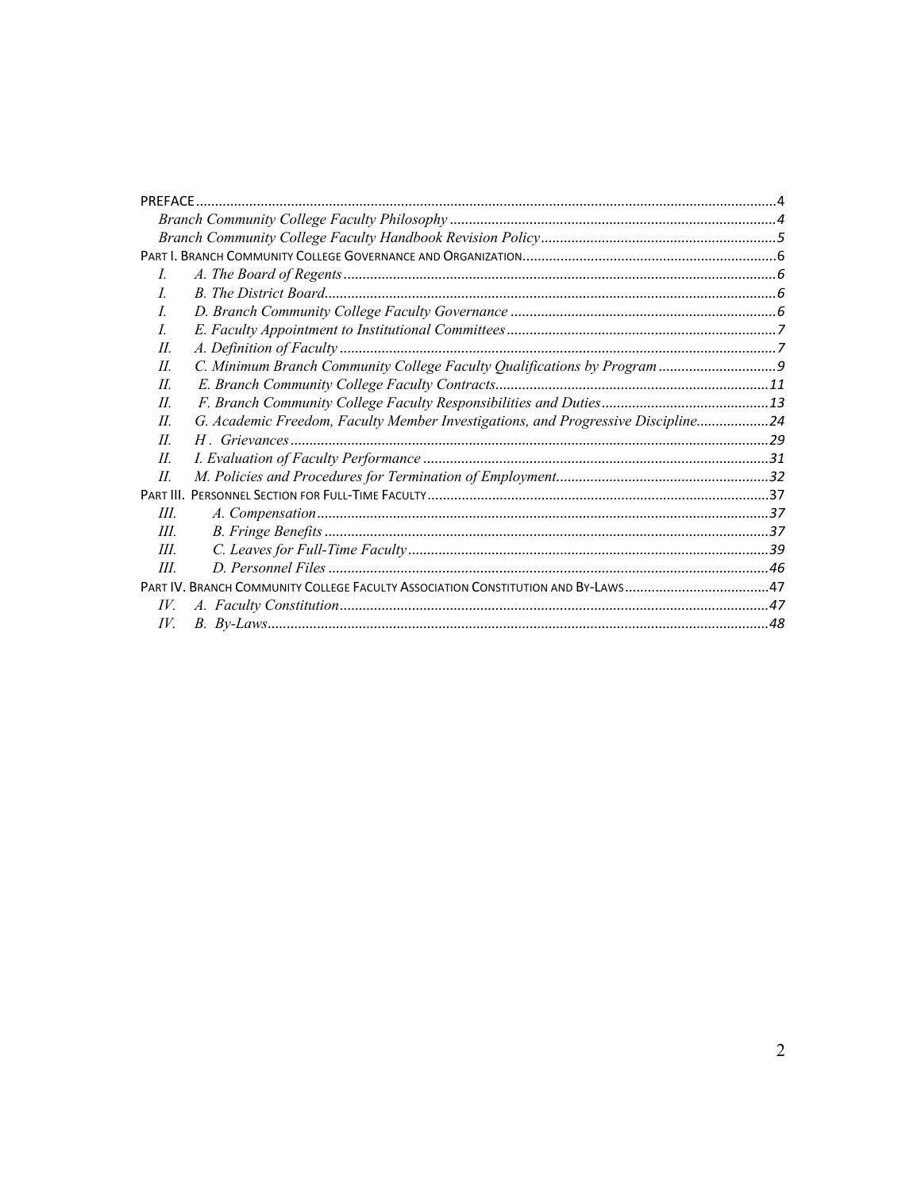PREFACE ....................................................................................................................................... 4

*Branch Community College Faculty Philosophy* ..................................................................................... 4

*Branch Community College Faculty Handbook Revision Policy* ............................................................. 5

PART I. BRANCH COMMUNITY COLLEGE GOVERNANCE AND ORGANIZATION .................................................................. 6

*I. A. The Board of Regents* ................................................................................................................. 6

*I. B. The District Board* ...................................................................................................................... 6

*I. D. Branch Community College Faculty Governance* ..................................................................... 6

*I. E. Faculty Appointment to Institutional Committees* ...................................................................... 7

*II. A. Definition of Faculty* .................................................................................................................. 7

*II. C. Minimum Branch Community College Faculty Qualifications by Program* ............................... 9

*II. E. Branch Community College Faculty Contracts* ........................................................................ 11

*II. F. Branch Community College Faculty Responsibilities and Duties* ............................................ 13

*II. G. Academic Freedom, Faculty Member Investigations, and Progressive Discipline* .................. 24

*II. H . Grievances* ............................................................................................................................. 29

*II. I. Evaluation of Faculty Performance* ........................................................................................... 31

*II. M. Policies and Procedures for Termination of Employment* ........................................................ 32

PART III. PERSONNEL SECTION FOR FULL-TIME FACULTY .......................................................................................... 37

*III. A. Compensation* ......................................................................................................................... 37

*III. B. Fringe Benefits* ........................................................................................................................ 37

*III. C. Leaves for Full-Time Faculty* .................................................................................................. 39

*III. D. Personnel Files* ........................................................................................................................ 46

PART IV. BRANCH COMMUNITY COLLEGE FACULTY ASSOCIATION CONSTITUTION AND BY-LAWS ...................................... 47

*IV. A. Faculty Constitution* ................................................................................................................. 47

*IV. B. By-Laws* ................................................................................................................................... 48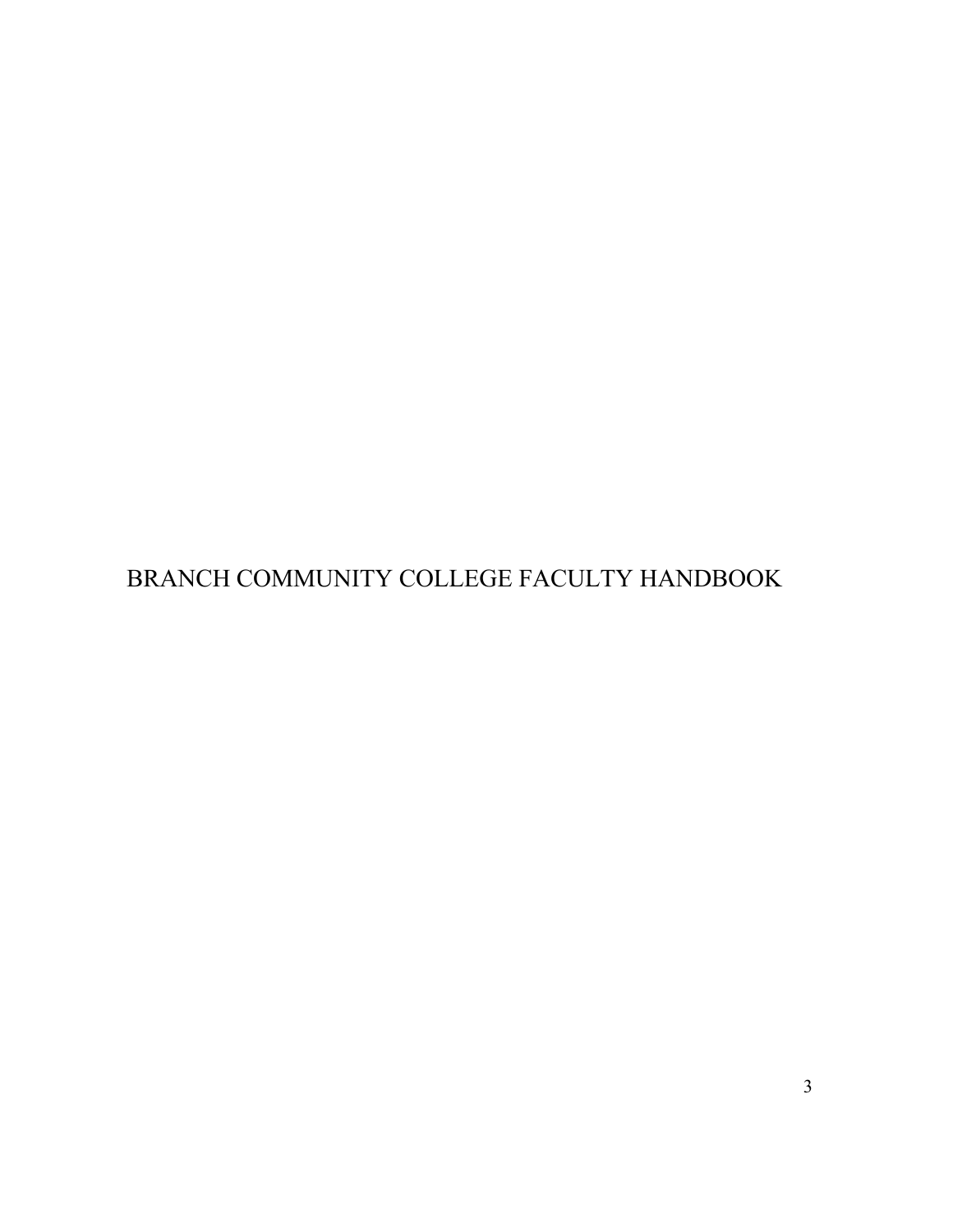# BRANCH COMMUNITY COLLEGE FACULTY HANDBOOK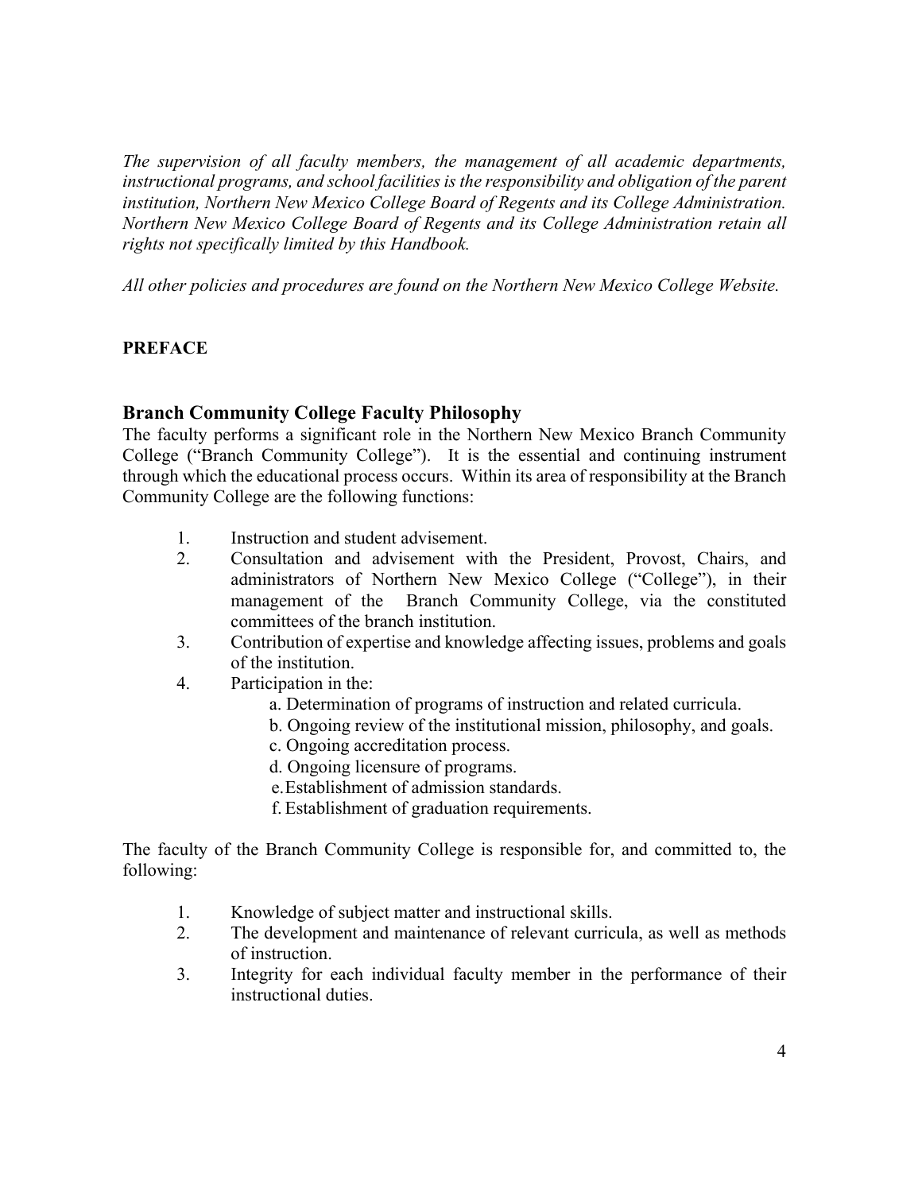*The supervision of all faculty members, the management of all academic departments, instructional programs, and school facilities is the responsibility and obligation of the parent institution, Northern New Mexico College Board of Regents and its College Administration. Northern New Mexico College Board of Regents and its College Administration retain all rights not specifically limited by this Handbook.*

*All other policies and procedures are found on the Northern New Mexico College Website.*

**PREFACE**

## Branch Community College Faculty Philosophy

The faculty performs a significant role in the Northern New Mexico Branch Community College ("Branch Community College"). It is the essential and continuing instrument through which the educational process occurs. Within its area of responsibility at the Branch Community College are the following functions:

1. Instruction and student advisement.
2. Consultation and advisement with the President, Provost, Chairs, and administrators of Northern New Mexico College ("College"), in their management of the Branch Community College, via the constituted committees of the branch institution.
3. Contribution of expertise and knowledge affecting issues, problems and goals of the institution.
4. Participation in the:
   a. Determination of programs of instruction and related curricula.
   b. Ongoing review of the institutional mission, philosophy, and goals.
   c. Ongoing accreditation process.
   d. Ongoing licensure of programs.
   e. Establishment of admission standards.
   f. Establishment of graduation requirements.

The faculty of the Branch Community College is responsible for, and committed to, the following:

1. Knowledge of subject matter and instructional skills.
2. The development and maintenance of relevant curricula, as well as methods of instruction.
3. Integrity for each individual faculty member in the performance of their instructional duties.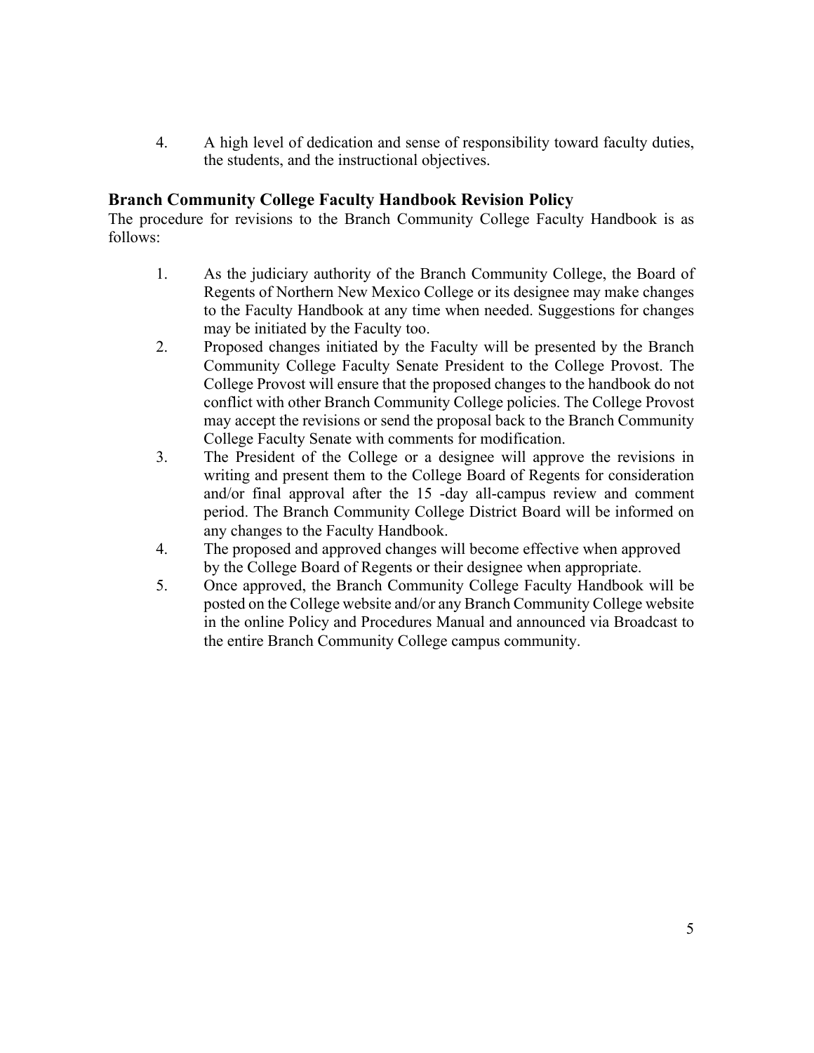4. A high level of dedication and sense of responsibility toward faculty duties, the students, and the instructional objectives.

### Branch Community College Faculty Handbook Revision Policy

The procedure for revisions to the Branch Community College Faculty Handbook is as follows:

1. As the judiciary authority of the Branch Community College, the Board of Regents of Northern New Mexico College or its designee may make changes to the Faculty Handbook at any time when needed. Suggestions for changes may be initiated by the Faculty too.
2. Proposed changes initiated by the Faculty will be presented by the Branch Community College Faculty Senate President to the College Provost. The College Provost will ensure that the proposed changes to the handbook do not conflict with other Branch Community College policies. The College Provost may accept the revisions or send the proposal back to the Branch Community College Faculty Senate with comments for modification.
3. The President of the College or a designee will approve the revisions in writing and present them to the College Board of Regents for consideration and/or final approval after the 15 -day all-campus review and comment period. The Branch Community College District Board will be informed on any changes to the Faculty Handbook.
4. The proposed and approved changes will become effective when approved by the College Board of Regents or their designee when appropriate.
5. Once approved, the Branch Community College Faculty Handbook will be posted on the College website and/or any Branch Community College website in the online Policy and Procedures Manual and announced via Broadcast to the entire Branch Community College campus community.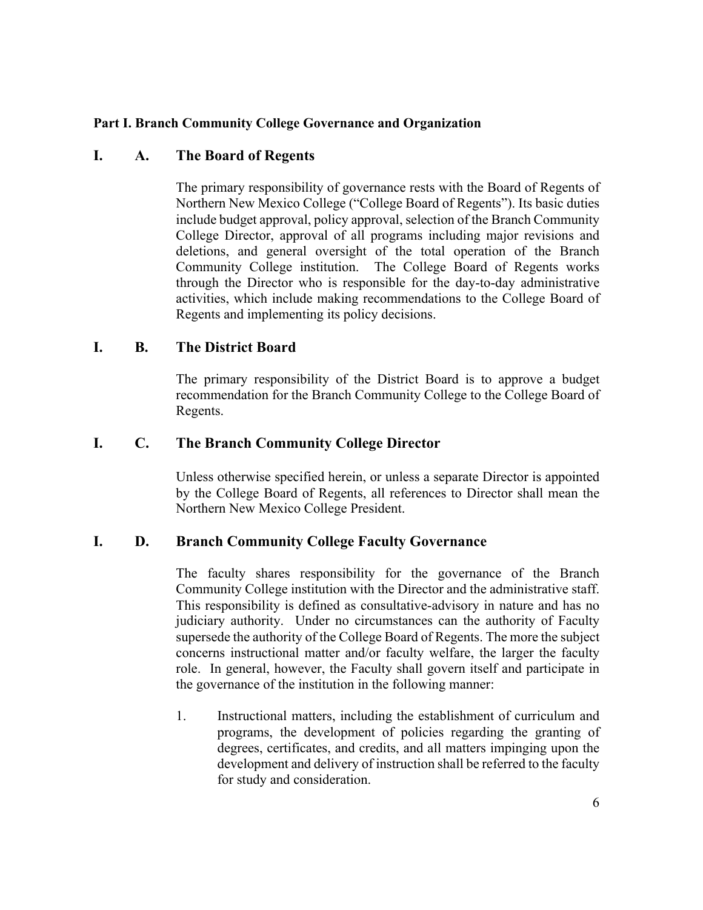**Part I. Branch Community College Governance and Organization**

## I. A. The Board of Regents

The primary responsibility of governance rests with the Board of Regents of Northern New Mexico College ("College Board of Regents"). Its basic duties include budget approval, policy approval, selection of the Branch Community College Director, approval of all programs including major revisions and deletions, and general oversight of the total operation of the Branch Community College institution. The College Board of Regents works through the Director who is responsible for the day-to-day administrative activities, which include making recommendations to the College Board of Regents and implementing its policy decisions.

## I. B. The District Board

The primary responsibility of the District Board is to approve a budget recommendation for the Branch Community College to the College Board of Regents.

## I. C. The Branch Community College Director

Unless otherwise specified herein, or unless a separate Director is appointed by the College Board of Regents, all references to Director shall mean the Northern New Mexico College President.

## I. D. Branch Community College Faculty Governance

The faculty shares responsibility for the governance of the Branch Community College institution with the Director and the administrative staff. This responsibility is defined as consultative-advisory in nature and has no judiciary authority. Under no circumstances can the authority of Faculty supersede the authority of the College Board of Regents. The more the subject concerns instructional matter and/or faculty welfare, the larger the faculty role. In general, however, the Faculty shall govern itself and participate in the governance of the institution in the following manner:

1. Instructional matters, including the establishment of curriculum and programs, the development of policies regarding the granting of degrees, certificates, and credits, and all matters impinging upon the development and delivery of instruction shall be referred to the faculty for study and consideration.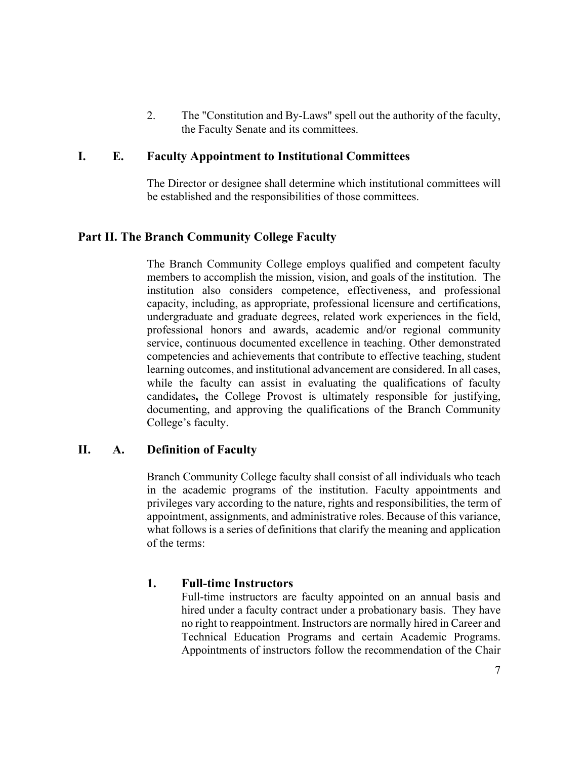2. The "Constitution and By-Laws" spell out the authority of the faculty, the Faculty Senate and its committees.

### I. E. Faculty Appointment to Institutional Committees

The Director or designee shall determine which institutional committees will be established and the responsibilities of those committees.

## Part II. The Branch Community College Faculty

The Branch Community College employs qualified and competent faculty members to accomplish the mission, vision, and goals of the institution. The institution also considers competence, effectiveness, and professional capacity, including, as appropriate, professional licensure and certifications, undergraduate and graduate degrees, related work experiences in the field, professional honors and awards, academic and/or regional community service, continuous documented excellence in teaching. Other demonstrated competencies and achievements that contribute to effective teaching, student learning outcomes, and institutional advancement are considered. In all cases, while the faculty can assist in evaluating the qualifications of faculty candidates**,** the College Provost is ultimately responsible for justifying, documenting, and approving the qualifications of the Branch Community College's faculty.

### II. A. Definition of Faculty

Branch Community College faculty shall consist of all individuals who teach in the academic programs of the institution. Faculty appointments and privileges vary according to the nature, rights and responsibilities, the term of appointment, assignments, and administrative roles. Because of this variance, what follows is a series of definitions that clarify the meaning and application of the terms:

#### 1. Full-time Instructors

Full-time instructors are faculty appointed on an annual basis and hired under a faculty contract under a probationary basis. They have no right to reappointment. Instructors are normally hired in Career and Technical Education Programs and certain Academic Programs. Appointments of instructors follow the recommendation of the Chair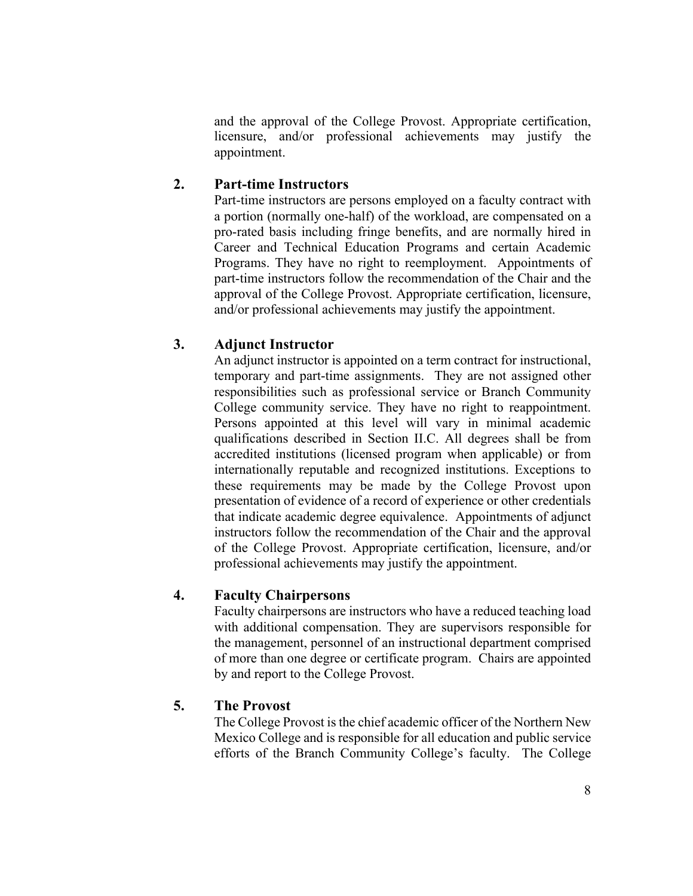and the approval of the College Provost. Appropriate certification, licensure, and/or professional achievements may justify the appointment.

### 2. Part-time Instructors

Part-time instructors are persons employed on a faculty contract with a portion (normally one-half) of the workload, are compensated on a pro-rated basis including fringe benefits, and are normally hired in Career and Technical Education Programs and certain Academic Programs. They have no right to reemployment. Appointments of part-time instructors follow the recommendation of the Chair and the approval of the College Provost. Appropriate certification, licensure, and/or professional achievements may justify the appointment.

### 3. Adjunct Instructor

An adjunct instructor is appointed on a term contract for instructional, temporary and part-time assignments. They are not assigned other responsibilities such as professional service or Branch Community College community service. They have no right to reappointment. Persons appointed at this level will vary in minimal academic qualifications described in Section II.C. All degrees shall be from accredited institutions (licensed program when applicable) or from internationally reputable and recognized institutions. Exceptions to these requirements may be made by the College Provost upon presentation of evidence of a record of experience or other credentials that indicate academic degree equivalence. Appointments of adjunct instructors follow the recommendation of the Chair and the approval of the College Provost. Appropriate certification, licensure, and/or professional achievements may justify the appointment.

### 4. Faculty Chairpersons

Faculty chairpersons are instructors who have a reduced teaching load with additional compensation. They are supervisors responsible for the management, personnel of an instructional department comprised of more than one degree or certificate program. Chairs are appointed by and report to the College Provost.

### 5. The Provost

The College Provost is the chief academic officer of the Northern New Mexico College and is responsible for all education and public service efforts of the Branch Community College's faculty. The College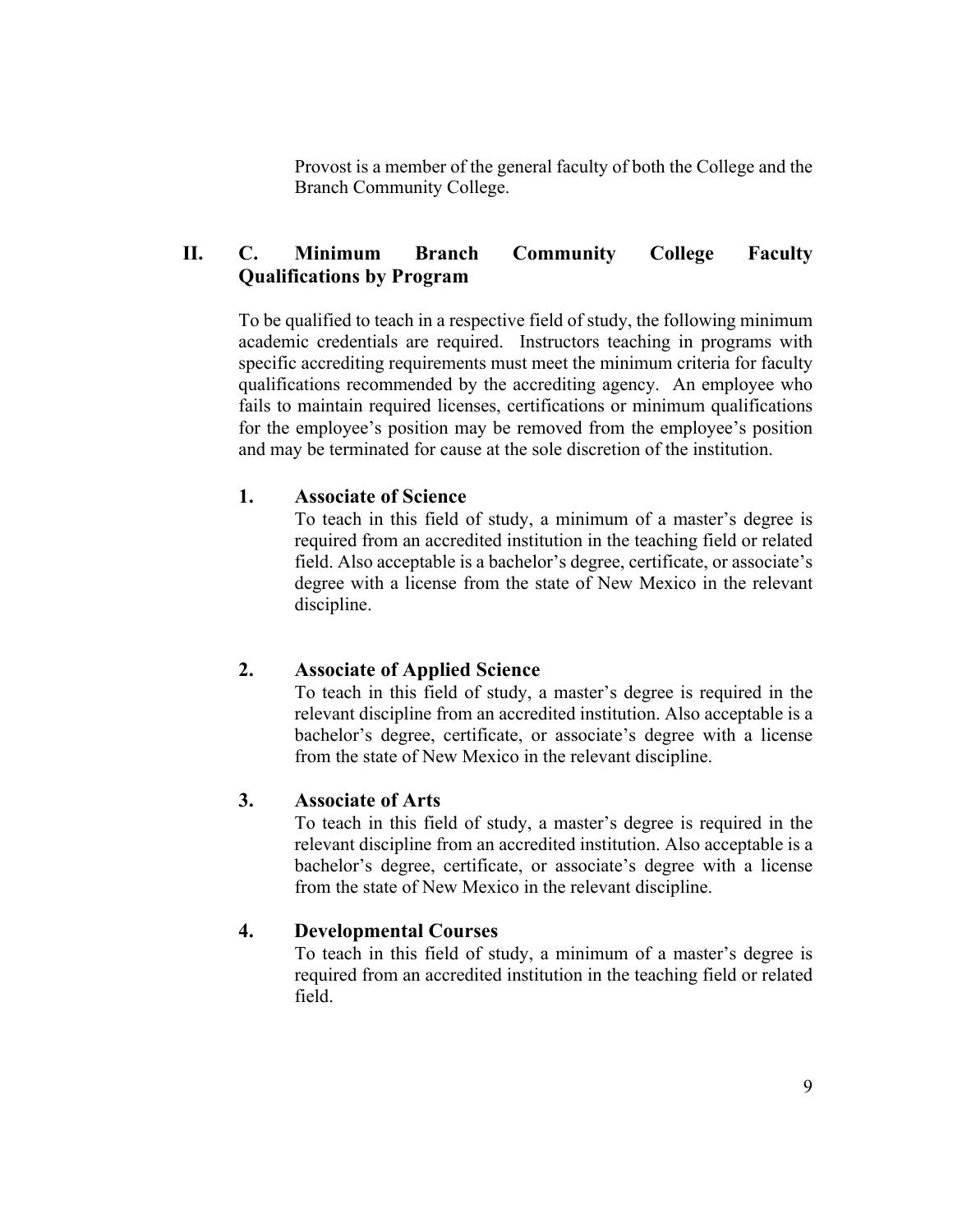Provost is a member of the general faculty of both the College and the Branch Community College.

## II. C. Minimum Branch Community College Faculty Qualifications by Program

To be qualified to teach in a respective field of study, the following minimum academic credentials are required. Instructors teaching in programs with specific accrediting requirements must meet the minimum criteria for faculty qualifications recommended by the accrediting agency. An employee who fails to maintain required licenses, certifications or minimum qualifications for the employee's position may be removed from the employee's position and may be terminated for cause at the sole discretion of the institution.

### 1. Associate of Science

To teach in this field of study, a minimum of a master's degree is required from an accredited institution in the teaching field or related field. Also acceptable is a bachelor's degree, certificate, or associate's degree with a license from the state of New Mexico in the relevant discipline.

### 2. Associate of Applied Science

To teach in this field of study, a master's degree is required in the relevant discipline from an accredited institution. Also acceptable is a bachelor's degree, certificate, or associate's degree with a license from the state of New Mexico in the relevant discipline.

### 3. Associate of Arts

To teach in this field of study, a master's degree is required in the relevant discipline from an accredited institution. Also acceptable is a bachelor's degree, certificate, or associate's degree with a license from the state of New Mexico in the relevant discipline.

### 4. Developmental Courses

To teach in this field of study, a minimum of a master's degree is required from an accredited institution in the teaching field or related field.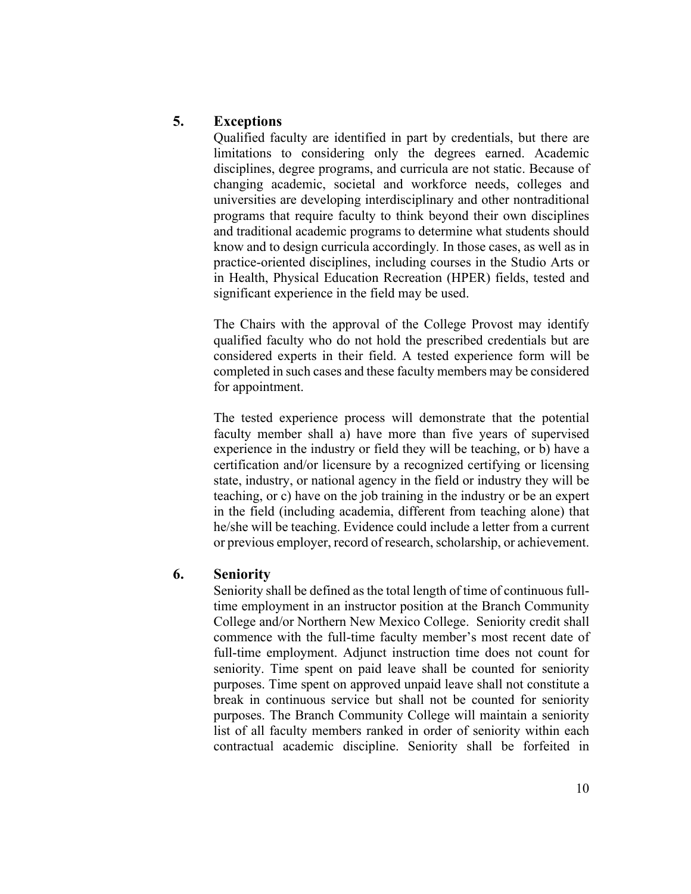### 5. Exceptions

Qualified faculty are identified in part by credentials, but there are limitations to considering only the degrees earned. Academic disciplines, degree programs, and curricula are not static. Because of changing academic, societal and workforce needs, colleges and universities are developing interdisciplinary and other nontraditional programs that require faculty to think beyond their own disciplines and traditional academic programs to determine what students should know and to design curricula accordingly. In those cases, as well as in practice-oriented disciplines, including courses in the Studio Arts or in Health, Physical Education Recreation (HPER) fields, tested and significant experience in the field may be used.

The Chairs with the approval of the College Provost may identify qualified faculty who do not hold the prescribed credentials but are considered experts in their field. A tested experience form will be completed in such cases and these faculty members may be considered for appointment.

The tested experience process will demonstrate that the potential faculty member shall a) have more than five years of supervised experience in the industry or field they will be teaching, or b) have a certification and/or licensure by a recognized certifying or licensing state, industry, or national agency in the field or industry they will be teaching, or c) have on the job training in the industry or be an expert in the field (including academia, different from teaching alone) that he/she will be teaching. Evidence could include a letter from a current or previous employer, record of research, scholarship, or achievement.

### 6. Seniority

Seniority shall be defined as the total length of time of continuous full-time employment in an instructor position at the Branch Community College and/or Northern New Mexico College. Seniority credit shall commence with the full-time faculty member's most recent date of full-time employment. Adjunct instruction time does not count for seniority. Time spent on paid leave shall be counted for seniority purposes. Time spent on approved unpaid leave shall not constitute a break in continuous service but shall not be counted for seniority purposes. The Branch Community College will maintain a seniority list of all faculty members ranked in order of seniority within each contractual academic discipline. Seniority shall be forfeited in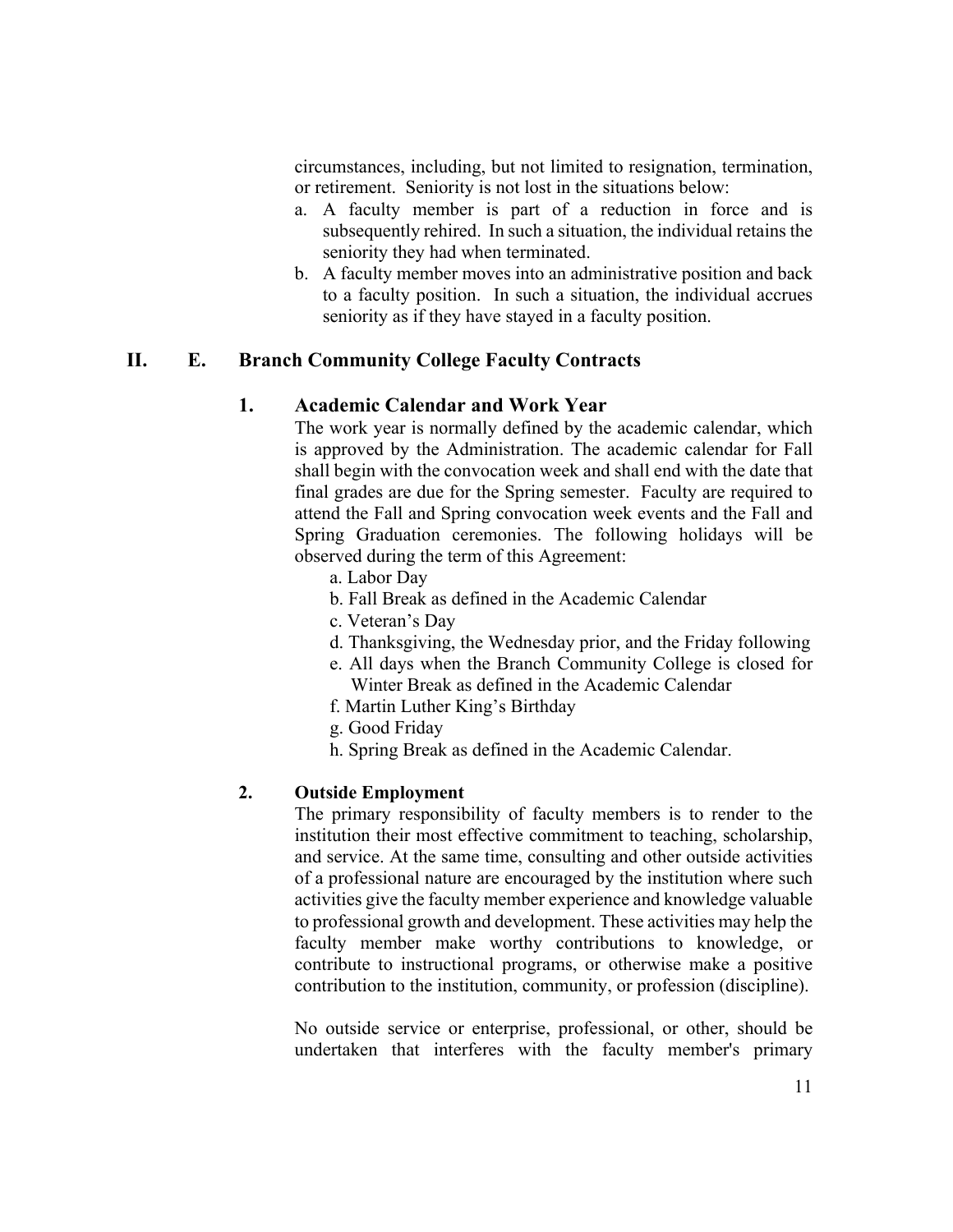circumstances, including, but not limited to resignation, termination, or retirement. Seniority is not lost in the situations below:

a. A faculty member is part of a reduction in force and is subsequently rehired. In such a situation, the individual retains the seniority they had when terminated.
b. A faculty member moves into an administrative position and back to a faculty position. In such a situation, the individual accrues seniority as if they have stayed in a faculty position.

## II. E. Branch Community College Faculty Contracts

### 1. Academic Calendar and Work Year

The work year is normally defined by the academic calendar, which is approved by the Administration. The academic calendar for Fall shall begin with the convocation week and shall end with the date that final grades are due for the Spring semester. Faculty are required to attend the Fall and Spring convocation week events and the Fall and Spring Graduation ceremonies. The following holidays will be observed during the term of this Agreement:

a. Labor Day
b. Fall Break as defined in the Academic Calendar
c. Veteran's Day
d. Thanksgiving, the Wednesday prior, and the Friday following
e. All days when the Branch Community College is closed for Winter Break as defined in the Academic Calendar
f. Martin Luther King's Birthday
g. Good Friday
h. Spring Break as defined in the Academic Calendar.

### 2. Outside Employment

The primary responsibility of faculty members is to render to the institution their most effective commitment to teaching, scholarship, and service. At the same time, consulting and other outside activities of a professional nature are encouraged by the institution where such activities give the faculty member experience and knowledge valuable to professional growth and development. These activities may help the faculty member make worthy contributions to knowledge, or contribute to instructional programs, or otherwise make a positive contribution to the institution, community, or profession (discipline).

No outside service or enterprise, professional, or other, should be undertaken that interferes with the faculty member's primary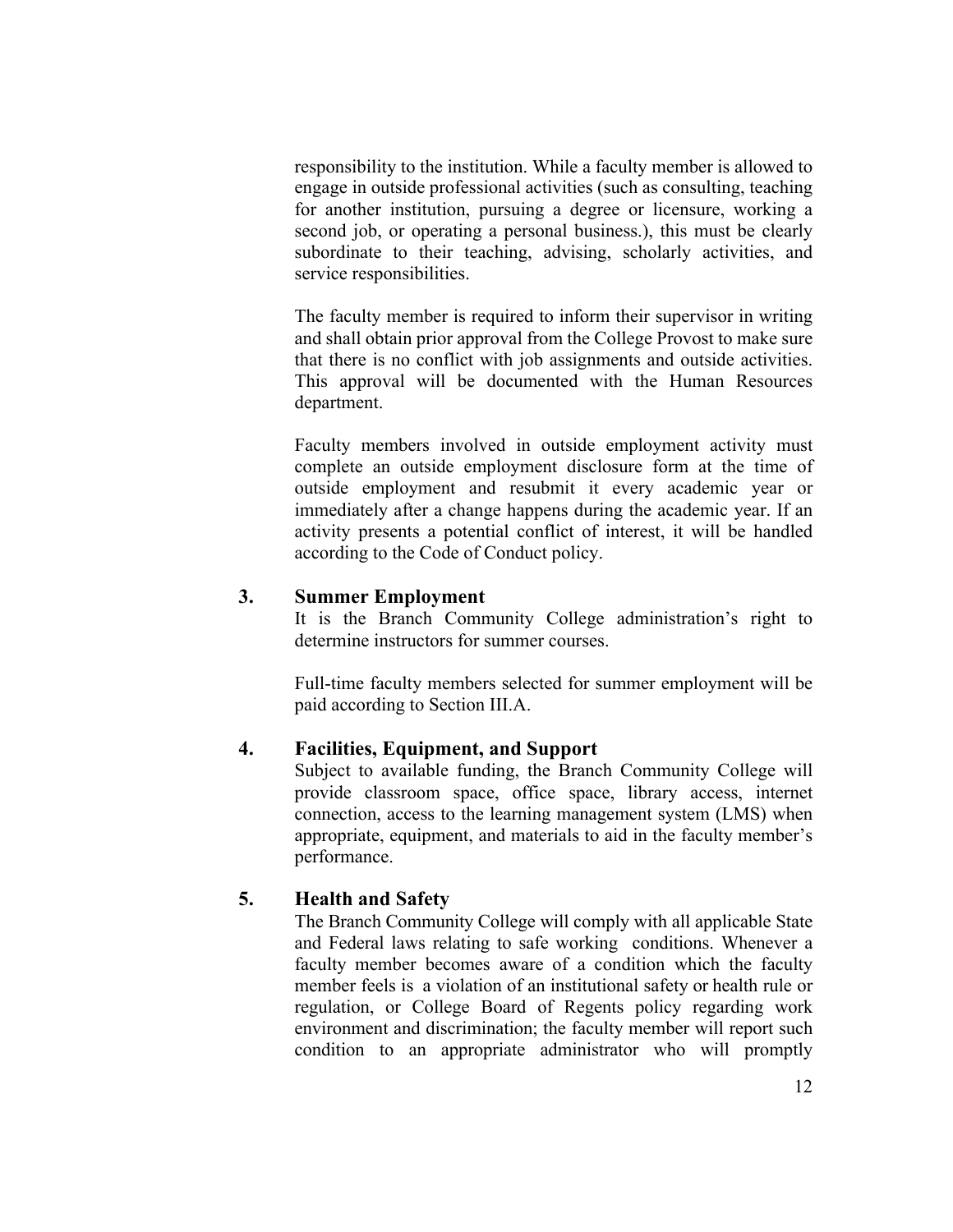responsibility to the institution. While a faculty member is allowed to engage in outside professional activities (such as consulting, teaching for another institution, pursuing a degree or licensure, working a second job, or operating a personal business.), this must be clearly subordinate to their teaching, advising, scholarly activities, and service responsibilities.

The faculty member is required to inform their supervisor in writing and shall obtain prior approval from the College Provost to make sure that there is no conflict with job assignments and outside activities. This approval will be documented with the Human Resources department.

Faculty members involved in outside employment activity must complete an outside employment disclosure form at the time of outside employment and resubmit it every academic year or immediately after a change happens during the academic year. If an activity presents a potential conflict of interest, it will be handled according to the Code of Conduct policy.

### 3. Summer Employment

It is the Branch Community College administration's right to determine instructors for summer courses.

Full-time faculty members selected for summer employment will be paid according to Section III.A.

### 4. Facilities, Equipment, and Support

Subject to available funding, the Branch Community College will provide classroom space, office space, library access, internet connection, access to the learning management system (LMS) when appropriate, equipment, and materials to aid in the faculty member's performance.

### 5. Health and Safety

The Branch Community College will comply with all applicable State and Federal laws relating to safe working conditions. Whenever a faculty member becomes aware of a condition which the faculty member feels is a violation of an institutional safety or health rule or regulation, or College Board of Regents policy regarding work environment and discrimination; the faculty member will report such condition to an appropriate administrator who will promptly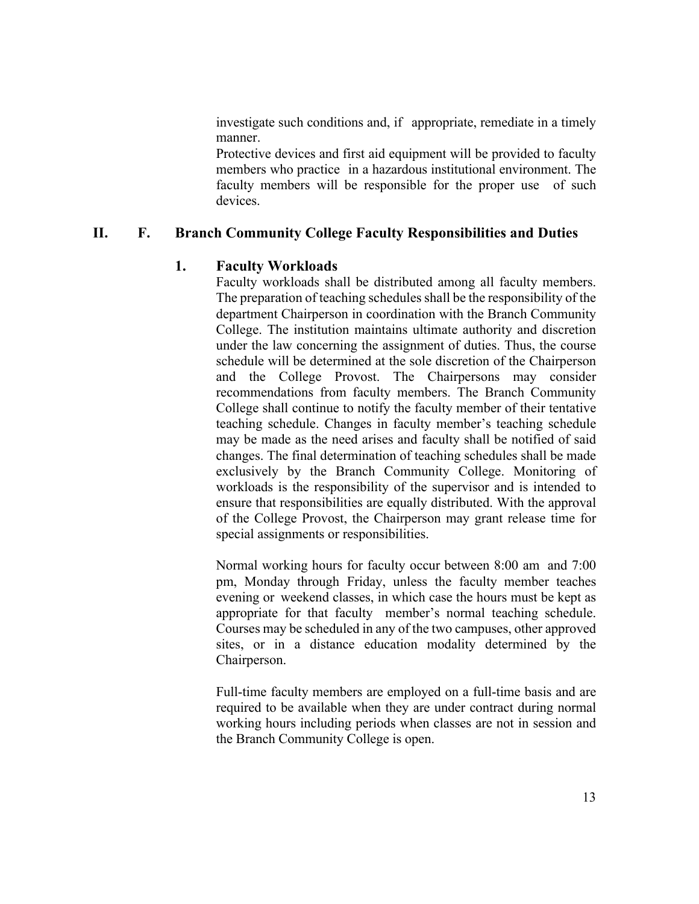investigate such conditions and, if appropriate, remediate in a timely manner.

Protective devices and first aid equipment will be provided to faculty members who practice in a hazardous institutional environment. The faculty members will be responsible for the proper use of such devices.

## II. F. Branch Community College Faculty Responsibilities and Duties

### 1. Faculty Workloads

Faculty workloads shall be distributed among all faculty members. The preparation of teaching schedules shall be the responsibility of the department Chairperson in coordination with the Branch Community College. The institution maintains ultimate authority and discretion under the law concerning the assignment of duties. Thus, the course schedule will be determined at the sole discretion of the Chairperson and the College Provost. The Chairpersons may consider recommendations from faculty members. The Branch Community College shall continue to notify the faculty member of their tentative teaching schedule. Changes in faculty member's teaching schedule may be made as the need arises and faculty shall be notified of said changes. The final determination of teaching schedules shall be made exclusively by the Branch Community College. Monitoring of workloads is the responsibility of the supervisor and is intended to ensure that responsibilities are equally distributed. With the approval of the College Provost, the Chairperson may grant release time for special assignments or responsibilities.

Normal working hours for faculty occur between 8:00 am and 7:00 pm, Monday through Friday, unless the faculty member teaches evening or weekend classes, in which case the hours must be kept as appropriate for that faculty member's normal teaching schedule. Courses may be scheduled in any of the two campuses, other approved sites, or in a distance education modality determined by the Chairperson.

Full-time faculty members are employed on a full-time basis and are required to be available when they are under contract during normal working hours including periods when classes are not in session and the Branch Community College is open.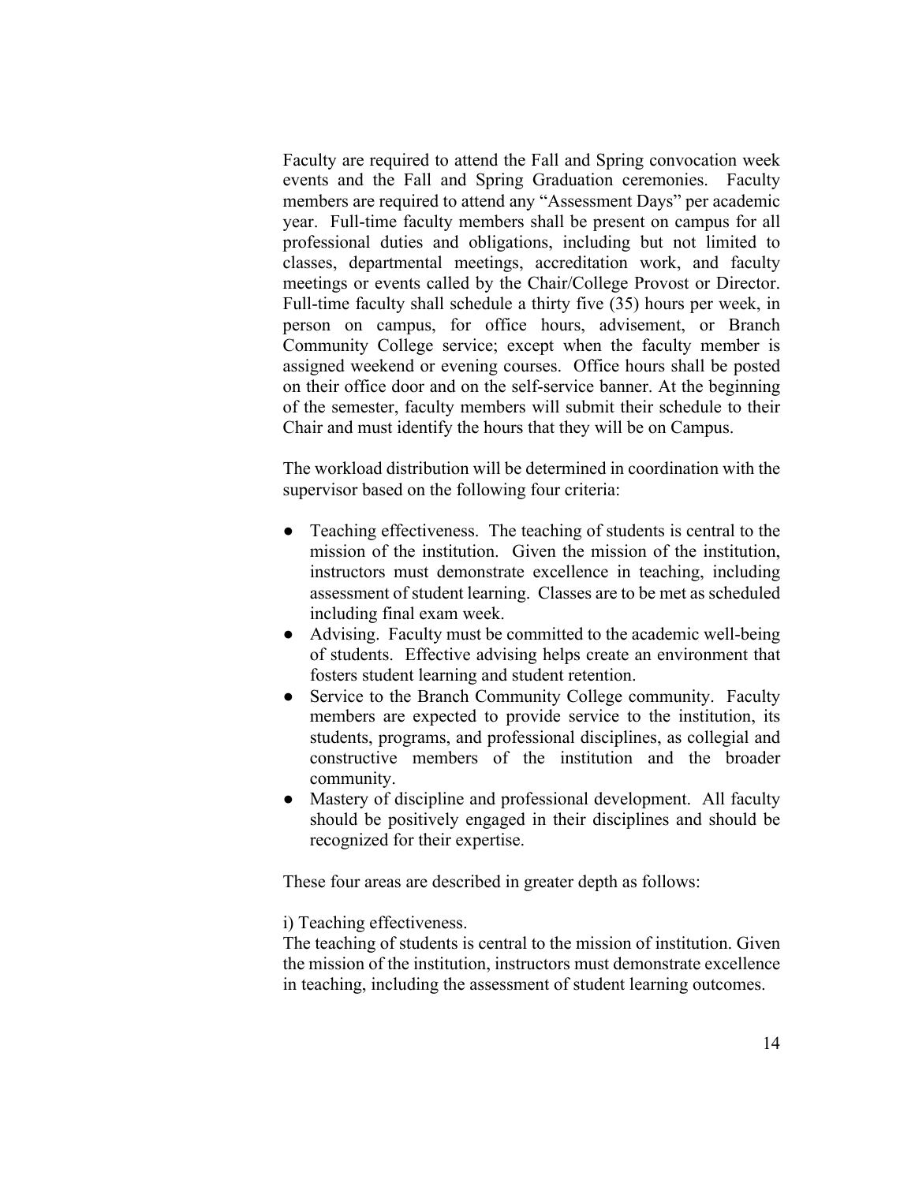Faculty are required to attend the Fall and Spring convocation week events and the Fall and Spring Graduation ceremonies. Faculty members are required to attend any "Assessment Days" per academic year. Full-time faculty members shall be present on campus for all professional duties and obligations, including but not limited to classes, departmental meetings, accreditation work, and faculty meetings or events called by the Chair/College Provost or Director. Full-time faculty shall schedule a thirty five (35) hours per week, in person on campus, for office hours, advisement, or Branch Community College service; except when the faculty member is assigned weekend or evening courses. Office hours shall be posted on their office door and on the self-service banner. At the beginning of the semester, faculty members will submit their schedule to their Chair and must identify the hours that they will be on Campus.

The workload distribution will be determined in coordination with the supervisor based on the following four criteria:

- Teaching effectiveness. The teaching of students is central to the mission of the institution. Given the mission of the institution, instructors must demonstrate excellence in teaching, including assessment of student learning. Classes are to be met as scheduled including final exam week.
- Advising. Faculty must be committed to the academic well-being of students. Effective advising helps create an environment that fosters student learning and student retention.
- Service to the Branch Community College community. Faculty members are expected to provide service to the institution, its students, programs, and professional disciplines, as collegial and constructive members of the institution and the broader community.
- Mastery of discipline and professional development. All faculty should be positively engaged in their disciplines and should be recognized for their expertise.

These four areas are described in greater depth as follows:

i) Teaching effectiveness.
The teaching of students is central to the mission of institution. Given the mission of the institution, instructors must demonstrate excellence in teaching, including the assessment of student learning outcomes.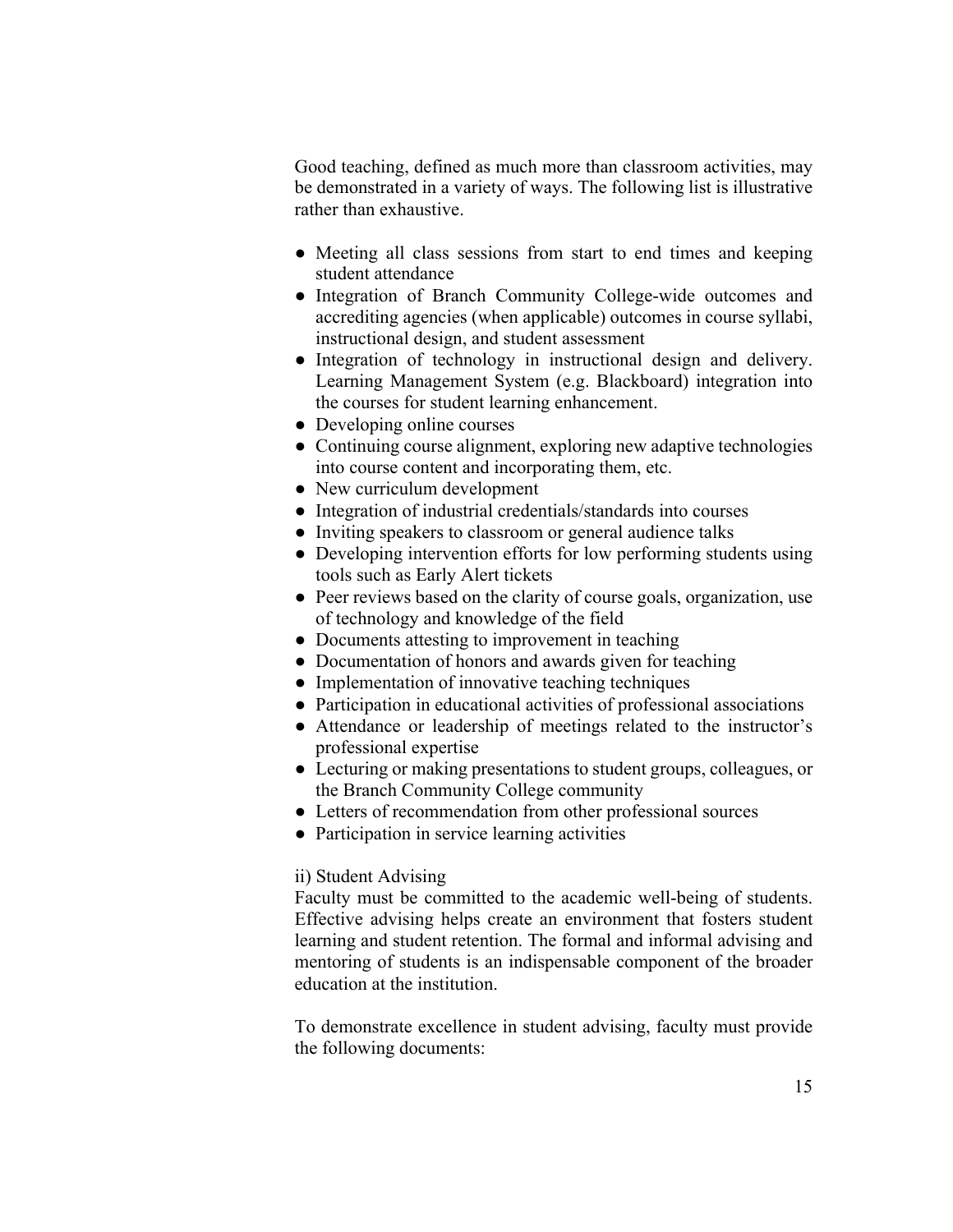Good teaching, defined as much more than classroom activities, may be demonstrated in a variety of ways. The following list is illustrative rather than exhaustive.

- Meeting all class sessions from start to end times and keeping student attendance
- Integration of Branch Community College-wide outcomes and accrediting agencies (when applicable) outcomes in course syllabi, instructional design, and student assessment
- Integration of technology in instructional design and delivery. Learning Management System (e.g. Blackboard) integration into the courses for student learning enhancement.
- Developing online courses
- Continuing course alignment, exploring new adaptive technologies into course content and incorporating them, etc.
- New curriculum development
- Integration of industrial credentials/standards into courses
- Inviting speakers to classroom or general audience talks
- Developing intervention efforts for low performing students using tools such as Early Alert tickets
- Peer reviews based on the clarity of course goals, organization, use of technology and knowledge of the field
- Documents attesting to improvement in teaching
- Documentation of honors and awards given for teaching
- Implementation of innovative teaching techniques
- Participation in educational activities of professional associations
- Attendance or leadership of meetings related to the instructor's professional expertise
- Lecturing or making presentations to student groups, colleagues, or the Branch Community College community
- Letters of recommendation from other professional sources
- Participation in service learning activities

ii) Student Advising

Faculty must be committed to the academic well-being of students. Effective advising helps create an environment that fosters student learning and student retention. The formal and informal advising and mentoring of students is an indispensable component of the broader education at the institution.

To demonstrate excellence in student advising, faculty must provide the following documents: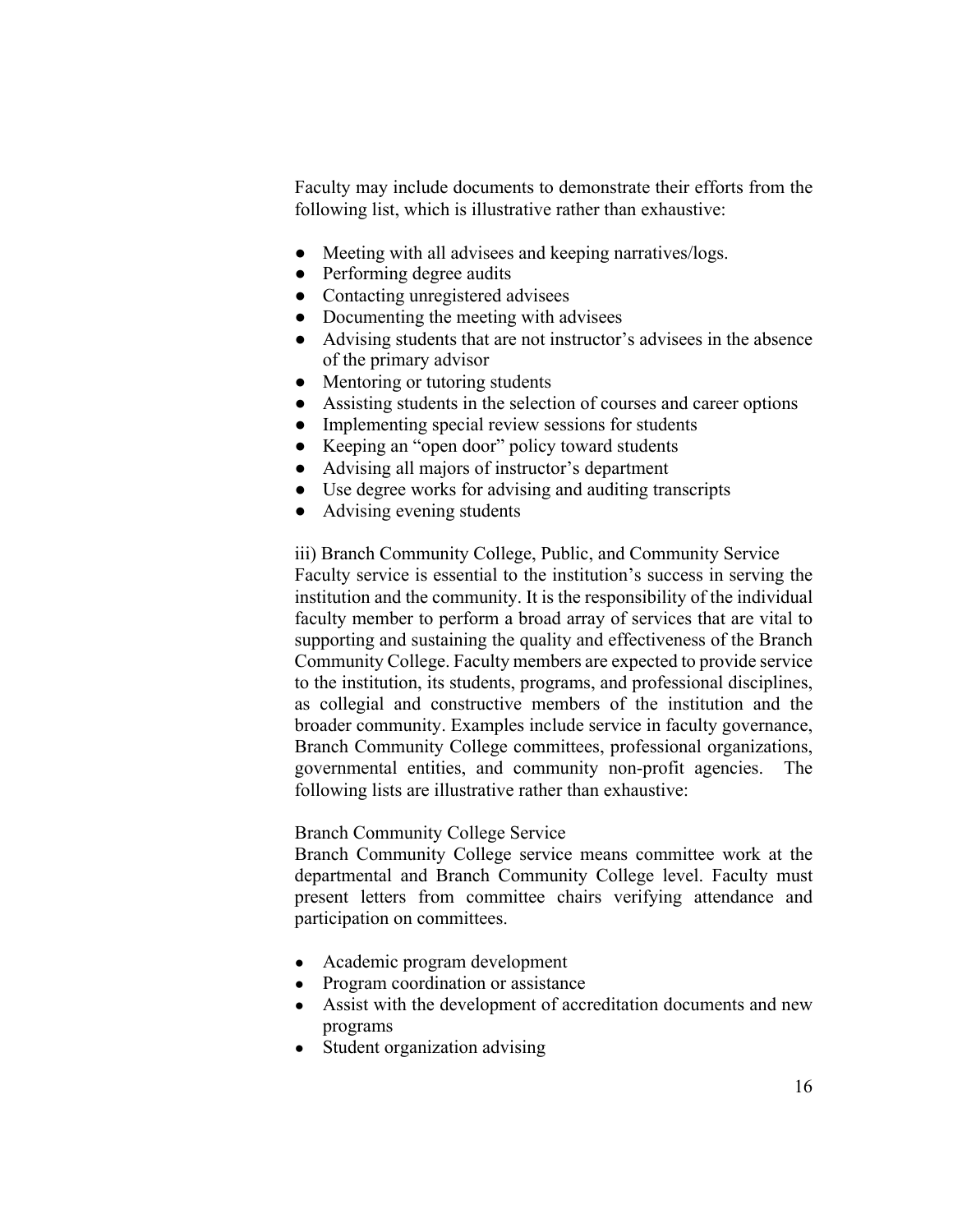Faculty may include documents to demonstrate their efforts from the following list, which is illustrative rather than exhaustive:

- Meeting with all advisees and keeping narratives/logs.
- Performing degree audits
- Contacting unregistered advisees
- Documenting the meeting with advisees
- Advising students that are not instructor's advisees in the absence of the primary advisor
- Mentoring or tutoring students
- Assisting students in the selection of courses and career options
- Implementing special review sessions for students
- Keeping an "open door" policy toward students
- Advising all majors of instructor's department
- Use degree works for advising and auditing transcripts
- Advising evening students

iii) Branch Community College, Public, and Community Service

Faculty service is essential to the institution's success in serving the institution and the community. It is the responsibility of the individual faculty member to perform a broad array of services that are vital to supporting and sustaining the quality and effectiveness of the Branch Community College. Faculty members are expected to provide service to the institution, its students, programs, and professional disciplines, as collegial and constructive members of the institution and the broader community. Examples include service in faculty governance, Branch Community College committees, professional organizations, governmental entities, and community non-profit agencies. The following lists are illustrative rather than exhaustive:

Branch Community College Service

Branch Community College service means committee work at the departmental and Branch Community College level. Faculty must present letters from committee chairs verifying attendance and participation on committees.

- Academic program development
- Program coordination or assistance
- Assist with the development of accreditation documents and new programs
- Student organization advising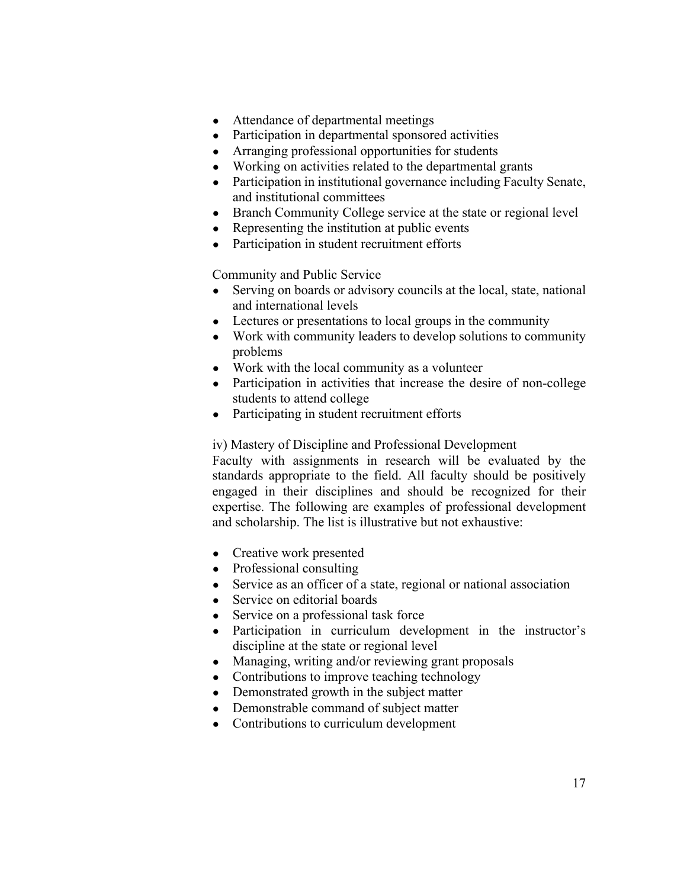- Attendance of departmental meetings
- Participation in departmental sponsored activities
- Arranging professional opportunities for students
- Working on activities related to the departmental grants
- Participation in institutional governance including Faculty Senate, and institutional committees
- Branch Community College service at the state or regional level
- Representing the institution at public events
- Participation in student recruitment efforts

Community and Public Service

- Serving on boards or advisory councils at the local, state, national and international levels
- Lectures or presentations to local groups in the community
- Work with community leaders to develop solutions to community problems
- Work with the local community as a volunteer
- Participation in activities that increase the desire of non-college students to attend college
- Participating in student recruitment efforts

iv) Mastery of Discipline and Professional Development

Faculty with assignments in research will be evaluated by the standards appropriate to the field. All faculty should be positively engaged in their disciplines and should be recognized for their expertise. The following are examples of professional development and scholarship. The list is illustrative but not exhaustive:

- Creative work presented
- Professional consulting
- Service as an officer of a state, regional or national association
- Service on editorial boards
- Service on a professional task force
- Participation in curriculum development in the instructor's discipline at the state or regional level
- Managing, writing and/or reviewing grant proposals
- Contributions to improve teaching technology
- Demonstrated growth in the subject matter
- Demonstrable command of subject matter
- Contributions to curriculum development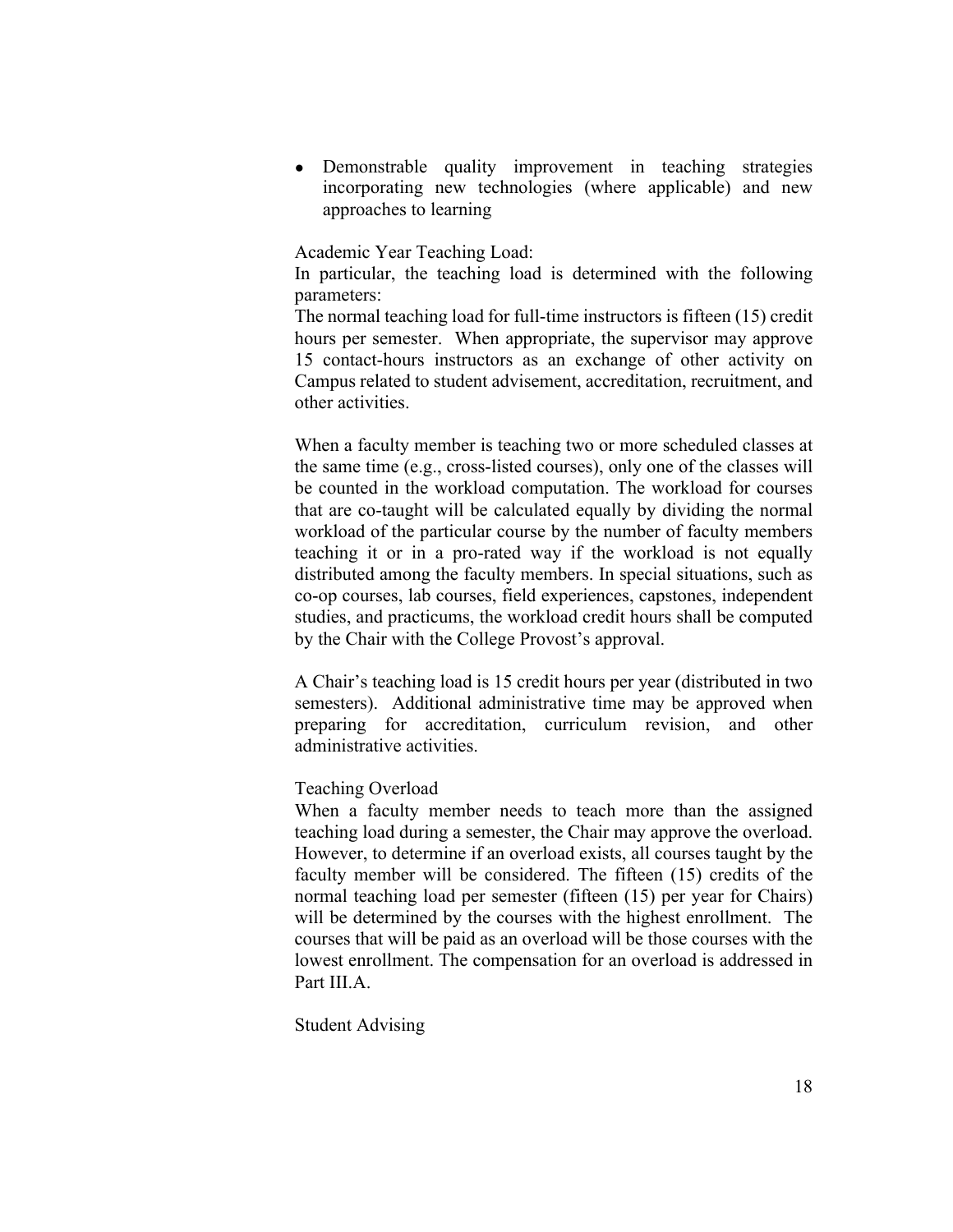- Demonstrable quality improvement in teaching strategies incorporating new technologies (where applicable) and new approaches to learning

Academic Year Teaching Load:

In particular, the teaching load is determined with the following parameters:

The normal teaching load for full-time instructors is fifteen (15) credit hours per semester. When appropriate, the supervisor may approve 15 contact-hours instructors as an exchange of other activity on Campus related to student advisement, accreditation, recruitment, and other activities.

When a faculty member is teaching two or more scheduled classes at the same time (e.g., cross-listed courses), only one of the classes will be counted in the workload computation. The workload for courses that are co-taught will be calculated equally by dividing the normal workload of the particular course by the number of faculty members teaching it or in a pro-rated way if the workload is not equally distributed among the faculty members. In special situations, such as co-op courses, lab courses, field experiences, capstones, independent studies, and practicums, the workload credit hours shall be computed by the Chair with the College Provost's approval.

A Chair's teaching load is 15 credit hours per year (distributed in two semesters). Additional administrative time may be approved when preparing for accreditation, curriculum revision, and other administrative activities.

Teaching Overload

When a faculty member needs to teach more than the assigned teaching load during a semester, the Chair may approve the overload. However, to determine if an overload exists, all courses taught by the faculty member will be considered. The fifteen (15) credits of the normal teaching load per semester (fifteen (15) per year for Chairs) will be determined by the courses with the highest enrollment. The courses that will be paid as an overload will be those courses with the lowest enrollment. The compensation for an overload is addressed in Part III.A.

Student Advising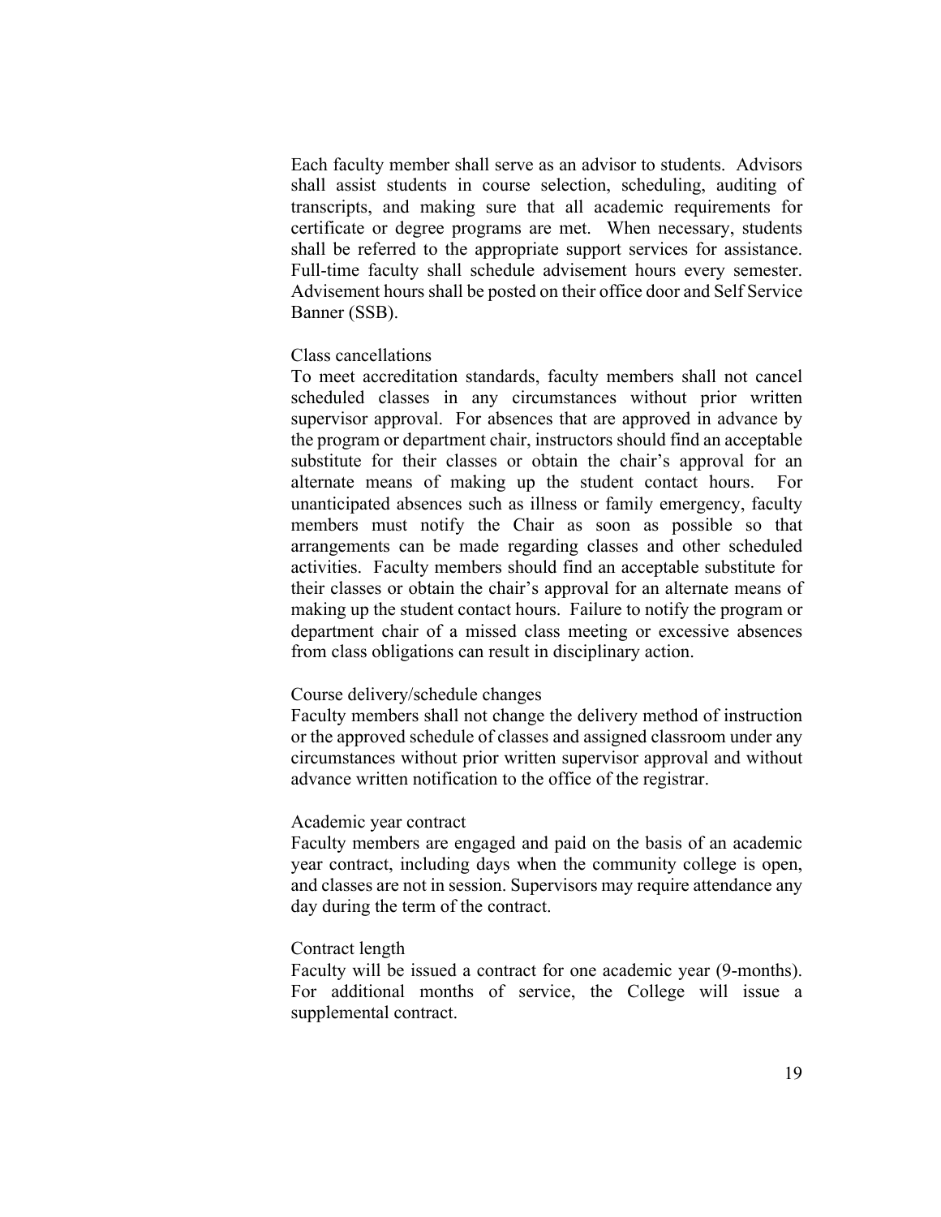Each faculty member shall serve as an advisor to students. Advisors shall assist students in course selection, scheduling, auditing of transcripts, and making sure that all academic requirements for certificate or degree programs are met. When necessary, students shall be referred to the appropriate support services for assistance. Full-time faculty shall schedule advisement hours every semester. Advisement hours shall be posted on their office door and Self Service Banner (SSB).

Class cancellations

To meet accreditation standards, faculty members shall not cancel scheduled classes in any circumstances without prior written supervisor approval. For absences that are approved in advance by the program or department chair, instructors should find an acceptable substitute for their classes or obtain the chair's approval for an alternate means of making up the student contact hours. For unanticipated absences such as illness or family emergency, faculty members must notify the Chair as soon as possible so that arrangements can be made regarding classes and other scheduled activities. Faculty members should find an acceptable substitute for their classes or obtain the chair's approval for an alternate means of making up the student contact hours. Failure to notify the program or department chair of a missed class meeting or excessive absences from class obligations can result in disciplinary action.

Course delivery/schedule changes

Faculty members shall not change the delivery method of instruction or the approved schedule of classes and assigned classroom under any circumstances without prior written supervisor approval and without advance written notification to the office of the registrar.

Academic year contract

Faculty members are engaged and paid on the basis of an academic year contract, including days when the community college is open, and classes are not in session. Supervisors may require attendance any day during the term of the contract.

Contract length

Faculty will be issued a contract for one academic year (9-months). For additional months of service, the College will issue a supplemental contract.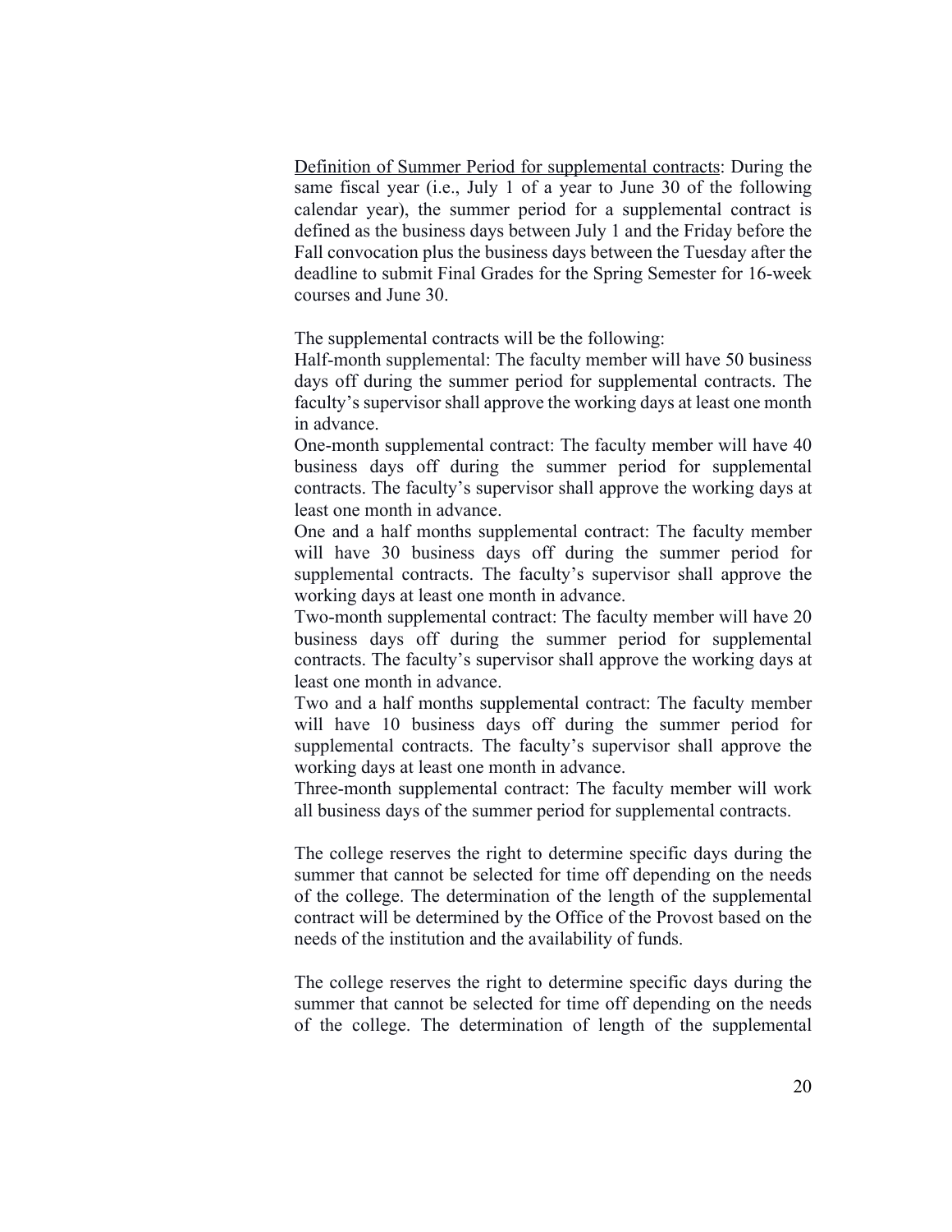<u>Definition of Summer Period for supplemental contracts</u>: During the same fiscal year (i.e., July 1 of a year to June 30 of the following calendar year), the summer period for a supplemental contract is defined as the business days between July 1 and the Friday before the Fall convocation plus the business days between the Tuesday after the deadline to submit Final Grades for the Spring Semester for 16-week courses and June 30.

The supplemental contracts will be the following:

Half-month supplemental: The faculty member will have 50 business days off during the summer period for supplemental contracts. The faculty's supervisor shall approve the working days at least one month in advance.

One-month supplemental contract: The faculty member will have 40 business days off during the summer period for supplemental contracts. The faculty's supervisor shall approve the working days at least one month in advance.

One and a half months supplemental contract: The faculty member will have 30 business days off during the summer period for supplemental contracts. The faculty's supervisor shall approve the working days at least one month in advance.

Two-month supplemental contract: The faculty member will have 20 business days off during the summer period for supplemental contracts. The faculty's supervisor shall approve the working days at least one month in advance.

Two and a half months supplemental contract: The faculty member will have 10 business days off during the summer period for supplemental contracts. The faculty's supervisor shall approve the working days at least one month in advance.

Three-month supplemental contract: The faculty member will work all business days of the summer period for supplemental contracts.

The college reserves the right to determine specific days during the summer that cannot be selected for time off depending on the needs of the college. The determination of the length of the supplemental contract will be determined by the Office of the Provost based on the needs of the institution and the availability of funds.

The college reserves the right to determine specific days during the summer that cannot be selected for time off depending on the needs of the college. The determination of length of the supplemental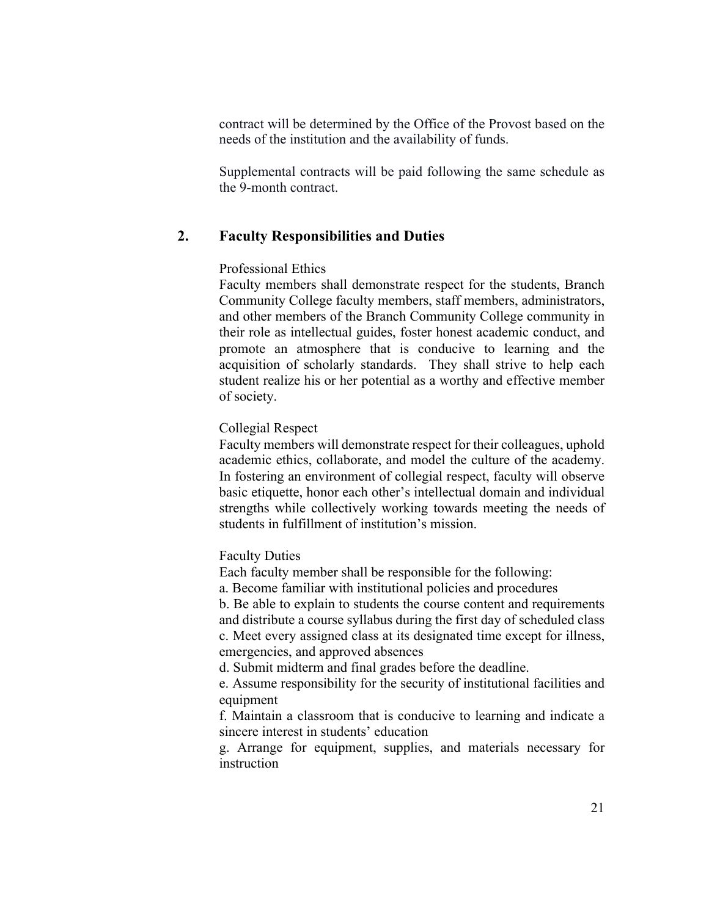contract will be determined by the Office of the Provost based on the needs of the institution and the availability of funds.

Supplemental contracts will be paid following the same schedule as the 9-month contract.

## 2. Faculty Responsibilities and Duties

Professional Ethics

Faculty members shall demonstrate respect for the students, Branch Community College faculty members, staff members, administrators, and other members of the Branch Community College community in their role as intellectual guides, foster honest academic conduct, and promote an atmosphere that is conducive to learning and the acquisition of scholarly standards. They shall strive to help each student realize his or her potential as a worthy and effective member of society.

Collegial Respect

Faculty members will demonstrate respect for their colleagues, uphold academic ethics, collaborate, and model the culture of the academy. In fostering an environment of collegial respect, faculty will observe basic etiquette, honor each other's intellectual domain and individual strengths while collectively working towards meeting the needs of students in fulfillment of institution's mission.

Faculty Duties

Each faculty member shall be responsible for the following:

a. Become familiar with institutional policies and procedures

b. Be able to explain to students the course content and requirements and distribute a course syllabus during the first day of scheduled class

c. Meet every assigned class at its designated time except for illness, emergencies, and approved absences

d. Submit midterm and final grades before the deadline.

e. Assume responsibility for the security of institutional facilities and equipment

f. Maintain a classroom that is conducive to learning and indicate a sincere interest in students' education

g. Arrange for equipment, supplies, and materials necessary for instruction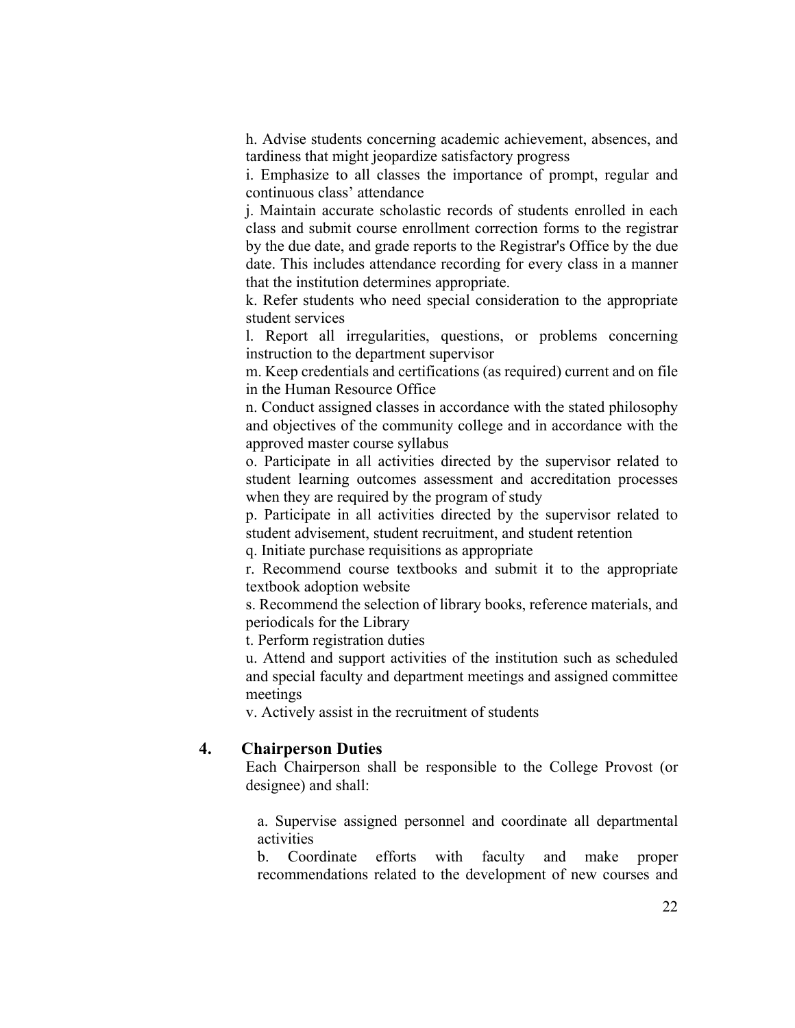h. Advise students concerning academic achievement, absences, and tardiness that might jeopardize satisfactory progress

i. Emphasize to all classes the importance of prompt, regular and continuous class' attendance

j. Maintain accurate scholastic records of students enrolled in each class and submit course enrollment correction forms to the registrar by the due date, and grade reports to the Registrar's Office by the due date. This includes attendance recording for every class in a manner that the institution determines appropriate.

k. Refer students who need special consideration to the appropriate student services

l. Report all irregularities, questions, or problems concerning instruction to the department supervisor

m. Keep credentials and certifications (as required) current and on file in the Human Resource Office

n. Conduct assigned classes in accordance with the stated philosophy and objectives of the community college and in accordance with the approved master course syllabus

o. Participate in all activities directed by the supervisor related to student learning outcomes assessment and accreditation processes when they are required by the program of study

p. Participate in all activities directed by the supervisor related to student advisement, student recruitment, and student retention

q. Initiate purchase requisitions as appropriate

r. Recommend course textbooks and submit it to the appropriate textbook adoption website

s. Recommend the selection of library books, reference materials, and periodicals for the Library

t. Perform registration duties

u. Attend and support activities of the institution such as scheduled and special faculty and department meetings and assigned committee meetings

v. Actively assist in the recruitment of students

### 4. Chairperson Duties

Each Chairperson shall be responsible to the College Provost (or designee) and shall:

a. Supervise assigned personnel and coordinate all departmental activities

b. Coordinate efforts with faculty and make proper recommendations related to the development of new courses and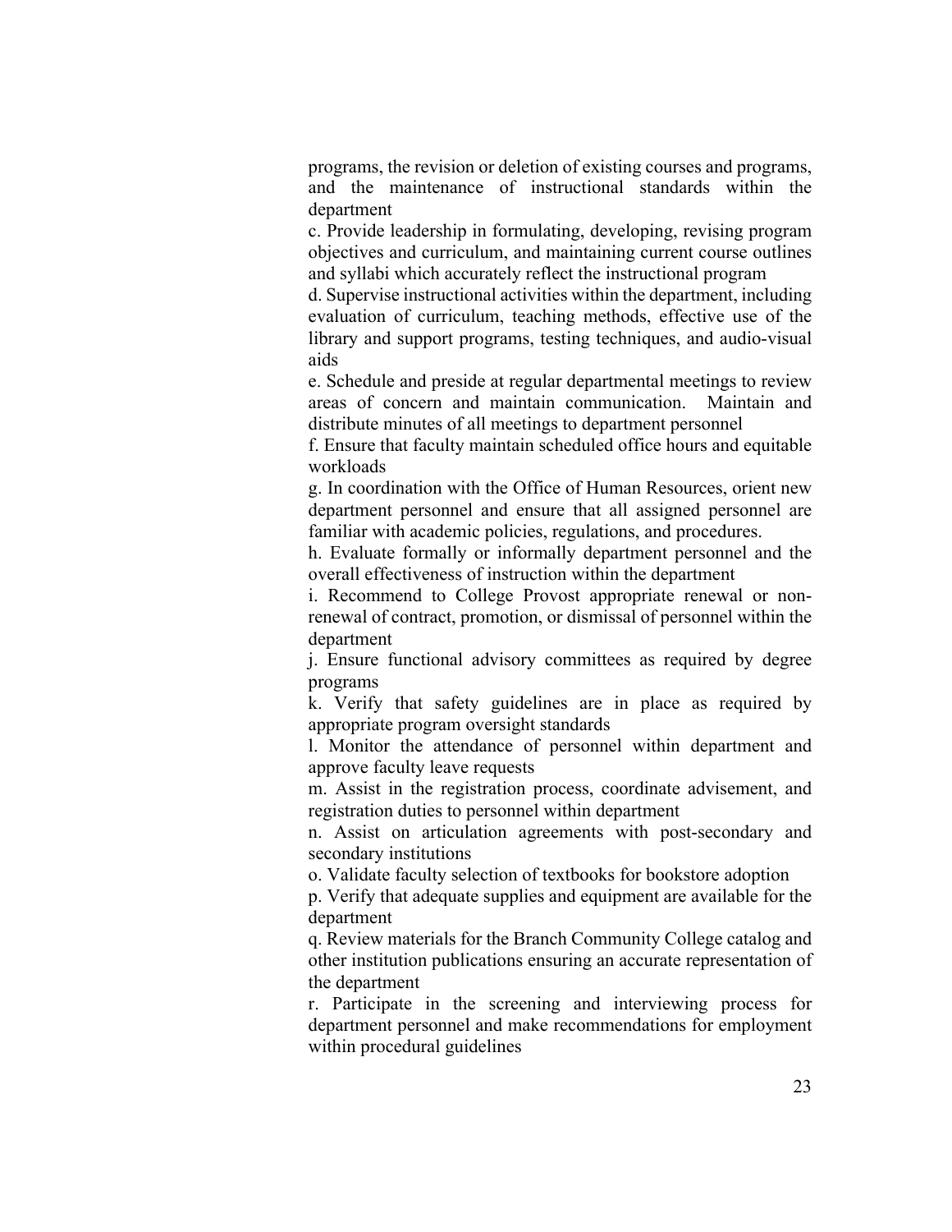programs, the revision or deletion of existing courses and programs, and the maintenance of instructional standards within the department

c. Provide leadership in formulating, developing, revising program objectives and curriculum, and maintaining current course outlines and syllabi which accurately reflect the instructional program

d. Supervise instructional activities within the department, including evaluation of curriculum, teaching methods, effective use of the library and support programs, testing techniques, and audio-visual aids

e. Schedule and preside at regular departmental meetings to review areas of concern and maintain communication. Maintain and distribute minutes of all meetings to department personnel

f. Ensure that faculty maintain scheduled office hours and equitable workloads

g. In coordination with the Office of Human Resources, orient new department personnel and ensure that all assigned personnel are familiar with academic policies, regulations, and procedures.

h. Evaluate formally or informally department personnel and the overall effectiveness of instruction within the department

i. Recommend to College Provost appropriate renewal or non-renewal of contract, promotion, or dismissal of personnel within the department

j. Ensure functional advisory committees as required by degree programs

k. Verify that safety guidelines are in place as required by appropriate program oversight standards

l. Monitor the attendance of personnel within department and approve faculty leave requests

m. Assist in the registration process, coordinate advisement, and registration duties to personnel within department

n. Assist on articulation agreements with post-secondary and secondary institutions

o. Validate faculty selection of textbooks for bookstore adoption

p. Verify that adequate supplies and equipment are available for the department

q. Review materials for the Branch Community College catalog and other institution publications ensuring an accurate representation of the department

r. Participate in the screening and interviewing process for department personnel and make recommendations for employment within procedural guidelines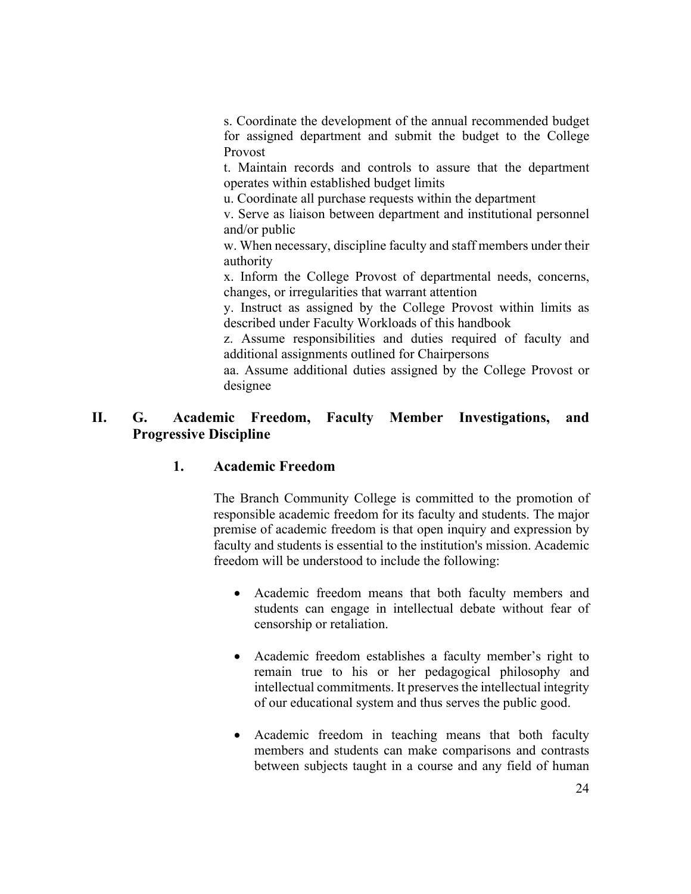s. Coordinate the development of the annual recommended budget for assigned department and submit the budget to the College Provost

t. Maintain records and controls to assure that the department operates within established budget limits

u. Coordinate all purchase requests within the department

v. Serve as liaison between department and institutional personnel and/or public

w. When necessary, discipline faculty and staff members under their authority

x. Inform the College Provost of departmental needs, concerns, changes, or irregularities that warrant attention

y. Instruct as assigned by the College Provost within limits as described under Faculty Workloads of this handbook

z. Assume responsibilities and duties required of faculty and additional assignments outlined for Chairpersons

aa. Assume additional duties assigned by the College Provost or designee

## II. G. Academic Freedom, Faculty Member Investigations, and Progressive Discipline

### 1. Academic Freedom

The Branch Community College is committed to the promotion of responsible academic freedom for its faculty and students. The major premise of academic freedom is that open inquiry and expression by faculty and students is essential to the institution's mission. Academic freedom will be understood to include the following:

- Academic freedom means that both faculty members and students can engage in intellectual debate without fear of censorship or retaliation.

- Academic freedom establishes a faculty member's right to remain true to his or her pedagogical philosophy and intellectual commitments. It preserves the intellectual integrity of our educational system and thus serves the public good.

- Academic freedom in teaching means that both faculty members and students can make comparisons and contrasts between subjects taught in a course and any field of human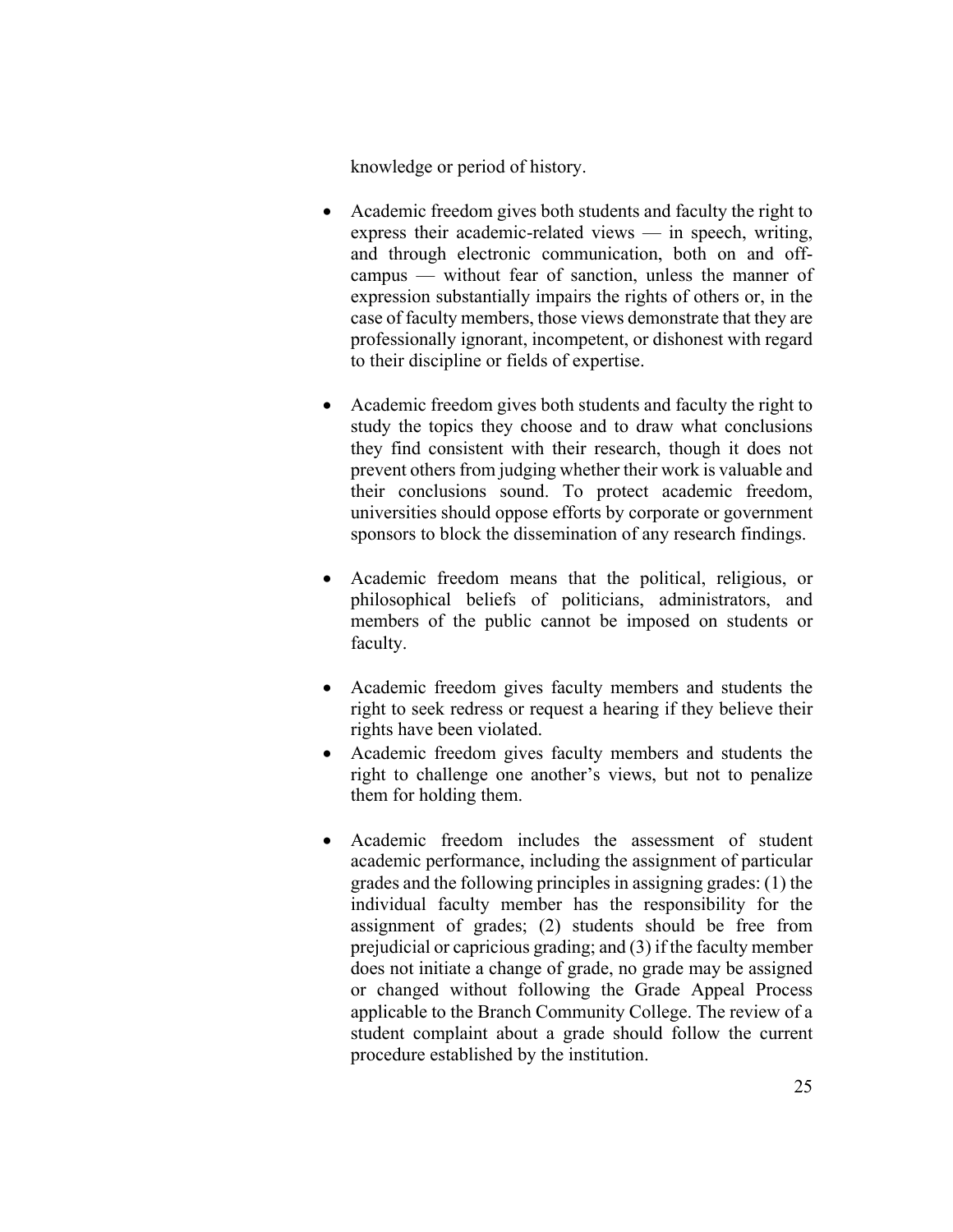knowledge or period of history.

- Academic freedom gives both students and faculty the right to express their academic-related views — in speech, writing, and through electronic communication, both on and off-campus — without fear of sanction, unless the manner of expression substantially impairs the rights of others or, in the case of faculty members, those views demonstrate that they are professionally ignorant, incompetent, or dishonest with regard to their discipline or fields of expertise.

- Academic freedom gives both students and faculty the right to study the topics they choose and to draw what conclusions they find consistent with their research, though it does not prevent others from judging whether their work is valuable and their conclusions sound. To protect academic freedom, universities should oppose efforts by corporate or government sponsors to block the dissemination of any research findings.

- Academic freedom means that the political, religious, or philosophical beliefs of politicians, administrators, and members of the public cannot be imposed on students or faculty.

- Academic freedom gives faculty members and students the right to seek redress or request a hearing if they believe their rights have been violated.
- Academic freedom gives faculty members and students the right to challenge one another's views, but not to penalize them for holding them.

- Academic freedom includes the assessment of student academic performance, including the assignment of particular grades and the following principles in assigning grades: (1) the individual faculty member has the responsibility for the assignment of grades; (2) students should be free from prejudicial or capricious grading; and (3) if the faculty member does not initiate a change of grade, no grade may be assigned or changed without following the Grade Appeal Process applicable to the Branch Community College. The review of a student complaint about a grade should follow the current procedure established by the institution.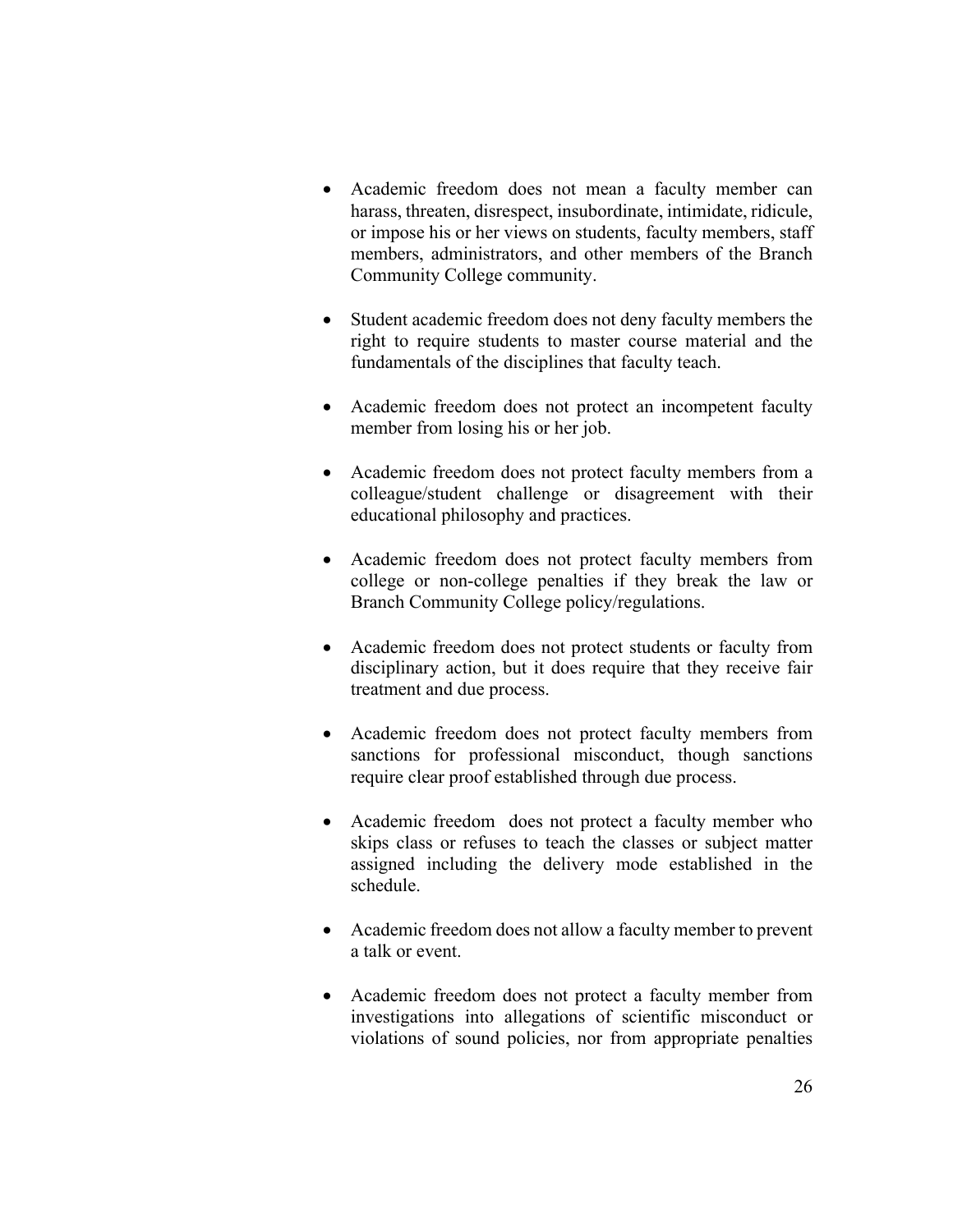- Academic freedom does not mean a faculty member can harass, threaten, disrespect, insubordinate, intimidate, ridicule, or impose his or her views on students, faculty members, staff members, administrators, and other members of the Branch Community College community.

- Student academic freedom does not deny faculty members the right to require students to master course material and the fundamentals of the disciplines that faculty teach.

- Academic freedom does not protect an incompetent faculty member from losing his or her job.

- Academic freedom does not protect faculty members from a colleague/student challenge or disagreement with their educational philosophy and practices.

- Academic freedom does not protect faculty members from college or non-college penalties if they break the law or Branch Community College policy/regulations.

- Academic freedom does not protect students or faculty from disciplinary action, but it does require that they receive fair treatment and due process.

- Academic freedom does not protect faculty members from sanctions for professional misconduct, though sanctions require clear proof established through due process.

- Academic freedom does not protect a faculty member who skips class or refuses to teach the classes or subject matter assigned including the delivery mode established in the schedule.

- Academic freedom does not allow a faculty member to prevent a talk or event.

- Academic freedom does not protect a faculty member from investigations into allegations of scientific misconduct or violations of sound policies, nor from appropriate penalties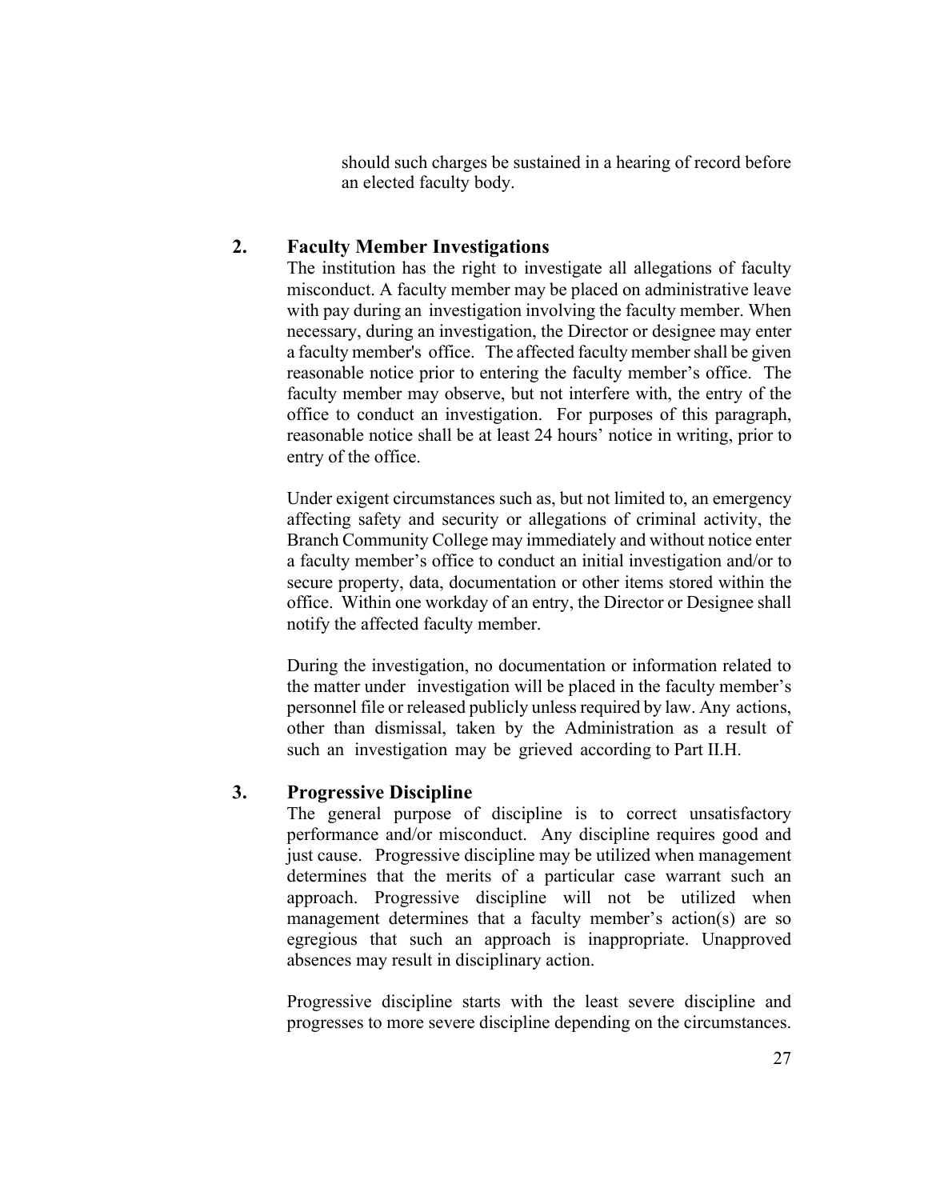should such charges be sustained in a hearing of record before an elected faculty body.

### 2. Faculty Member Investigations

The institution has the right to investigate all allegations of faculty misconduct. A faculty member may be placed on administrative leave with pay during an investigation involving the faculty member. When necessary, during an investigation, the Director or designee may enter a faculty member's office. The affected faculty member shall be given reasonable notice prior to entering the faculty member's office. The faculty member may observe, but not interfere with, the entry of the office to conduct an investigation. For purposes of this paragraph, reasonable notice shall be at least 24 hours' notice in writing, prior to entry of the office.

Under exigent circumstances such as, but not limited to, an emergency affecting safety and security or allegations of criminal activity, the Branch Community College may immediately and without notice enter a faculty member's office to conduct an initial investigation and/or to secure property, data, documentation or other items stored within the office. Within one workday of an entry, the Director or Designee shall notify the affected faculty member.

During the investigation, no documentation or information related to the matter under investigation will be placed in the faculty member's personnel file or released publicly unless required by law. Any actions, other than dismissal, taken by the Administration as a result of such an investigation may be grieved according to Part II.H.

### 3. Progressive Discipline

The general purpose of discipline is to correct unsatisfactory performance and/or misconduct. Any discipline requires good and just cause. Progressive discipline may be utilized when management determines that the merits of a particular case warrant such an approach. Progressive discipline will not be utilized when management determines that a faculty member's action(s) are so egregious that such an approach is inappropriate. Unapproved absences may result in disciplinary action.

Progressive discipline starts with the least severe discipline and progresses to more severe discipline depending on the circumstances.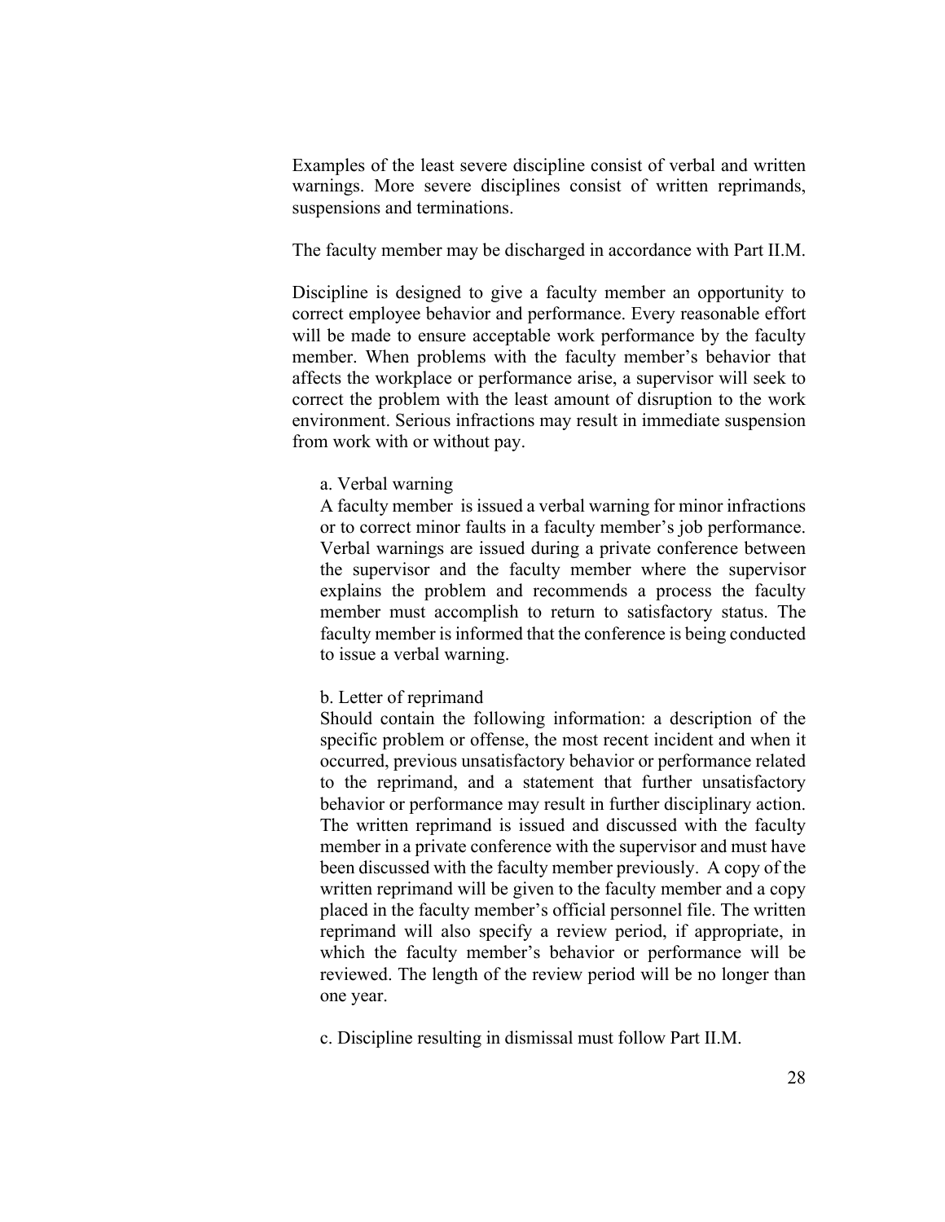Examples of the least severe discipline consist of verbal and written warnings. More severe disciplines consist of written reprimands, suspensions and terminations.

The faculty member may be discharged in accordance with Part II.M.

Discipline is designed to give a faculty member an opportunity to correct employee behavior and performance. Every reasonable effort will be made to ensure acceptable work performance by the faculty member. When problems with the faculty member's behavior that affects the workplace or performance arise, a supervisor will seek to correct the problem with the least amount of disruption to the work environment. Serious infractions may result in immediate suspension from work with or without pay.

a. Verbal warning

A faculty member is issued a verbal warning for minor infractions or to correct minor faults in a faculty member's job performance. Verbal warnings are issued during a private conference between the supervisor and the faculty member where the supervisor explains the problem and recommends a process the faculty member must accomplish to return to satisfactory status. The faculty member is informed that the conference is being conducted to issue a verbal warning.

b. Letter of reprimand

Should contain the following information: a description of the specific problem or offense, the most recent incident and when it occurred, previous unsatisfactory behavior or performance related to the reprimand, and a statement that further unsatisfactory behavior or performance may result in further disciplinary action. The written reprimand is issued and discussed with the faculty member in a private conference with the supervisor and must have been discussed with the faculty member previously. A copy of the written reprimand will be given to the faculty member and a copy placed in the faculty member's official personnel file. The written reprimand will also specify a review period, if appropriate, in which the faculty member's behavior or performance will be reviewed. The length of the review period will be no longer than one year.

c. Discipline resulting in dismissal must follow Part II.M.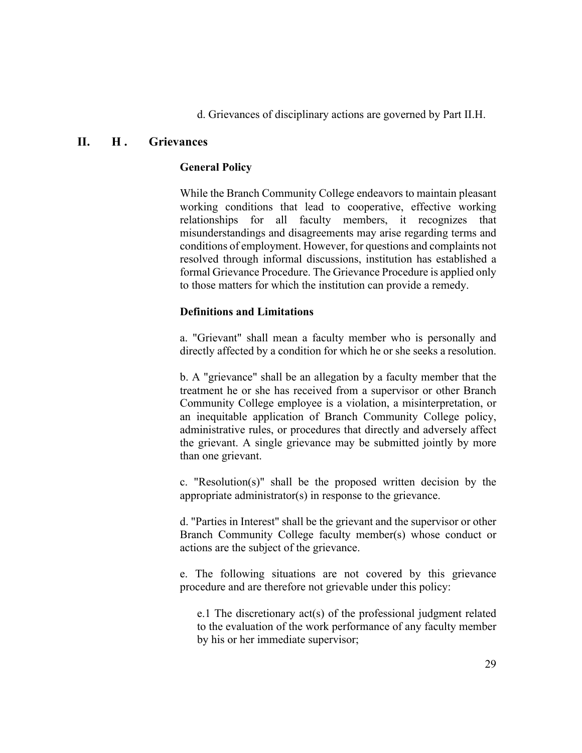d. Grievances of disciplinary actions are governed by Part II.H.

## II. H. Grievances

### General Policy

While the Branch Community College endeavors to maintain pleasant working conditions that lead to cooperative, effective working relationships for all faculty members, it recognizes that misunderstandings and disagreements may arise regarding terms and conditions of employment. However, for questions and complaints not resolved through informal discussions, institution has established a formal Grievance Procedure. The Grievance Procedure is applied only to those matters for which the institution can provide a remedy.

### Definitions and Limitations

a. "Grievant" shall mean a faculty member who is personally and directly affected by a condition for which he or she seeks a resolution.

b. A "grievance" shall be an allegation by a faculty member that the treatment he or she has received from a supervisor or other Branch Community College employee is a violation, a misinterpretation, or an inequitable application of Branch Community College policy, administrative rules, or procedures that directly and adversely affect the grievant. A single grievance may be submitted jointly by more than one grievant.

c. "Resolution(s)" shall be the proposed written decision by the appropriate administrator(s) in response to the grievance.

d. "Parties in Interest" shall be the grievant and the supervisor or other Branch Community College faculty member(s) whose conduct or actions are the subject of the grievance.

e. The following situations are not covered by this grievance procedure and are therefore not grievable under this policy:

e.1 The discretionary act(s) of the professional judgment related to the evaluation of the work performance of any faculty member by his or her immediate supervisor;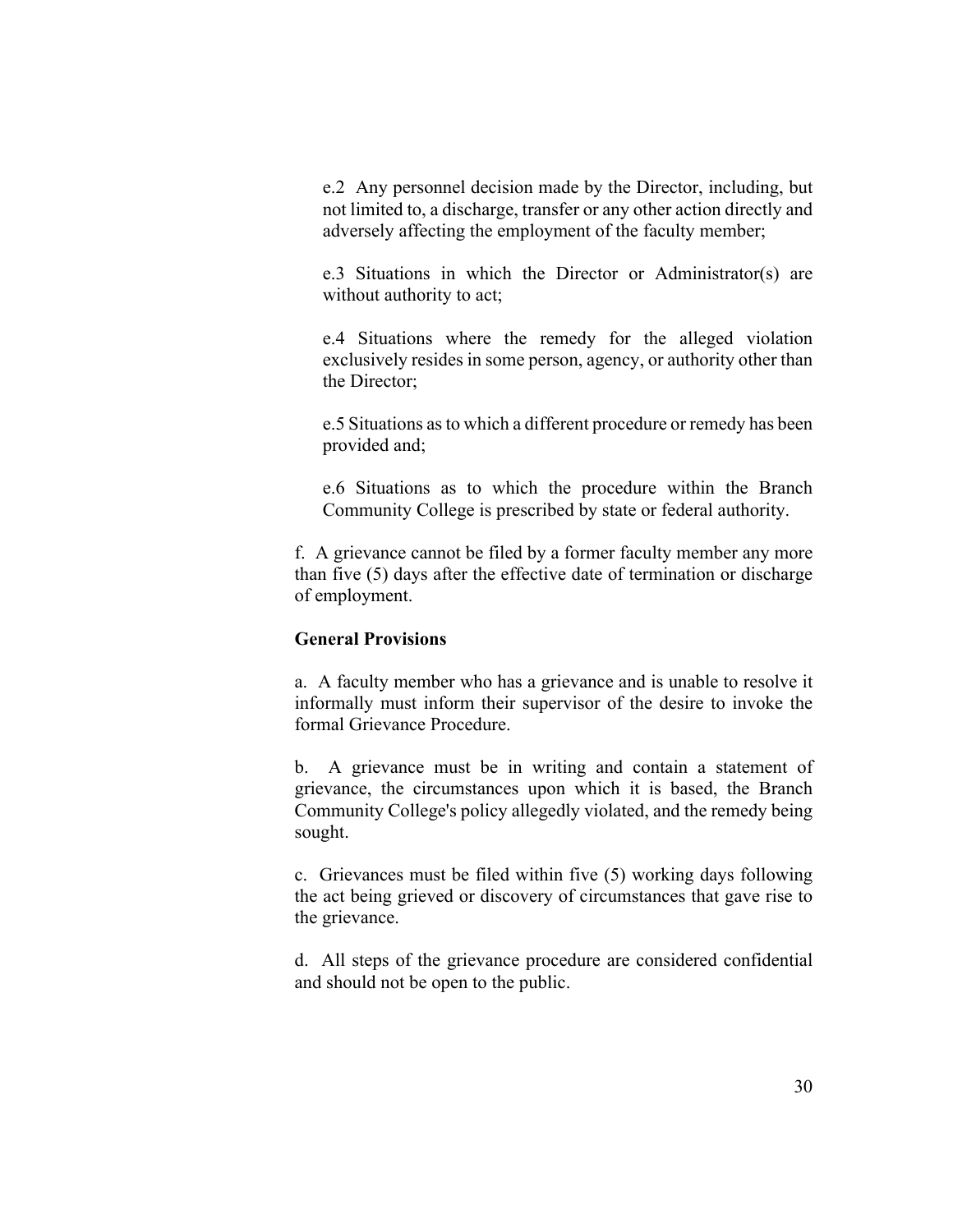e.2 Any personnel decision made by the Director, including, but not limited to, a discharge, transfer or any other action directly and adversely affecting the employment of the faculty member;

e.3 Situations in which the Director or Administrator(s) are without authority to act;

e.4 Situations where the remedy for the alleged violation exclusively resides in some person, agency, or authority other than the Director;

e.5 Situations as to which a different procedure or remedy has been provided and;

e.6 Situations as to which the procedure within the Branch Community College is prescribed by state or federal authority.

f. A grievance cannot be filed by a former faculty member any more than five (5) days after the effective date of termination or discharge of employment.

**General Provisions**

a. A faculty member who has a grievance and is unable to resolve it informally must inform their supervisor of the desire to invoke the formal Grievance Procedure.

b. A grievance must be in writing and contain a statement of grievance, the circumstances upon which it is based, the Branch Community College's policy allegedly violated, and the remedy being sought.

c. Grievances must be filed within five (5) working days following the act being grieved or discovery of circumstances that gave rise to the grievance.

d. All steps of the grievance procedure are considered confidential and should not be open to the public.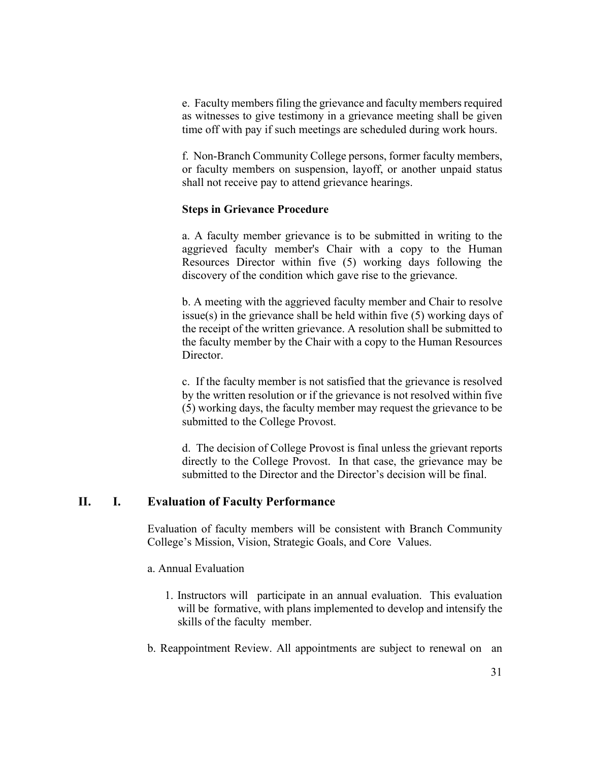e. Faculty members filing the grievance and faculty members required as witnesses to give testimony in a grievance meeting shall be given time off with pay if such meetings are scheduled during work hours.

f. Non-Branch Community College persons, former faculty members, or faculty members on suspension, layoff, or another unpaid status shall not receive pay to attend grievance hearings.

**Steps in Grievance Procedure**

a. A faculty member grievance is to be submitted in writing to the aggrieved faculty member's Chair with a copy to the Human Resources Director within five (5) working days following the discovery of the condition which gave rise to the grievance.

b. A meeting with the aggrieved faculty member and Chair to resolve issue(s) in the grievance shall be held within five (5) working days of the receipt of the written grievance. A resolution shall be submitted to the faculty member by the Chair with a copy to the Human Resources Director.

c. If the faculty member is not satisfied that the grievance is resolved by the written resolution or if the grievance is not resolved within five (5) working days, the faculty member may request the grievance to be submitted to the College Provost.

d. The decision of College Provost is final unless the grievant reports directly to the College Provost. In that case, the grievance may be submitted to the Director and the Director's decision will be final.

## II. I. Evaluation of Faculty Performance

Evaluation of faculty members will be consistent with Branch Community College's Mission, Vision, Strategic Goals, and Core Values.

a. Annual Evaluation

1. Instructors will participate in an annual evaluation. This evaluation will be formative, with plans implemented to develop and intensify the skills of the faculty member.

b. Reappointment Review. All appointments are subject to renewal on an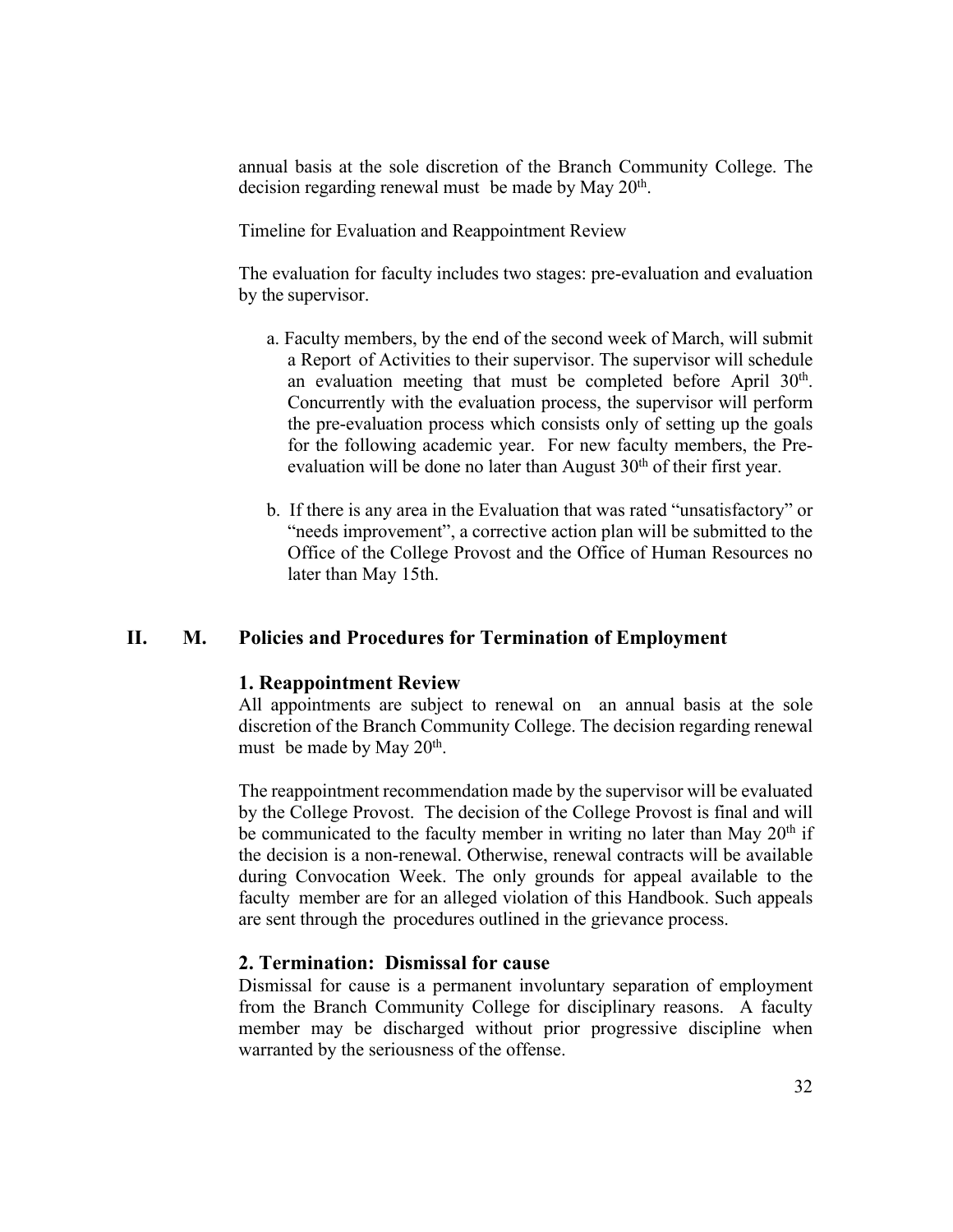annual basis at the sole discretion of the Branch Community College. The decision regarding renewal must be made by May 20th.

Timeline for Evaluation and Reappointment Review

The evaluation for faculty includes two stages: pre-evaluation and evaluation by the supervisor.

a. Faculty members, by the end of the second week of March, will submit a Report of Activities to their supervisor. The supervisor will schedule an evaluation meeting that must be completed before April 30th. Concurrently with the evaluation process, the supervisor will perform the pre-evaluation process which consists only of setting up the goals for the following academic year. For new faculty members, the Pre-evaluation will be done no later than August 30th of their first year.

b. If there is any area in the Evaluation that was rated "unsatisfactory" or "needs improvement", a corrective action plan will be submitted to the Office of the College Provost and the Office of Human Resources no later than May 15th.

## II. M. Policies and Procedures for Termination of Employment

### 1. Reappointment Review

All appointments are subject to renewal on an annual basis at the sole discretion of the Branch Community College. The decision regarding renewal must be made by May 20th.

The reappointment recommendation made by the supervisor will be evaluated by the College Provost. The decision of the College Provost is final and will be communicated to the faculty member in writing no later than May 20th if the decision is a non-renewal. Otherwise, renewal contracts will be available during Convocation Week. The only grounds for appeal available to the faculty member are for an alleged violation of this Handbook. Such appeals are sent through the procedures outlined in the grievance process.

### 2. Termination: Dismissal for cause

Dismissal for cause is a permanent involuntary separation of employment from the Branch Community College for disciplinary reasons. A faculty member may be discharged without prior progressive discipline when warranted by the seriousness of the offense.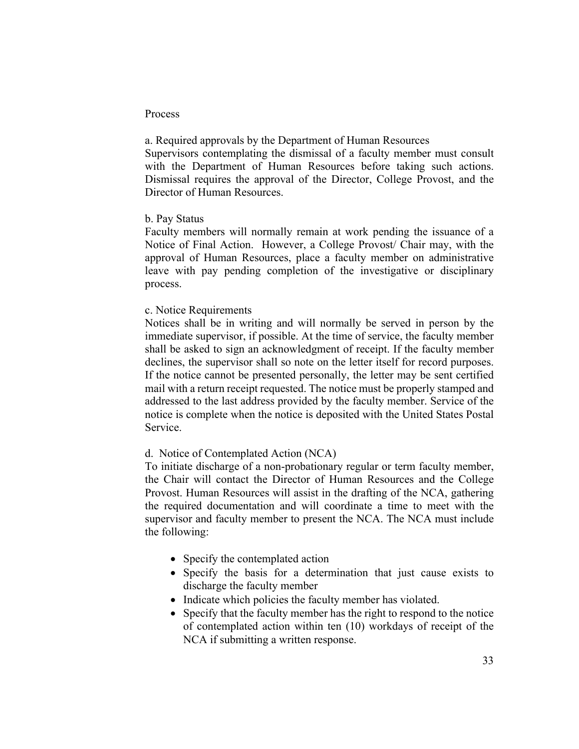Process

a. Required approvals by the Department of Human Resources

Supervisors contemplating the dismissal of a faculty member must consult with the Department of Human Resources before taking such actions. Dismissal requires the approval of the Director, College Provost, and the Director of Human Resources.

b. Pay Status

Faculty members will normally remain at work pending the issuance of a Notice of Final Action. However, a College Provost/ Chair may, with the approval of Human Resources, place a faculty member on administrative leave with pay pending completion of the investigative or disciplinary process.

c. Notice Requirements

Notices shall be in writing and will normally be served in person by the immediate supervisor, if possible. At the time of service, the faculty member shall be asked to sign an acknowledgment of receipt. If the faculty member declines, the supervisor shall so note on the letter itself for record purposes. If the notice cannot be presented personally, the letter may be sent certified mail with a return receipt requested. The notice must be properly stamped and addressed to the last address provided by the faculty member. Service of the notice is complete when the notice is deposited with the United States Postal Service.

d. Notice of Contemplated Action (NCA)

To initiate discharge of a non-probationary regular or term faculty member, the Chair will contact the Director of Human Resources and the College Provost. Human Resources will assist in the drafting of the NCA, gathering the required documentation and will coordinate a time to meet with the supervisor and faculty member to present the NCA. The NCA must include the following:

- Specify the contemplated action
- Specify the basis for a determination that just cause exists to discharge the faculty member
- Indicate which policies the faculty member has violated.
- Specify that the faculty member has the right to respond to the notice of contemplated action within ten (10) workdays of receipt of the NCA if submitting a written response.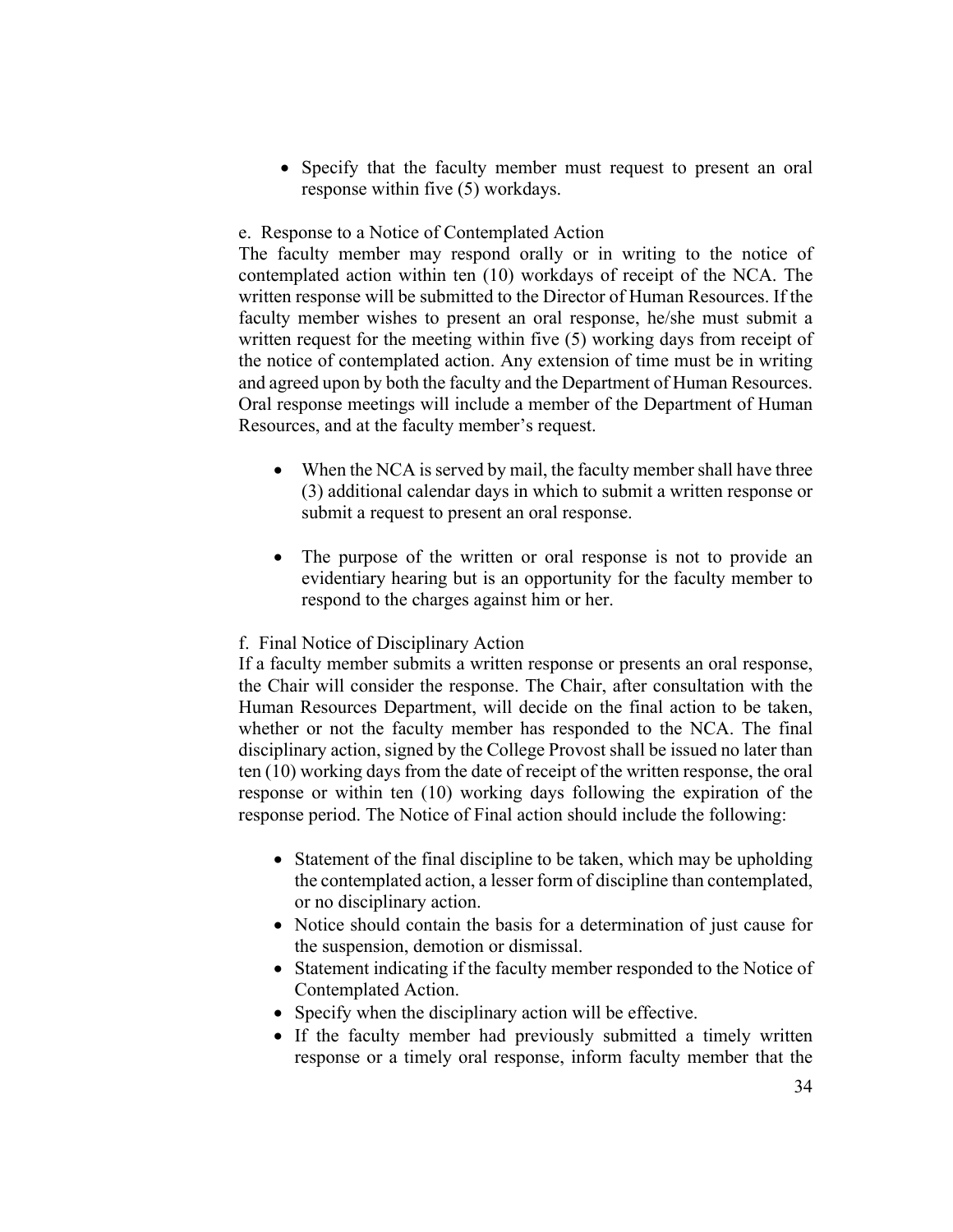- Specify that the faculty member must request to present an oral response within five (5) workdays.

e. Response to a Notice of Contemplated Action

The faculty member may respond orally or in writing to the notice of contemplated action within ten (10) workdays of receipt of the NCA. The written response will be submitted to the Director of Human Resources. If the faculty member wishes to present an oral response, he/she must submit a written request for the meeting within five (5) working days from receipt of the notice of contemplated action. Any extension of time must be in writing and agreed upon by both the faculty and the Department of Human Resources. Oral response meetings will include a member of the Department of Human Resources, and at the faculty member's request.

- When the NCA is served by mail, the faculty member shall have three (3) additional calendar days in which to submit a written response or submit a request to present an oral response.
- The purpose of the written or oral response is not to provide an evidentiary hearing but is an opportunity for the faculty member to respond to the charges against him or her.

f. Final Notice of Disciplinary Action

If a faculty member submits a written response or presents an oral response, the Chair will consider the response. The Chair, after consultation with the Human Resources Department, will decide on the final action to be taken, whether or not the faculty member has responded to the NCA. The final disciplinary action, signed by the College Provost shall be issued no later than ten (10) working days from the date of receipt of the written response, the oral response or within ten (10) working days following the expiration of the response period. The Notice of Final action should include the following:

- Statement of the final discipline to be taken, which may be upholding the contemplated action, a lesser form of discipline than contemplated, or no disciplinary action.
- Notice should contain the basis for a determination of just cause for the suspension, demotion or dismissal.
- Statement indicating if the faculty member responded to the Notice of Contemplated Action.
- Specify when the disciplinary action will be effective.
- If the faculty member had previously submitted a timely written response or a timely oral response, inform faculty member that the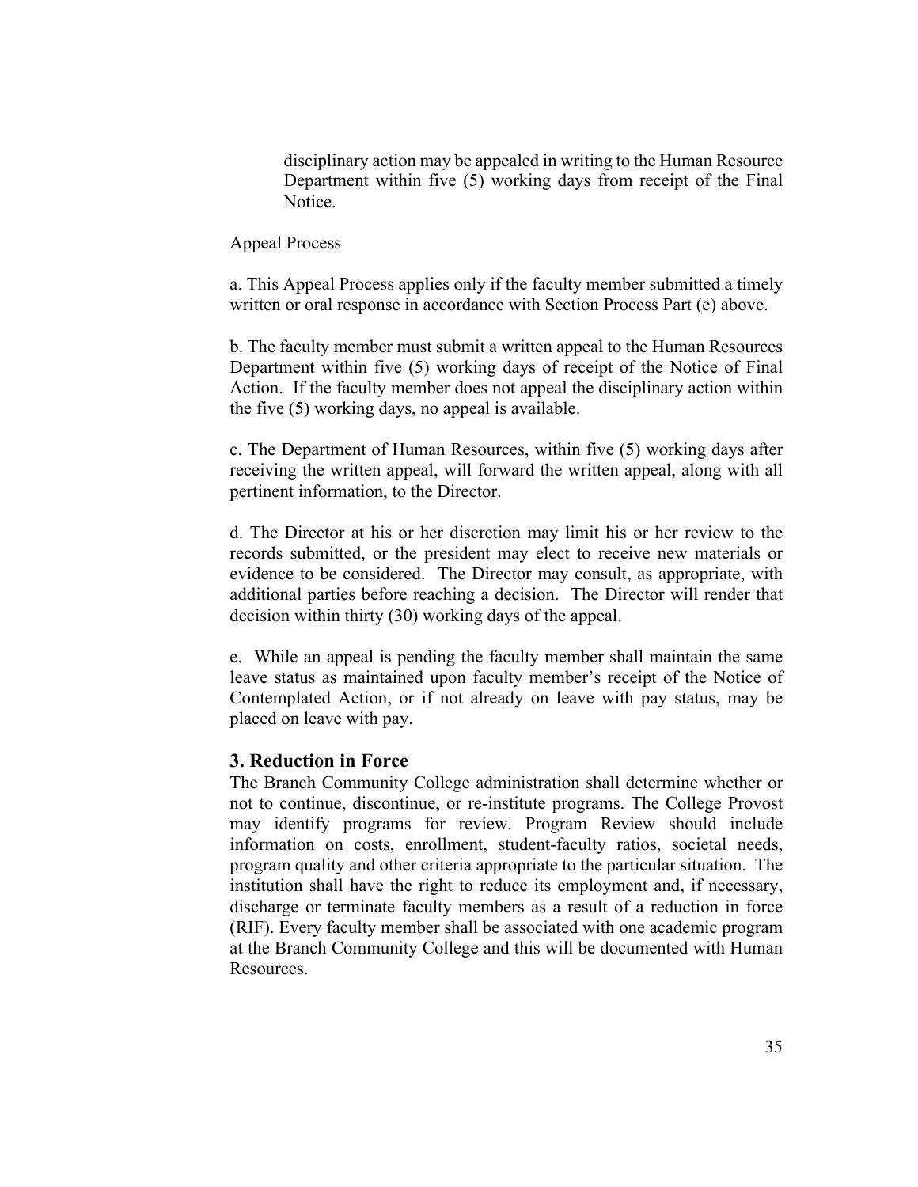disciplinary action may be appealed in writing to the Human Resource Department within five (5) working days from receipt of the Final Notice.

Appeal Process

a. This Appeal Process applies only if the faculty member submitted a timely written or oral response in accordance with Section Process Part (e) above.

b. The faculty member must submit a written appeal to the Human Resources Department within five (5) working days of receipt of the Notice of Final Action. If the faculty member does not appeal the disciplinary action within the five (5) working days, no appeal is available.

c. The Department of Human Resources, within five (5) working days after receiving the written appeal, will forward the written appeal, along with all pertinent information, to the Director.

d. The Director at his or her discretion may limit his or her review to the records submitted, or the president may elect to receive new materials or evidence to be considered. The Director may consult, as appropriate, with additional parties before reaching a decision. The Director will render that decision within thirty (30) working days of the appeal.

e. While an appeal is pending the faculty member shall maintain the same leave status as maintained upon faculty member's receipt of the Notice of Contemplated Action, or if not already on leave with pay status, may be placed on leave with pay.

### 3. Reduction in Force

The Branch Community College administration shall determine whether or not to continue, discontinue, or re-institute programs. The College Provost may identify programs for review. Program Review should include information on costs, enrollment, student-faculty ratios, societal needs, program quality and other criteria appropriate to the particular situation. The institution shall have the right to reduce its employment and, if necessary, discharge or terminate faculty members as a result of a reduction in force (RIF). Every faculty member shall be associated with one academic program at the Branch Community College and this will be documented with Human Resources.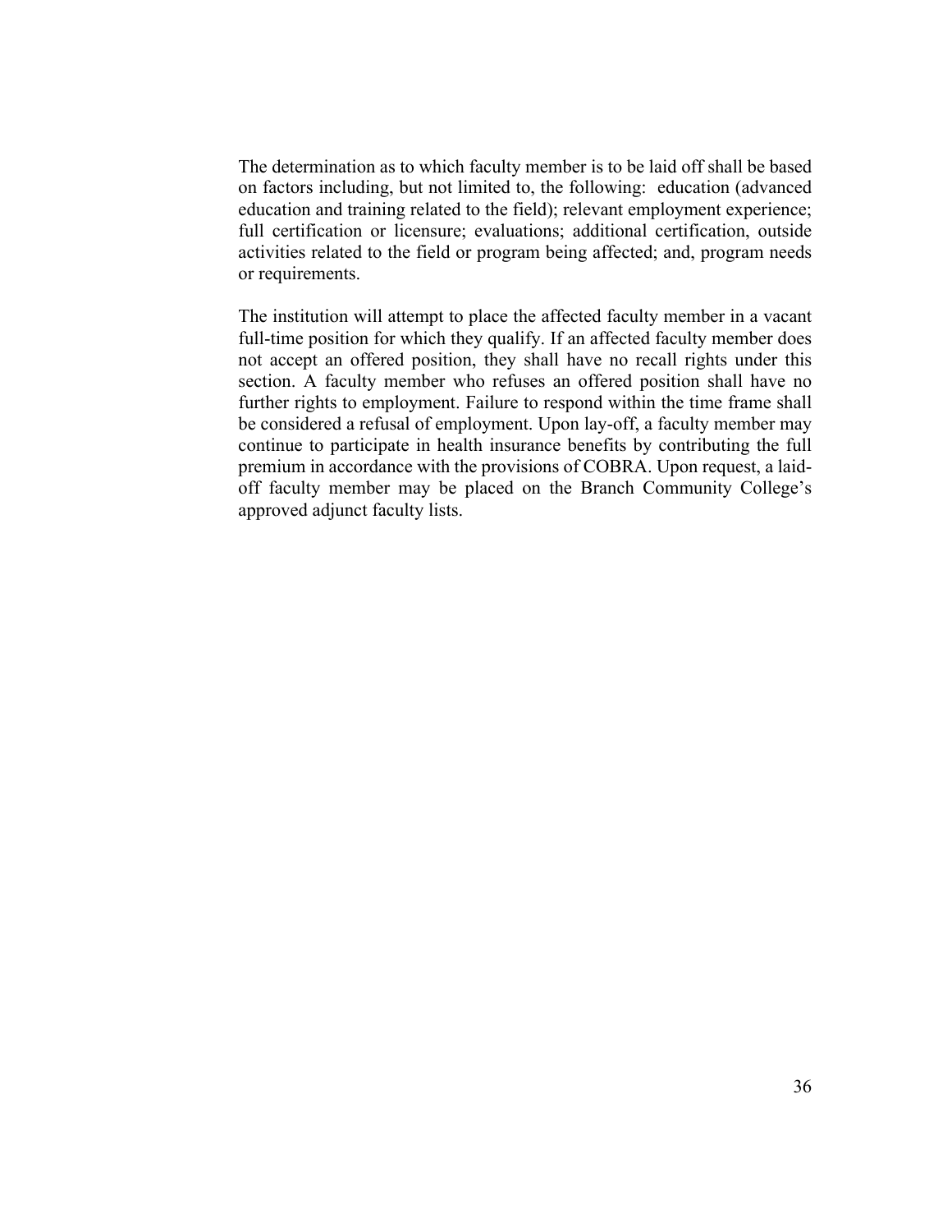The determination as to which faculty member is to be laid off shall be based on factors including, but not limited to, the following: education (advanced education and training related to the field); relevant employment experience; full certification or licensure; evaluations; additional certification, outside activities related to the field or program being affected; and, program needs or requirements.

The institution will attempt to place the affected faculty member in a vacant full-time position for which they qualify. If an affected faculty member does not accept an offered position, they shall have no recall rights under this section. A faculty member who refuses an offered position shall have no further rights to employment. Failure to respond within the time frame shall be considered a refusal of employment. Upon lay-off, a faculty member may continue to participate in health insurance benefits by contributing the full premium in accordance with the provisions of COBRA. Upon request, a laid-off faculty member may be placed on the Branch Community College's approved adjunct faculty lists.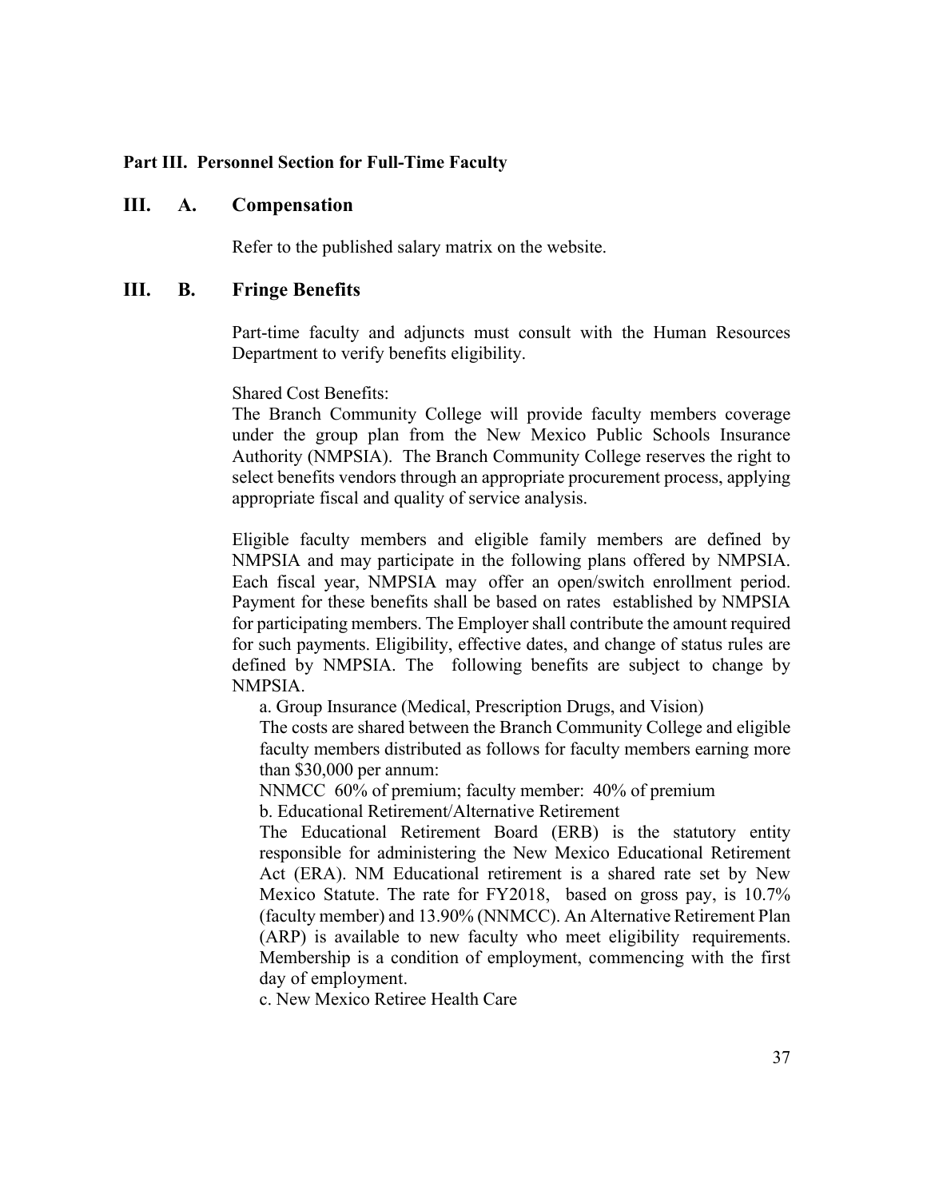**Part III. Personnel Section for Full-Time Faculty**

## III. A. Compensation

Refer to the published salary matrix on the website.

## III. B. Fringe Benefits

Part-time faculty and adjuncts must consult with the Human Resources Department to verify benefits eligibility.

Shared Cost Benefits:
The Branch Community College will provide faculty members coverage under the group plan from the New Mexico Public Schools Insurance Authority (NMPSIA). The Branch Community College reserves the right to select benefits vendors through an appropriate procurement process, applying appropriate fiscal and quality of service analysis.

Eligible faculty members and eligible family members are defined by NMPSIA and may participate in the following plans offered by NMPSIA. Each fiscal year, NMPSIA may offer an open/switch enrollment period. Payment for these benefits shall be based on rates established by NMPSIA for participating members. The Employer shall contribute the amount required for such payments. Eligibility, effective dates, and change of status rules are defined by NMPSIA. The following benefits are subject to change by NMPSIA.

a. Group Insurance (Medical, Prescription Drugs, and Vision)
The costs are shared between the Branch Community College and eligible faculty members distributed as follows for faculty members earning more than $30,000 per annum:
NNMCC 60% of premium; faculty member: 40% of premium

b. Educational Retirement/Alternative Retirement
The Educational Retirement Board (ERB) is the statutory entity responsible for administering the New Mexico Educational Retirement Act (ERA). NM Educational retirement is a shared rate set by New Mexico Statute. The rate for FY2018, based on gross pay, is 10.7% (faculty member) and 13.90% (NNMCC). An Alternative Retirement Plan (ARP) is available to new faculty who meet eligibility requirements. Membership is a condition of employment, commencing with the first day of employment.

c. New Mexico Retiree Health Care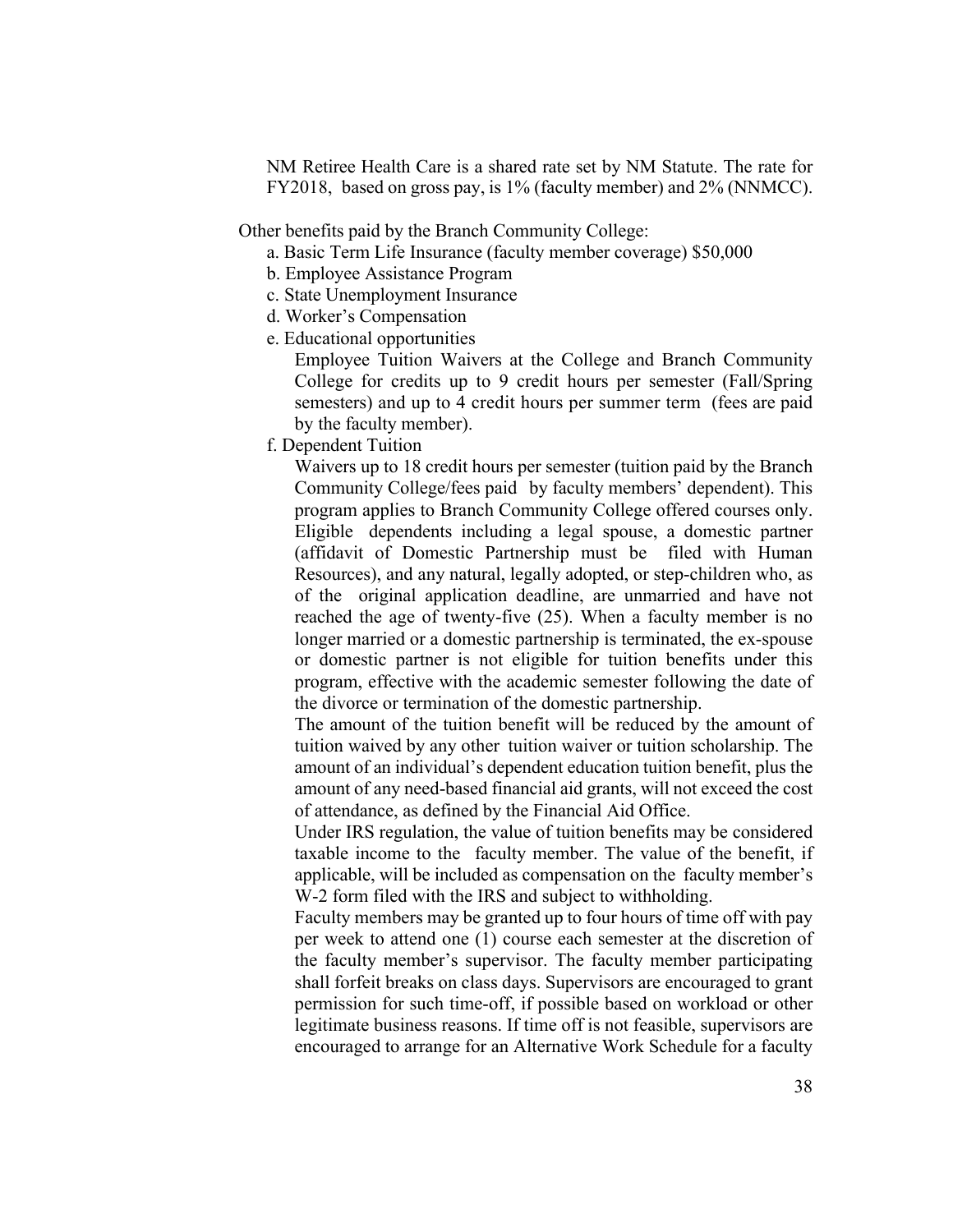NM Retiree Health Care is a shared rate set by NM Statute. The rate for FY2018, based on gross pay, is 1% (faculty member) and 2% (NNMCC).

Other benefits paid by the Branch Community College:

a. Basic Term Life Insurance (faculty member coverage) $50,000

b. Employee Assistance Program

c. State Unemployment Insurance

d. Worker's Compensation

e. Educational opportunities

Employee Tuition Waivers at the College and Branch Community College for credits up to 9 credit hours per semester (Fall/Spring semesters) and up to 4 credit hours per summer term (fees are paid by the faculty member).

f. Dependent Tuition

Waivers up to 18 credit hours per semester (tuition paid by the Branch Community College/fees paid by faculty members' dependent). This program applies to Branch Community College offered courses only. Eligible dependents including a legal spouse, a domestic partner (affidavit of Domestic Partnership must be filed with Human Resources), and any natural, legally adopted, or step-children who, as of the original application deadline, are unmarried and have not reached the age of twenty-five (25). When a faculty member is no longer married or a domestic partnership is terminated, the ex-spouse or domestic partner is not eligible for tuition benefits under this program, effective with the academic semester following the date of the divorce or termination of the domestic partnership.

The amount of the tuition benefit will be reduced by the amount of tuition waived by any other tuition waiver or tuition scholarship. The amount of an individual's dependent education tuition benefit, plus the amount of any need-based financial aid grants, will not exceed the cost of attendance, as defined by the Financial Aid Office.

Under IRS regulation, the value of tuition benefits may be considered taxable income to the faculty member. The value of the benefit, if applicable, will be included as compensation on the faculty member's W-2 form filed with the IRS and subject to withholding.

Faculty members may be granted up to four hours of time off with pay per week to attend one (1) course each semester at the discretion of the faculty member's supervisor. The faculty member participating shall forfeit breaks on class days. Supervisors are encouraged to grant permission for such time-off, if possible based on workload or other legitimate business reasons. If time off is not feasible, supervisors are encouraged to arrange for an Alternative Work Schedule for a faculty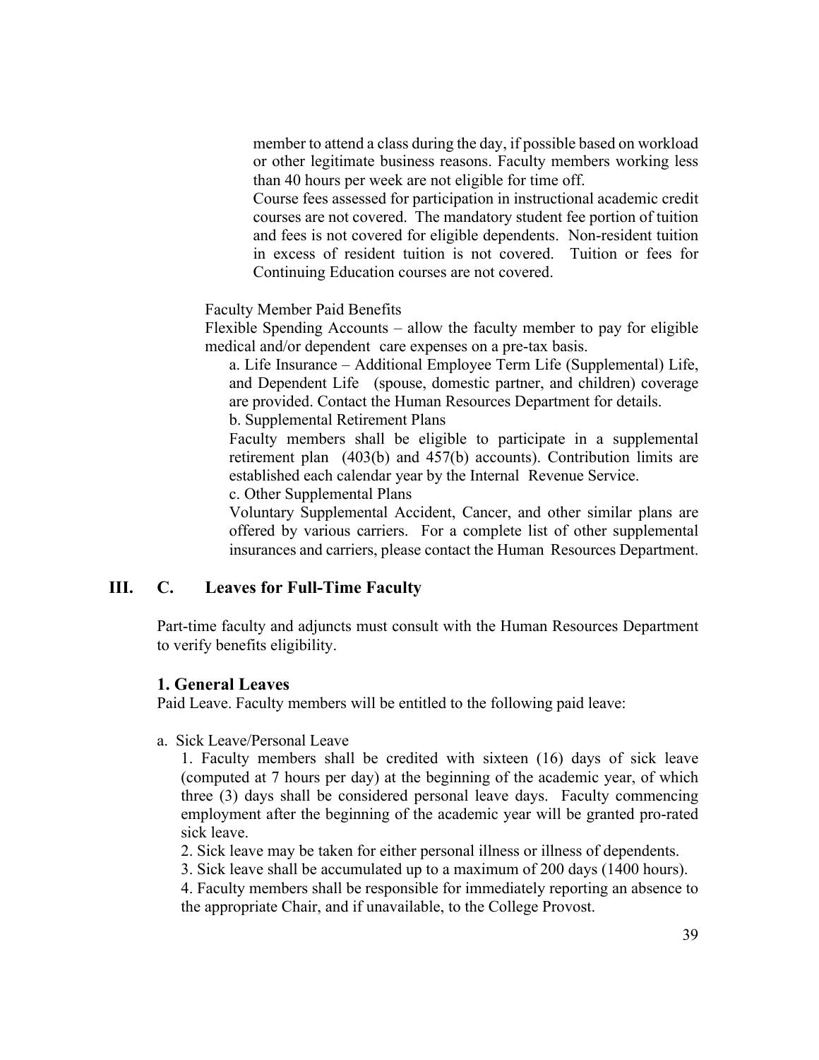member to attend a class during the day, if possible based on workload or other legitimate business reasons. Faculty members working less than 40 hours per week are not eligible for time off.

Course fees assessed for participation in instructional academic credit courses are not covered. The mandatory student fee portion of tuition and fees is not covered for eligible dependents. Non-resident tuition in excess of resident tuition is not covered. Tuition or fees for Continuing Education courses are not covered.

Faculty Member Paid Benefits

Flexible Spending Accounts – allow the faculty member to pay for eligible medical and/or dependent care expenses on a pre-tax basis.

a. Life Insurance – Additional Employee Term Life (Supplemental) Life, and Dependent Life (spouse, domestic partner, and children) coverage are provided. Contact the Human Resources Department for details.

b. Supplemental Retirement Plans

Faculty members shall be eligible to participate in a supplemental retirement plan (403(b) and 457(b) accounts). Contribution limits are established each calendar year by the Internal Revenue Service.

c. Other Supplemental Plans

Voluntary Supplemental Accident, Cancer, and other similar plans are offered by various carriers. For a complete list of other supplemental insurances and carriers, please contact the Human Resources Department.

## III. C. Leaves for Full-Time Faculty

Part-time faculty and adjuncts must consult with the Human Resources Department to verify benefits eligibility.

### 1. General Leaves

Paid Leave. Faculty members will be entitled to the following paid leave:

a. Sick Leave/Personal Leave

1. Faculty members shall be credited with sixteen (16) days of sick leave (computed at 7 hours per day) at the beginning of the academic year, of which three (3) days shall be considered personal leave days. Faculty commencing employment after the beginning of the academic year will be granted pro-rated sick leave.

2. Sick leave may be taken for either personal illness or illness of dependents.

3. Sick leave shall be accumulated up to a maximum of 200 days (1400 hours).

4. Faculty members shall be responsible for immediately reporting an absence to the appropriate Chair, and if unavailable, to the College Provost.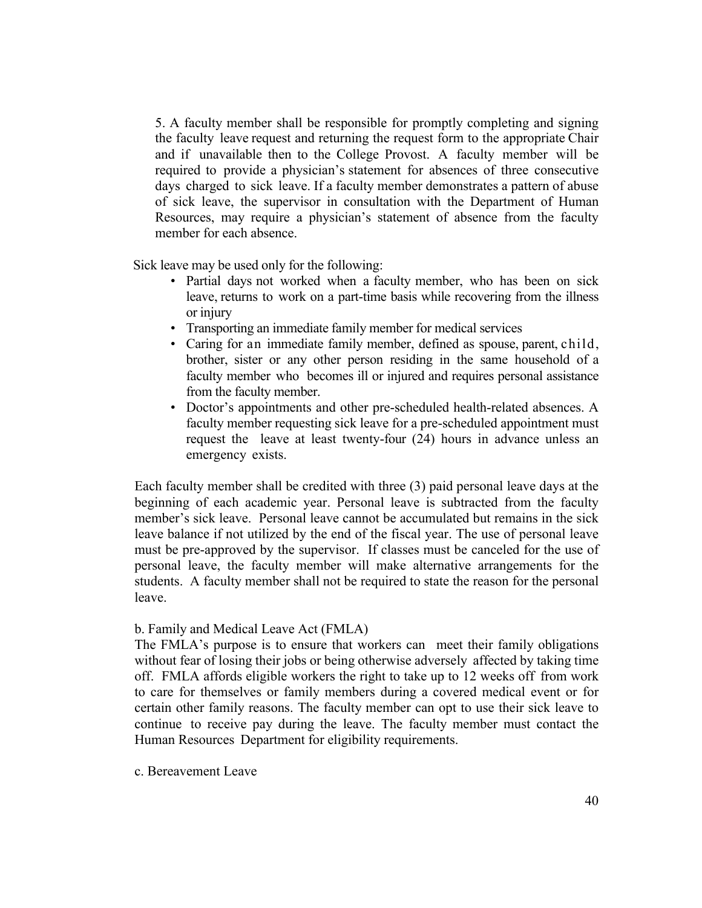5. A faculty member shall be responsible for promptly completing and signing the faculty leave request and returning the request form to the appropriate Chair and if unavailable then to the College Provost. A faculty member will be required to provide a physician's statement for absences of three consecutive days charged to sick leave. If a faculty member demonstrates a pattern of abuse of sick leave, the supervisor in consultation with the Department of Human Resources, may require a physician's statement of absence from the faculty member for each absence.

Sick leave may be used only for the following:

- Partial days not worked when a faculty member, who has been on sick leave, returns to work on a part-time basis while recovering from the illness or injury
- Transporting an immediate family member for medical services
- Caring for an immediate family member, defined as spouse, parent, child, brother, sister or any other person residing in the same household of a faculty member who becomes ill or injured and requires personal assistance from the faculty member.
- Doctor's appointments and other pre-scheduled health-related absences. A faculty member requesting sick leave for a pre-scheduled appointment must request the leave at least twenty-four (24) hours in advance unless an emergency exists.

Each faculty member shall be credited with three (3) paid personal leave days at the beginning of each academic year. Personal leave is subtracted from the faculty member's sick leave. Personal leave cannot be accumulated but remains in the sick leave balance if not utilized by the end of the fiscal year. The use of personal leave must be pre-approved by the supervisor. If classes must be canceled for the use of personal leave, the faculty member will make alternative arrangements for the students. A faculty member shall not be required to state the reason for the personal leave.

b. Family and Medical Leave Act (FMLA)

The FMLA's purpose is to ensure that workers can meet their family obligations without fear of losing their jobs or being otherwise adversely affected by taking time off. FMLA affords eligible workers the right to take up to 12 weeks off from work to care for themselves or family members during a covered medical event or for certain other family reasons. The faculty member can opt to use their sick leave to continue to receive pay during the leave. The faculty member must contact the Human Resources Department for eligibility requirements.

c. Bereavement Leave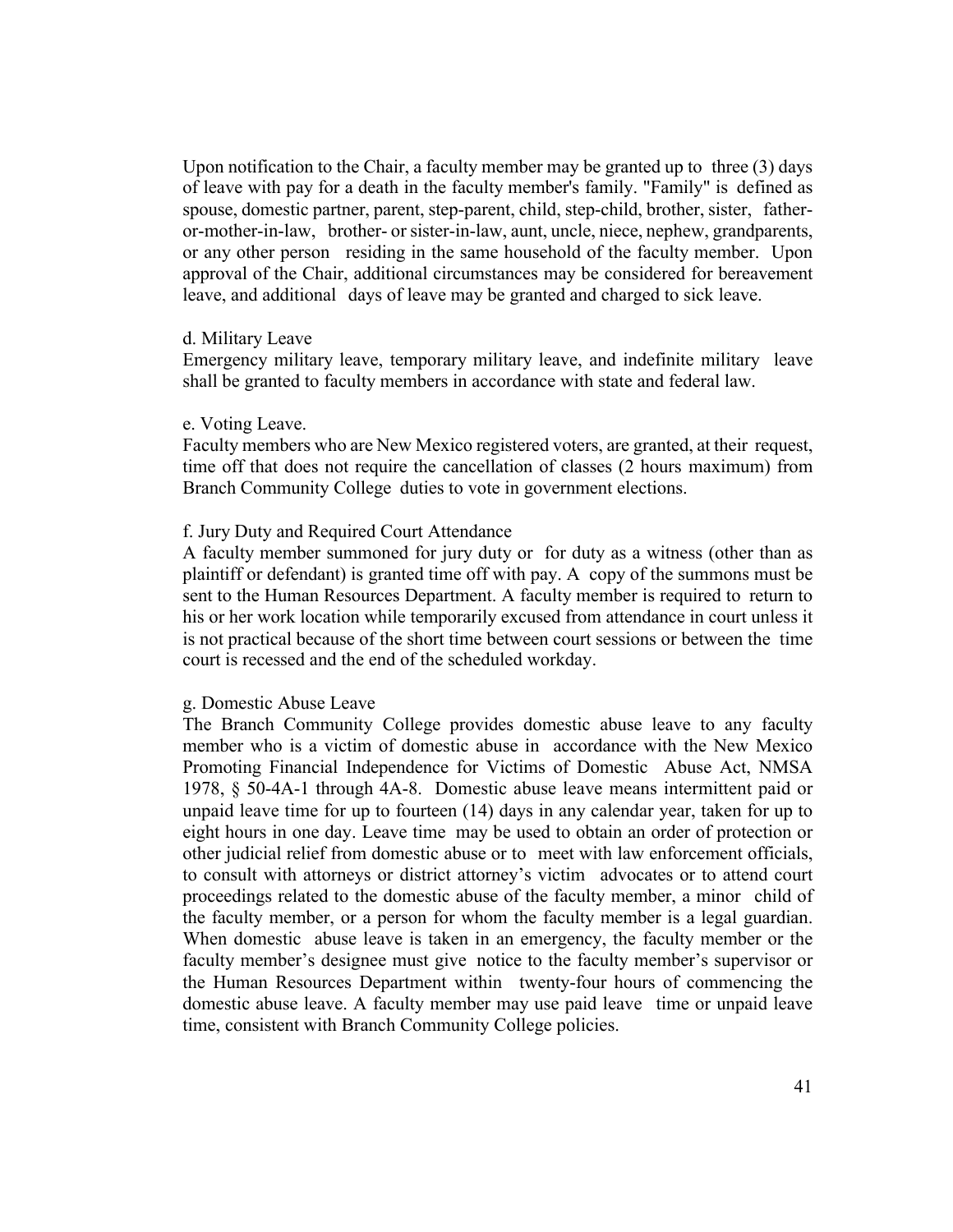Upon notification to the Chair, a faculty member may be granted up to three (3) days of leave with pay for a death in the faculty member's family. "Family" is defined as spouse, domestic partner, parent, step-parent, child, step-child, brother, sister, father- or-mother-in-law, brother- or sister-in-law, aunt, uncle, niece, nephew, grandparents, or any other person residing in the same household of the faculty member. Upon approval of the Chair, additional circumstances may be considered for bereavement leave, and additional days of leave may be granted and charged to sick leave.

d. Military Leave

Emergency military leave, temporary military leave, and indefinite military leave shall be granted to faculty members in accordance with state and federal law.

e. Voting Leave.

Faculty members who are New Mexico registered voters, are granted, at their request, time off that does not require the cancellation of classes (2 hours maximum) from Branch Community College duties to vote in government elections.

f. Jury Duty and Required Court Attendance

A faculty member summoned for jury duty or for duty as a witness (other than as plaintiff or defendant) is granted time off with pay. A copy of the summons must be sent to the Human Resources Department. A faculty member is required to return to his or her work location while temporarily excused from attendance in court unless it is not practical because of the short time between court sessions or between the time court is recessed and the end of the scheduled workday.

g. Domestic Abuse Leave

The Branch Community College provides domestic abuse leave to any faculty member who is a victim of domestic abuse in accordance with the New Mexico Promoting Financial Independence for Victims of Domestic Abuse Act, NMSA 1978, § 50-4A-1 through 4A-8. Domestic abuse leave means intermittent paid or unpaid leave time for up to fourteen (14) days in any calendar year, taken for up to eight hours in one day. Leave time may be used to obtain an order of protection or other judicial relief from domestic abuse or to meet with law enforcement officials, to consult with attorneys or district attorney's victim advocates or to attend court proceedings related to the domestic abuse of the faculty member, a minor child of the faculty member, or a person for whom the faculty member is a legal guardian. When domestic abuse leave is taken in an emergency, the faculty member or the faculty member's designee must give notice to the faculty member's supervisor or the Human Resources Department within twenty-four hours of commencing the domestic abuse leave. A faculty member may use paid leave time or unpaid leave time, consistent with Branch Community College policies.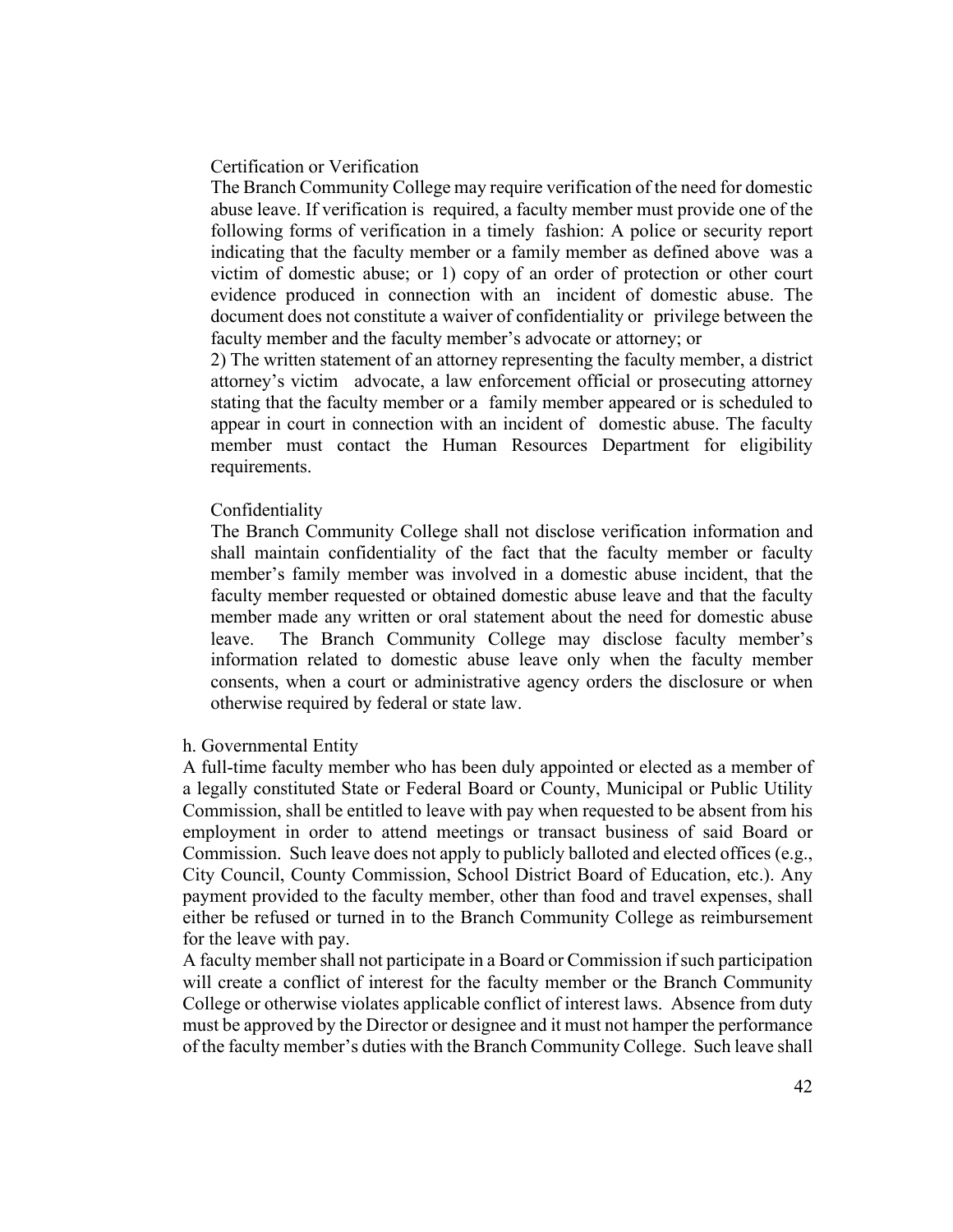Certification or Verification

The Branch Community College may require verification of the need for domestic abuse leave. If verification is required, a faculty member must provide one of the following forms of verification in a timely fashion: A police or security report indicating that the faculty member or a family member as defined above was a victim of domestic abuse; or 1) copy of an order of protection or other court evidence produced in connection with an incident of domestic abuse. The document does not constitute a waiver of confidentiality or privilege between the faculty member and the faculty member's advocate or attorney; or

2) The written statement of an attorney representing the faculty member, a district attorney's victim advocate, a law enforcement official or prosecuting attorney stating that the faculty member or a family member appeared or is scheduled to appear in court in connection with an incident of domestic abuse. The faculty member must contact the Human Resources Department for eligibility requirements.

Confidentiality

The Branch Community College shall not disclose verification information and shall maintain confidentiality of the fact that the faculty member or faculty member's family member was involved in a domestic abuse incident, that the faculty member requested or obtained domestic abuse leave and that the faculty member made any written or oral statement about the need for domestic abuse leave. The Branch Community College may disclose faculty member's information related to domestic abuse leave only when the faculty member consents, when a court or administrative agency orders the disclosure or when otherwise required by federal or state law.

h. Governmental Entity

A full-time faculty member who has been duly appointed or elected as a member of a legally constituted State or Federal Board or County, Municipal or Public Utility Commission, shall be entitled to leave with pay when requested to be absent from his employment in order to attend meetings or transact business of said Board or Commission. Such leave does not apply to publicly balloted and elected offices (e.g., City Council, County Commission, School District Board of Education, etc.). Any payment provided to the faculty member, other than food and travel expenses, shall either be refused or turned in to the Branch Community College as reimbursement for the leave with pay.

A faculty member shall not participate in a Board or Commission if such participation will create a conflict of interest for the faculty member or the Branch Community College or otherwise violates applicable conflict of interest laws. Absence from duty must be approved by the Director or designee and it must not hamper the performance of the faculty member's duties with the Branch Community College. Such leave shall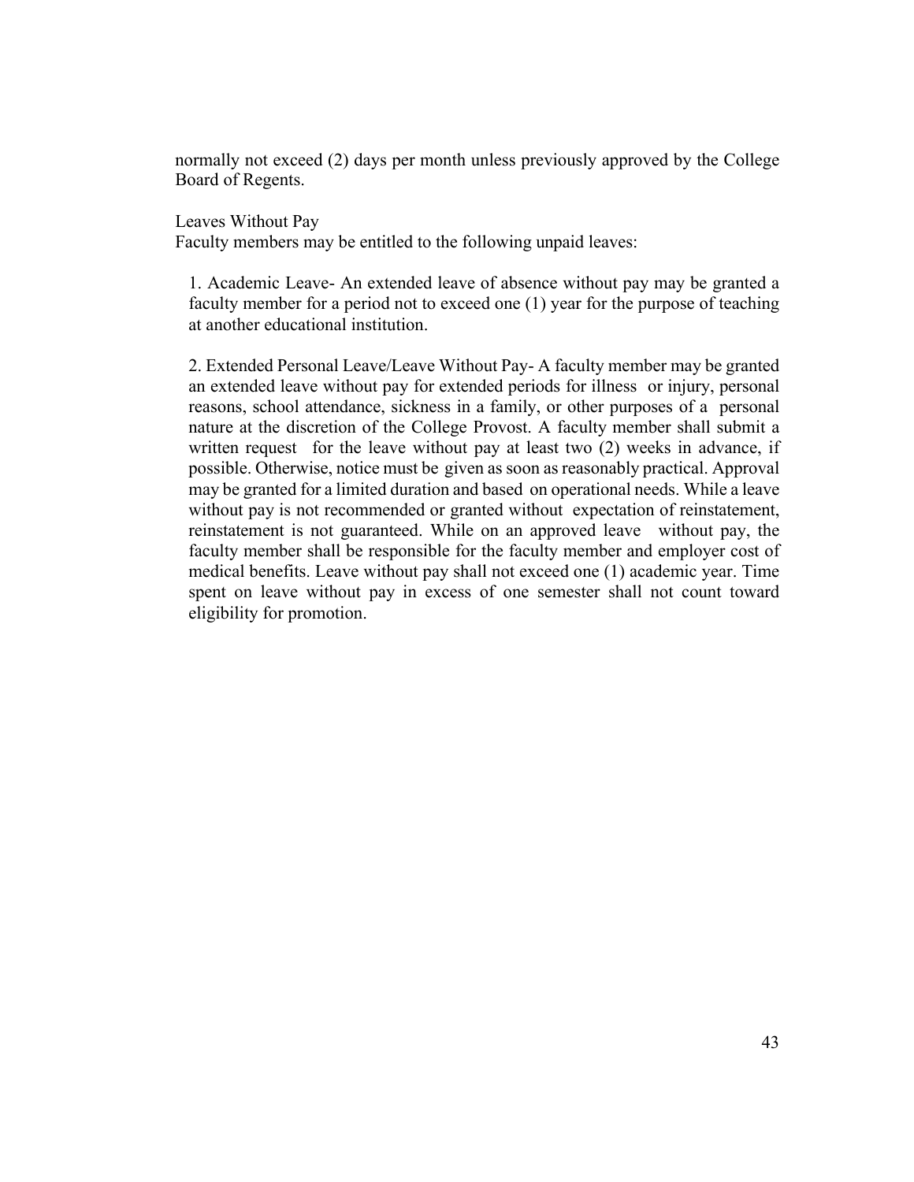normally not exceed (2) days per month unless previously approved by the College Board of Regents.

Leaves Without Pay

Faculty members may be entitled to the following unpaid leaves:

1. Academic Leave- An extended leave of absence without pay may be granted a faculty member for a period not to exceed one (1) year for the purpose of teaching at another educational institution.

2. Extended Personal Leave/Leave Without Pay- A faculty member may be granted an extended leave without pay for extended periods for illness or injury, personal reasons, school attendance, sickness in a family, or other purposes of a personal nature at the discretion of the College Provost. A faculty member shall submit a written request for the leave without pay at least two (2) weeks in advance, if possible. Otherwise, notice must be given as soon as reasonably practical. Approval may be granted for a limited duration and based on operational needs. While a leave without pay is not recommended or granted without expectation of reinstatement, reinstatement is not guaranteed. While on an approved leave without pay, the faculty member shall be responsible for the faculty member and employer cost of medical benefits. Leave without pay shall not exceed one (1) academic year. Time spent on leave without pay in excess of one semester shall not count toward eligibility for promotion.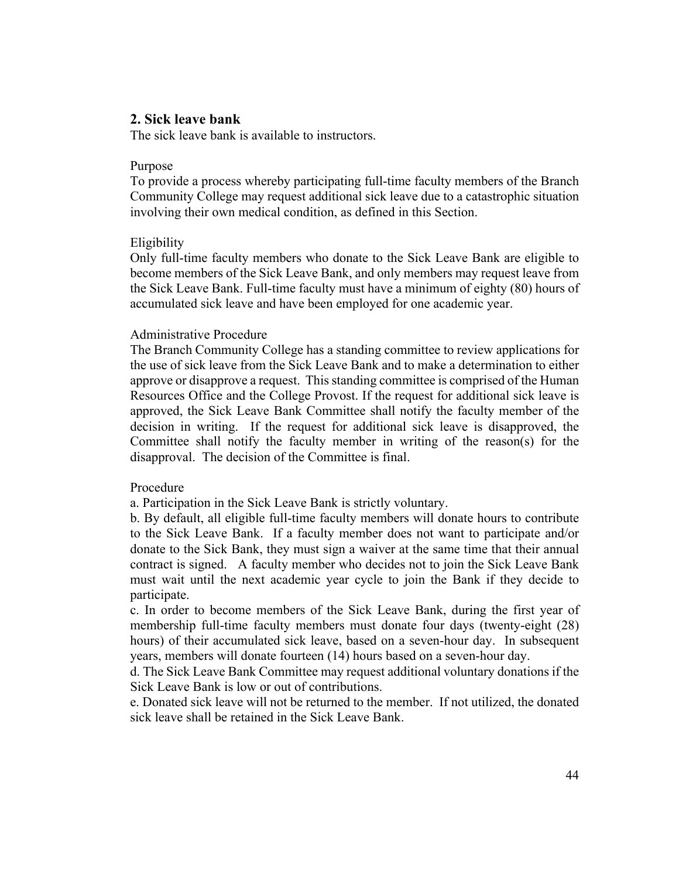## 2. Sick leave bank

The sick leave bank is available to instructors.

Purpose

To provide a process whereby participating full-time faculty members of the Branch Community College may request additional sick leave due to a catastrophic situation involving their own medical condition, as defined in this Section.

Eligibility

Only full-time faculty members who donate to the Sick Leave Bank are eligible to become members of the Sick Leave Bank, and only members may request leave from the Sick Leave Bank. Full-time faculty must have a minimum of eighty (80) hours of accumulated sick leave and have been employed for one academic year.

Administrative Procedure

The Branch Community College has a standing committee to review applications for the use of sick leave from the Sick Leave Bank and to make a determination to either approve or disapprove a request. This standing committee is comprised of the Human Resources Office and the College Provost. If the request for additional sick leave is approved, the Sick Leave Bank Committee shall notify the faculty member of the decision in writing. If the request for additional sick leave is disapproved, the Committee shall notify the faculty member in writing of the reason(s) for the disapproval. The decision of the Committee is final.

Procedure

a. Participation in the Sick Leave Bank is strictly voluntary.

b. By default, all eligible full-time faculty members will donate hours to contribute to the Sick Leave Bank. If a faculty member does not want to participate and/or donate to the Sick Bank, they must sign a waiver at the same time that their annual contract is signed. A faculty member who decides not to join the Sick Leave Bank must wait until the next academic year cycle to join the Bank if they decide to participate.

c. In order to become members of the Sick Leave Bank, during the first year of membership full-time faculty members must donate four days (twenty-eight (28) hours) of their accumulated sick leave, based on a seven-hour day. In subsequent years, members will donate fourteen (14) hours based on a seven-hour day.

d. The Sick Leave Bank Committee may request additional voluntary donations if the Sick Leave Bank is low or out of contributions.

e. Donated sick leave will not be returned to the member. If not utilized, the donated sick leave shall be retained in the Sick Leave Bank.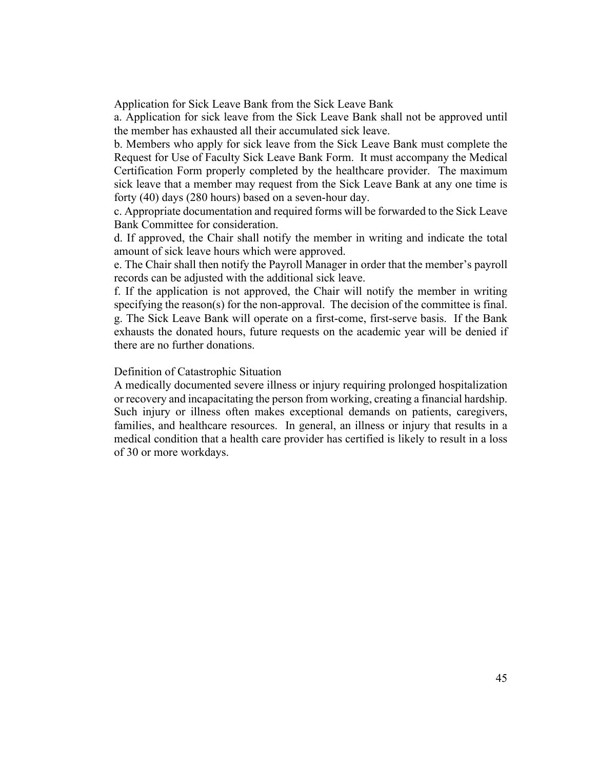Application for Sick Leave Bank from the Sick Leave Bank

a. Application for sick leave from the Sick Leave Bank shall not be approved until the member has exhausted all their accumulated sick leave.

b. Members who apply for sick leave from the Sick Leave Bank must complete the Request for Use of Faculty Sick Leave Bank Form. It must accompany the Medical Certification Form properly completed by the healthcare provider. The maximum sick leave that a member may request from the Sick Leave Bank at any one time is forty (40) days (280 hours) based on a seven-hour day.

c. Appropriate documentation and required forms will be forwarded to the Sick Leave Bank Committee for consideration.

d. If approved, the Chair shall notify the member in writing and indicate the total amount of sick leave hours which were approved.

e. The Chair shall then notify the Payroll Manager in order that the member's payroll records can be adjusted with the additional sick leave.

f. If the application is not approved, the Chair will notify the member in writing specifying the reason(s) for the non-approval. The decision of the committee is final.

g. The Sick Leave Bank will operate on a first-come, first-serve basis. If the Bank exhausts the donated hours, future requests on the academic year will be denied if there are no further donations.

Definition of Catastrophic Situation

A medically documented severe illness or injury requiring prolonged hospitalization or recovery and incapacitating the person from working, creating a financial hardship. Such injury or illness often makes exceptional demands on patients, caregivers, families, and healthcare resources. In general, an illness or injury that results in a medical condition that a health care provider has certified is likely to result in a loss of 30 or more workdays.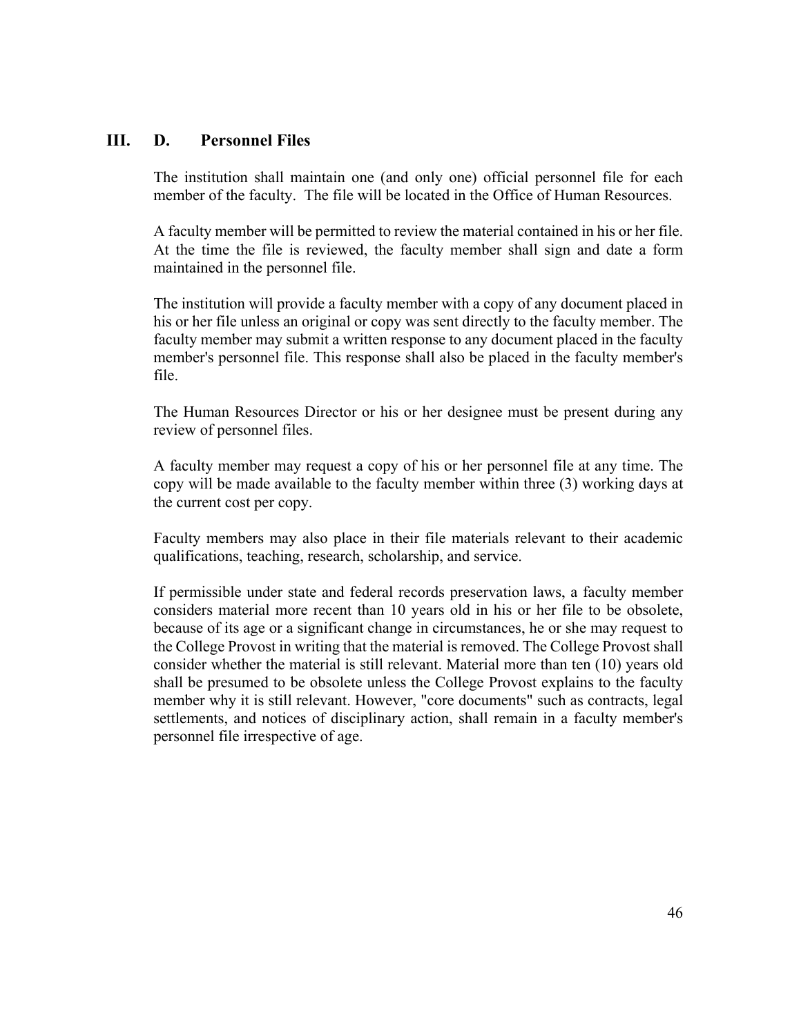## III. D. Personnel Files

The institution shall maintain one (and only one) official personnel file for each member of the faculty. The file will be located in the Office of Human Resources.

A faculty member will be permitted to review the material contained in his or her file. At the time the file is reviewed, the faculty member shall sign and date a form maintained in the personnel file.

The institution will provide a faculty member with a copy of any document placed in his or her file unless an original or copy was sent directly to the faculty member. The faculty member may submit a written response to any document placed in the faculty member's personnel file. This response shall also be placed in the faculty member's file.

The Human Resources Director or his or her designee must be present during any review of personnel files.

A faculty member may request a copy of his or her personnel file at any time. The copy will be made available to the faculty member within three (3) working days at the current cost per copy.

Faculty members may also place in their file materials relevant to their academic qualifications, teaching, research, scholarship, and service.

If permissible under state and federal records preservation laws, a faculty member considers material more recent than 10 years old in his or her file to be obsolete, because of its age or a significant change in circumstances, he or she may request to the College Provost in writing that the material is removed. The College Provost shall consider whether the material is still relevant. Material more than ten (10) years old shall be presumed to be obsolete unless the College Provost explains to the faculty member why it is still relevant. However, "core documents" such as contracts, legal settlements, and notices of disciplinary action, shall remain in a faculty member's personnel file irrespective of age.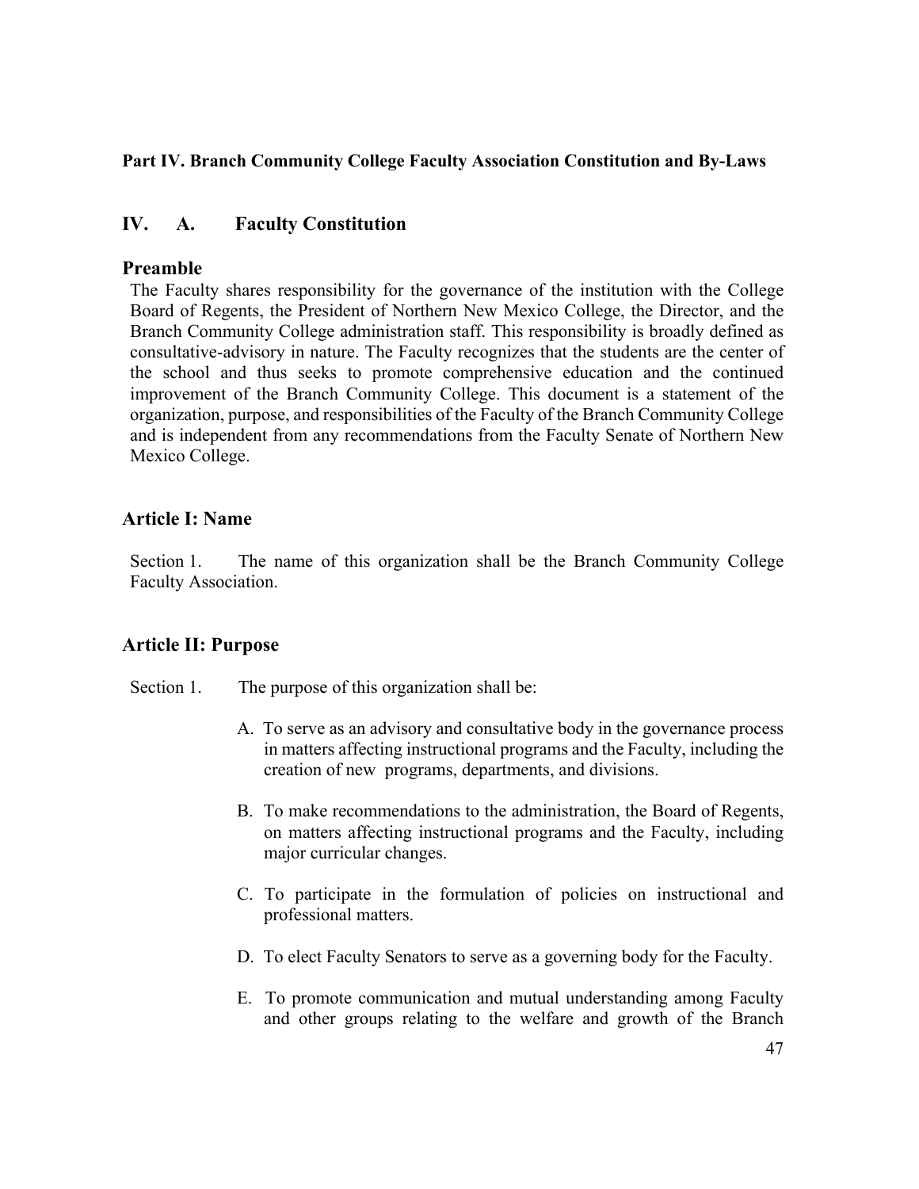**Part IV. Branch Community College Faculty Association Constitution and By-Laws**

## IV. A. Faculty Constitution

### Preamble

The Faculty shares responsibility for the governance of the institution with the College Board of Regents, the President of Northern New Mexico College, the Director, and the Branch Community College administration staff. This responsibility is broadly defined as consultative-advisory in nature. The Faculty recognizes that the students are the center of the school and thus seeks to promote comprehensive education and the continued improvement of the Branch Community College. This document is a statement of the organization, purpose, and responsibilities of the Faculty of the Branch Community College and is independent from any recommendations from the Faculty Senate of Northern New Mexico College.

### Article I: Name

Section 1. The name of this organization shall be the Branch Community College Faculty Association.

### Article II: Purpose

Section 1. The purpose of this organization shall be:

A. To serve as an advisory and consultative body in the governance process in matters affecting instructional programs and the Faculty, including the creation of new programs, departments, and divisions.

B. To make recommendations to the administration, the Board of Regents, on matters affecting instructional programs and the Faculty, including major curricular changes.

C. To participate in the formulation of policies on instructional and professional matters.

D. To elect Faculty Senators to serve as a governing body for the Faculty.

E. To promote communication and mutual understanding among Faculty and other groups relating to the welfare and growth of the Branch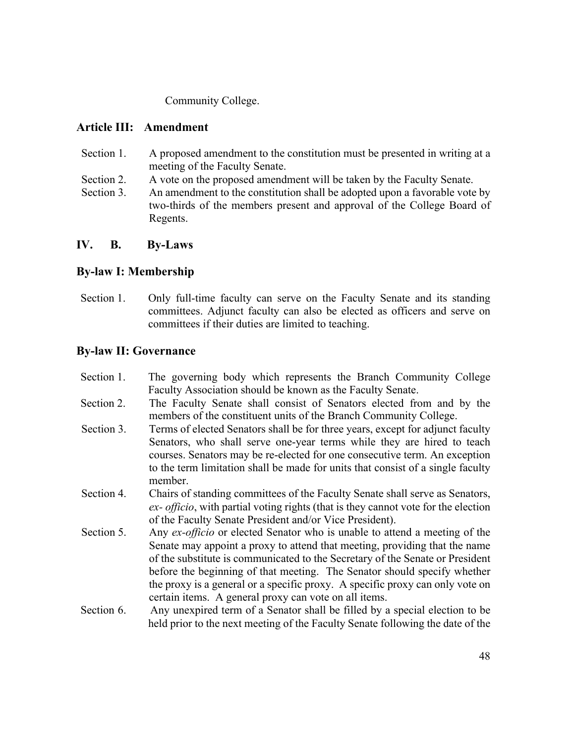Community College.

## Article III: Amendment

Section 1. A proposed amendment to the constitution must be presented in writing at a meeting of the Faculty Senate.

Section 2. A vote on the proposed amendment will be taken by the Faculty Senate.

Section 3. An amendment to the constitution shall be adopted upon a favorable vote by two-thirds of the members present and approval of the College Board of Regents.

## IV. B. By-Laws

### By-law I: Membership

Section 1. Only full-time faculty can serve on the Faculty Senate and its standing committees. Adjunct faculty can also be elected as officers and serve on committees if their duties are limited to teaching.

### By-law II: Governance

Section 1. The governing body which represents the Branch Community College Faculty Association should be known as the Faculty Senate.

Section 2. The Faculty Senate shall consist of Senators elected from and by the members of the constituent units of the Branch Community College.

Section 3. Terms of elected Senators shall be for three years, except for adjunct faculty Senators, who shall serve one-year terms while they are hired to teach courses. Senators may be re-elected for one consecutive term. An exception to the term limitation shall be made for units that consist of a single faculty member.

Section 4. Chairs of standing committees of the Faculty Senate shall serve as Senators, *ex- officio*, with partial voting rights (that is they cannot vote for the election of the Faculty Senate President and/or Vice President).

Section 5. Any *ex-officio* or elected Senator who is unable to attend a meeting of the Senate may appoint a proxy to attend that meeting, providing that the name of the substitute is communicated to the Secretary of the Senate or President before the beginning of that meeting. The Senator should specify whether the proxy is a general or a specific proxy. A specific proxy can only vote on certain items. A general proxy can vote on all items.

Section 6. Any unexpired term of a Senator shall be filled by a special election to be held prior to the next meeting of the Faculty Senate following the date of the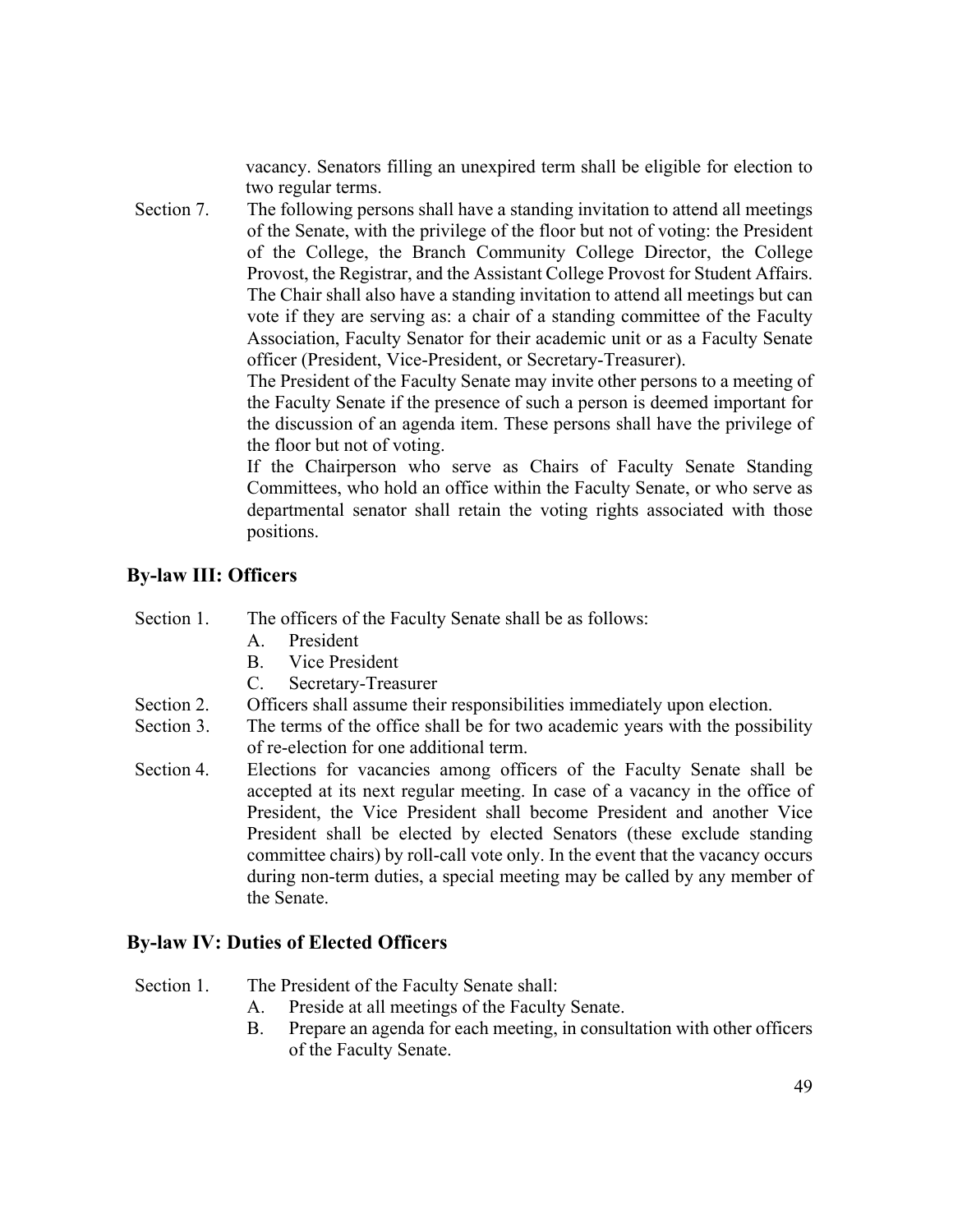vacancy. Senators filling an unexpired term shall be eligible for election to two regular terms.

Section 7. The following persons shall have a standing invitation to attend all meetings of the Senate, with the privilege of the floor but not of voting: the President of the College, the Branch Community College Director, the College Provost, the Registrar, and the Assistant College Provost for Student Affairs. The Chair shall also have a standing invitation to attend all meetings but can vote if they are serving as: a chair of a standing committee of the Faculty Association, Faculty Senator for their academic unit or as a Faculty Senate officer (President, Vice-President, or Secretary-Treasurer).

The President of the Faculty Senate may invite other persons to a meeting of the Faculty Senate if the presence of such a person is deemed important for the discussion of an agenda item. These persons shall have the privilege of the floor but not of voting.

If the Chairperson who serve as Chairs of Faculty Senate Standing Committees, who hold an office within the Faculty Senate, or who serve as departmental senator shall retain the voting rights associated with those positions.

## By-law III: Officers

Section 1. The officers of the Faculty Senate shall be as follows:

A. President
B. Vice President
C. Secretary-Treasurer

Section 2. Officers shall assume their responsibilities immediately upon election.

Section 3. The terms of the office shall be for two academic years with the possibility of re-election for one additional term.

Section 4. Elections for vacancies among officers of the Faculty Senate shall be accepted at its next regular meeting. In case of a vacancy in the office of President, the Vice President shall become President and another Vice President shall be elected by elected Senators (these exclude standing committee chairs) by roll-call vote only. In the event that the vacancy occurs during non-term duties, a special meeting may be called by any member of the Senate.

## By-law IV: Duties of Elected Officers

Section 1. The President of the Faculty Senate shall:

A. Preside at all meetings of the Faculty Senate.
B. Prepare an agenda for each meeting, in consultation with other officers of the Faculty Senate.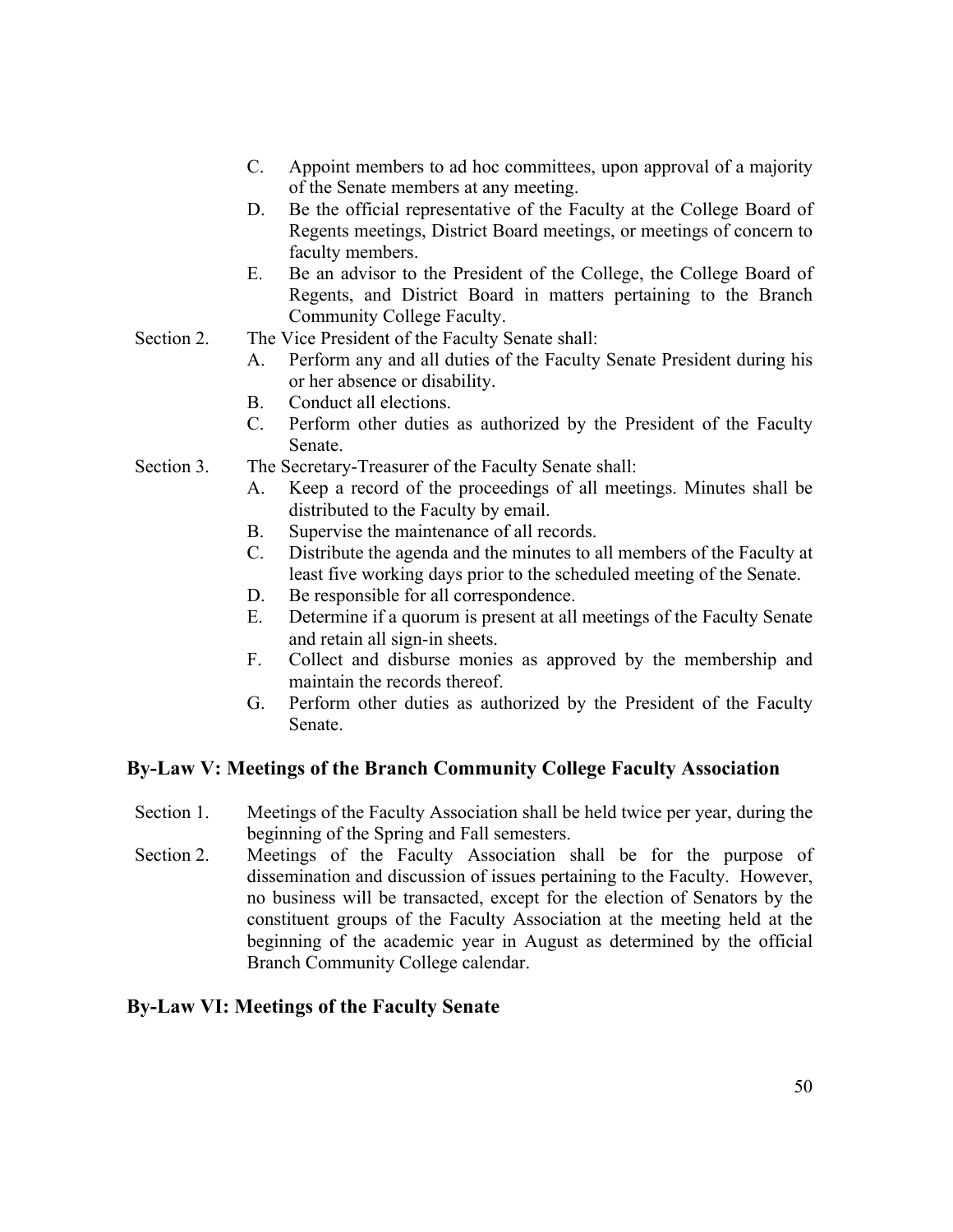C. Appoint members to ad hoc committees, upon approval of a majority of the Senate members at any meeting.

D. Be the official representative of the Faculty at the College Board of Regents meetings, District Board meetings, or meetings of concern to faculty members.

E. Be an advisor to the President of the College, the College Board of Regents, and District Board in matters pertaining to the Branch Community College Faculty.

Section 2. The Vice President of the Faculty Senate shall:

A. Perform any and all duties of the Faculty Senate President during his or her absence or disability.

B. Conduct all elections.

C. Perform other duties as authorized by the President of the Faculty Senate.

Section 3. The Secretary-Treasurer of the Faculty Senate shall:

A. Keep a record of the proceedings of all meetings. Minutes shall be distributed to the Faculty by email.

B. Supervise the maintenance of all records.

C. Distribute the agenda and the minutes to all members of the Faculty at least five working days prior to the scheduled meeting of the Senate.

D. Be responsible for all correspondence.

E. Determine if a quorum is present at all meetings of the Faculty Senate and retain all sign-in sheets.

F. Collect and disburse monies as approved by the membership and maintain the records thereof.

G. Perform other duties as authorized by the President of the Faculty Senate.

## By-Law V: Meetings of the Branch Community College Faculty Association

Section 1. Meetings of the Faculty Association shall be held twice per year, during the beginning of the Spring and Fall semesters.

Section 2. Meetings of the Faculty Association shall be for the purpose of dissemination and discussion of issues pertaining to the Faculty. However, no business will be transacted, except for the election of Senators by the constituent groups of the Faculty Association at the meeting held at the beginning of the academic year in August as determined by the official Branch Community College calendar.

## By-Law VI: Meetings of the Faculty Senate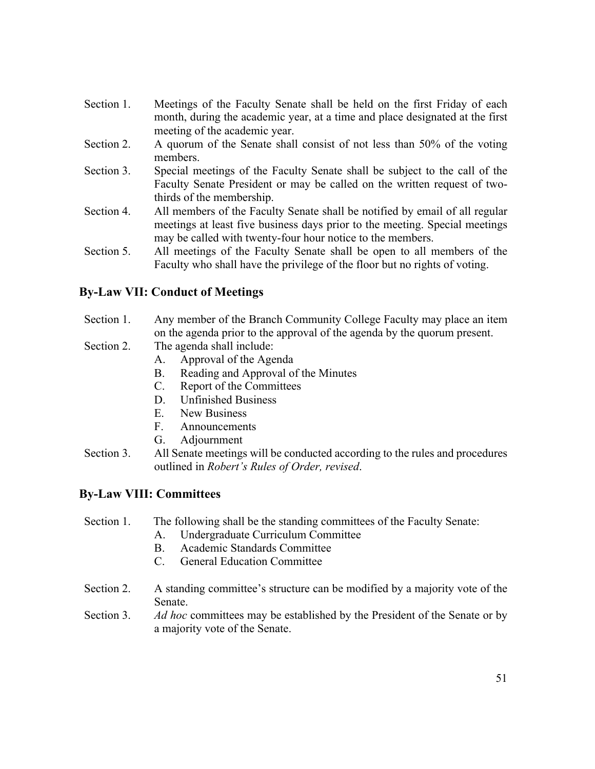Section 1. Meetings of the Faculty Senate shall be held on the first Friday of each month, during the academic year, at a time and place designated at the first meeting of the academic year.

Section 2. A quorum of the Senate shall consist of not less than 50% of the voting members.

Section 3. Special meetings of the Faculty Senate shall be subject to the call of the Faculty Senate President or may be called on the written request of two-thirds of the membership.

Section 4. All members of the Faculty Senate shall be notified by email of all regular meetings at least five business days prior to the meeting. Special meetings may be called with twenty-four hour notice to the members.

Section 5. All meetings of the Faculty Senate shall be open to all members of the Faculty who shall have the privilege of the floor but no rights of voting.

## By-Law VII: Conduct of Meetings

Section 1. Any member of the Branch Community College Faculty may place an item on the agenda prior to the approval of the agenda by the quorum present.

Section 2. The agenda shall include:

- A. Approval of the Agenda
- B. Reading and Approval of the Minutes
- C. Report of the Committees
- D. Unfinished Business
- E. New Business
- F. Announcements
- G. Adjournment

Section 3. All Senate meetings will be conducted according to the rules and procedures outlined in *Robert's Rules of Order, revised*.

## By-Law VIII: Committees

Section 1. The following shall be the standing committees of the Faculty Senate:

- A. Undergraduate Curriculum Committee
- B. Academic Standards Committee
- C. General Education Committee

Section 2. A standing committee's structure can be modified by a majority vote of the Senate.

Section 3. *Ad hoc* committees may be established by the President of the Senate or by a majority vote of the Senate.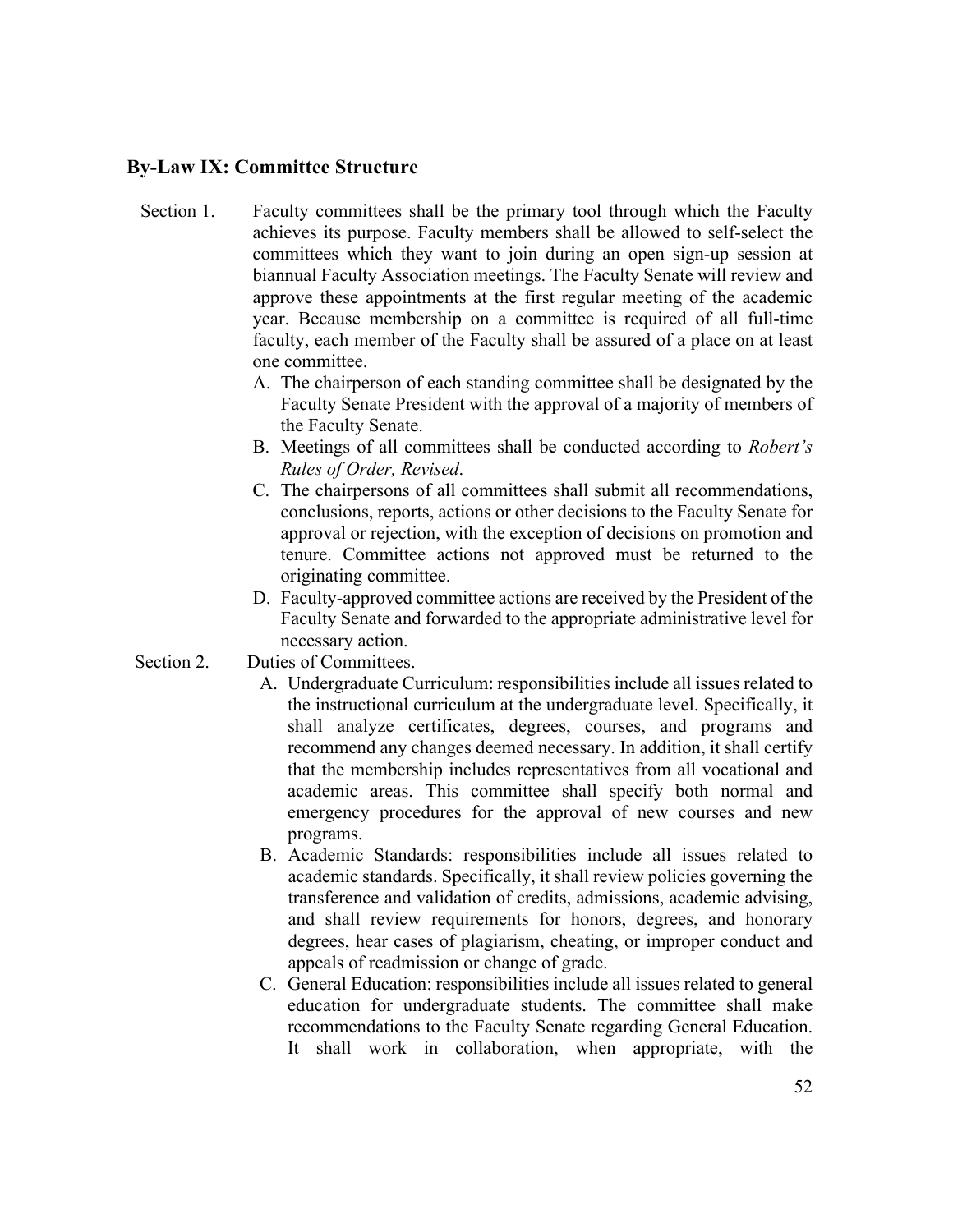## By-Law IX: Committee Structure

Section 1. Faculty committees shall be the primary tool through which the Faculty achieves its purpose. Faculty members shall be allowed to self-select the committees which they want to join during an open sign-up session at biannual Faculty Association meetings. The Faculty Senate will review and approve these appointments at the first regular meeting of the academic year. Because membership on a committee is required of all full-time faculty, each member of the Faculty shall be assured of a place on at least one committee.

A. The chairperson of each standing committee shall be designated by the Faculty Senate President with the approval of a majority of members of the Faculty Senate.

B. Meetings of all committees shall be conducted according to *Robert's Rules of Order, Revised*.

C. The chairpersons of all committees shall submit all recommendations, conclusions, reports, actions or other decisions to the Faculty Senate for approval or rejection, with the exception of decisions on promotion and tenure. Committee actions not approved must be returned to the originating committee.

D. Faculty-approved committee actions are received by the President of the Faculty Senate and forwarded to the appropriate administrative level for necessary action.

Section 2. Duties of Committees.

A. Undergraduate Curriculum: responsibilities include all issues related to the instructional curriculum at the undergraduate level. Specifically, it shall analyze certificates, degrees, courses, and programs and recommend any changes deemed necessary. In addition, it shall certify that the membership includes representatives from all vocational and academic areas. This committee shall specify both normal and emergency procedures for the approval of new courses and new programs.

B. Academic Standards: responsibilities include all issues related to academic standards. Specifically, it shall review policies governing the transference and validation of credits, admissions, academic advising, and shall review requirements for honors, degrees, and honorary degrees, hear cases of plagiarism, cheating, or improper conduct and appeals of readmission or change of grade.

C. General Education: responsibilities include all issues related to general education for undergraduate students. The committee shall make recommendations to the Faculty Senate regarding General Education. It shall work in collaboration, when appropriate, with the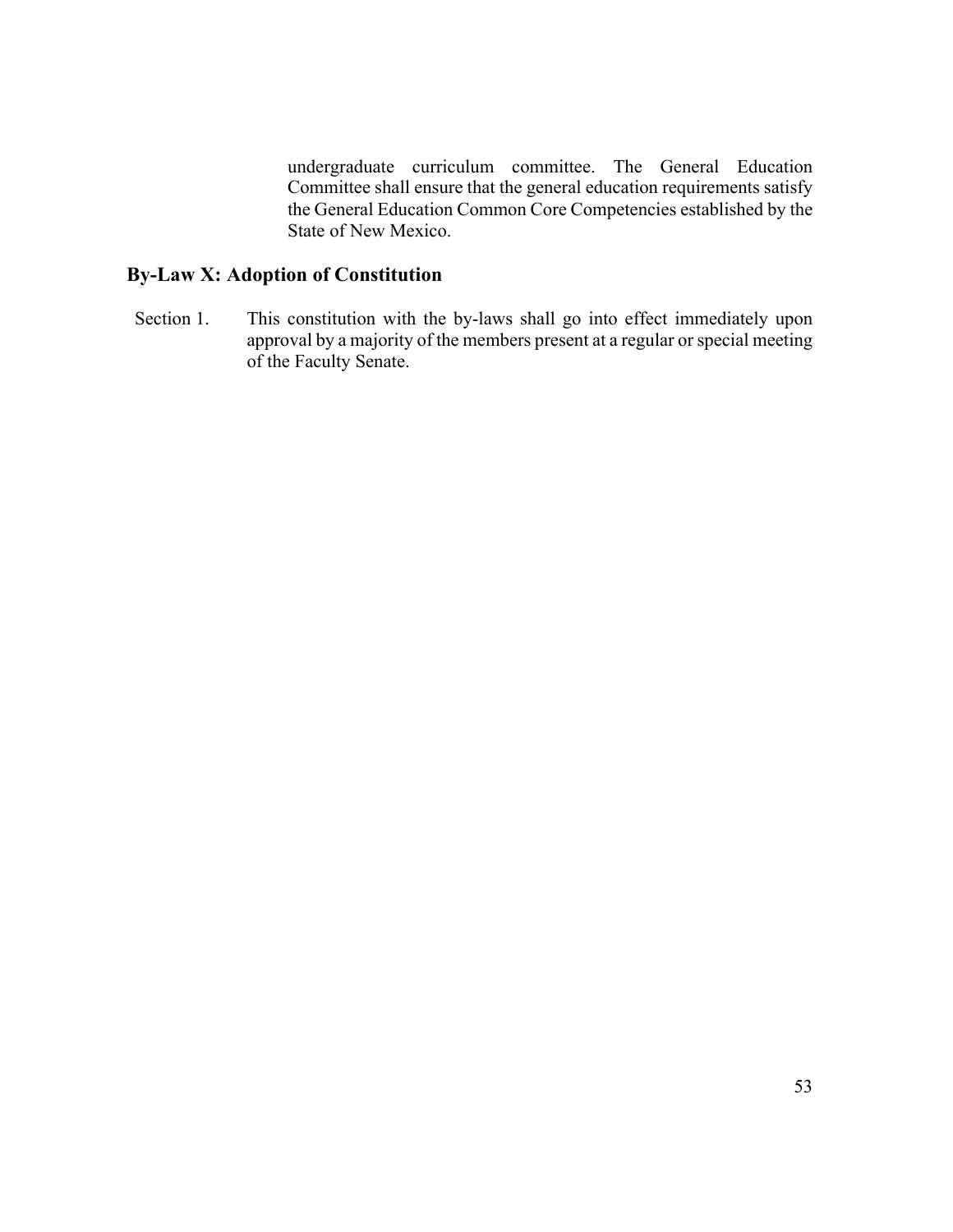undergraduate curriculum committee. The General Education Committee shall ensure that the general education requirements satisfy the General Education Common Core Competencies established by the State of New Mexico.

## By-Law X: Adoption of Constitution

Section 1. This constitution with the by-laws shall go into effect immediately upon approval by a majority of the members present at a regular or special meeting of the Faculty Senate.